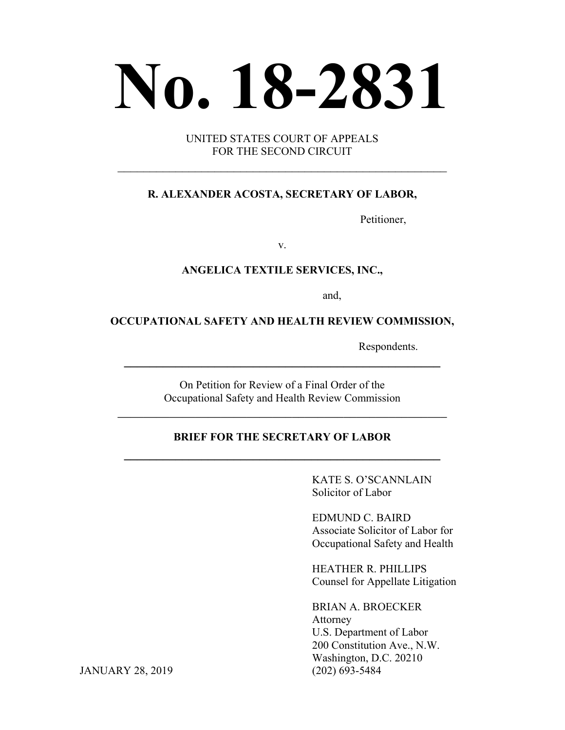# No. 18-2831

UNITED STATES COURT OF APPEALS
FOR THE SECOND CIRCUIT

---

**R. ALEXANDER ACOSTA, SECRETARY OF LABOR,**

Petitioner,

v.

**ANGELICA TEXTILE SERVICES, INC.,**

and,

**OCCUPATIONAL SAFETY AND HEALTH REVIEW COMMISSION,**

Respondents.

---

On Petition for Review of a Final Order of the
Occupational Safety and Health Review Commission

---

**BRIEF FOR THE SECRETARY OF LABOR**

---

KATE S. O'SCANNLAIN
Solicitor of Labor

EDMUND C. BAIRD
Associate Solicitor of Labor for
Occupational Safety and Health

HEATHER R. PHILLIPS
Counsel for Appellate Litigation

BRIAN A. BROECKER
Attorney
U.S. Department of Labor
200 Constitution Ave., N.W.
Washington, D.C. 20210
(202) 693-5484

JANUARY 28, 2019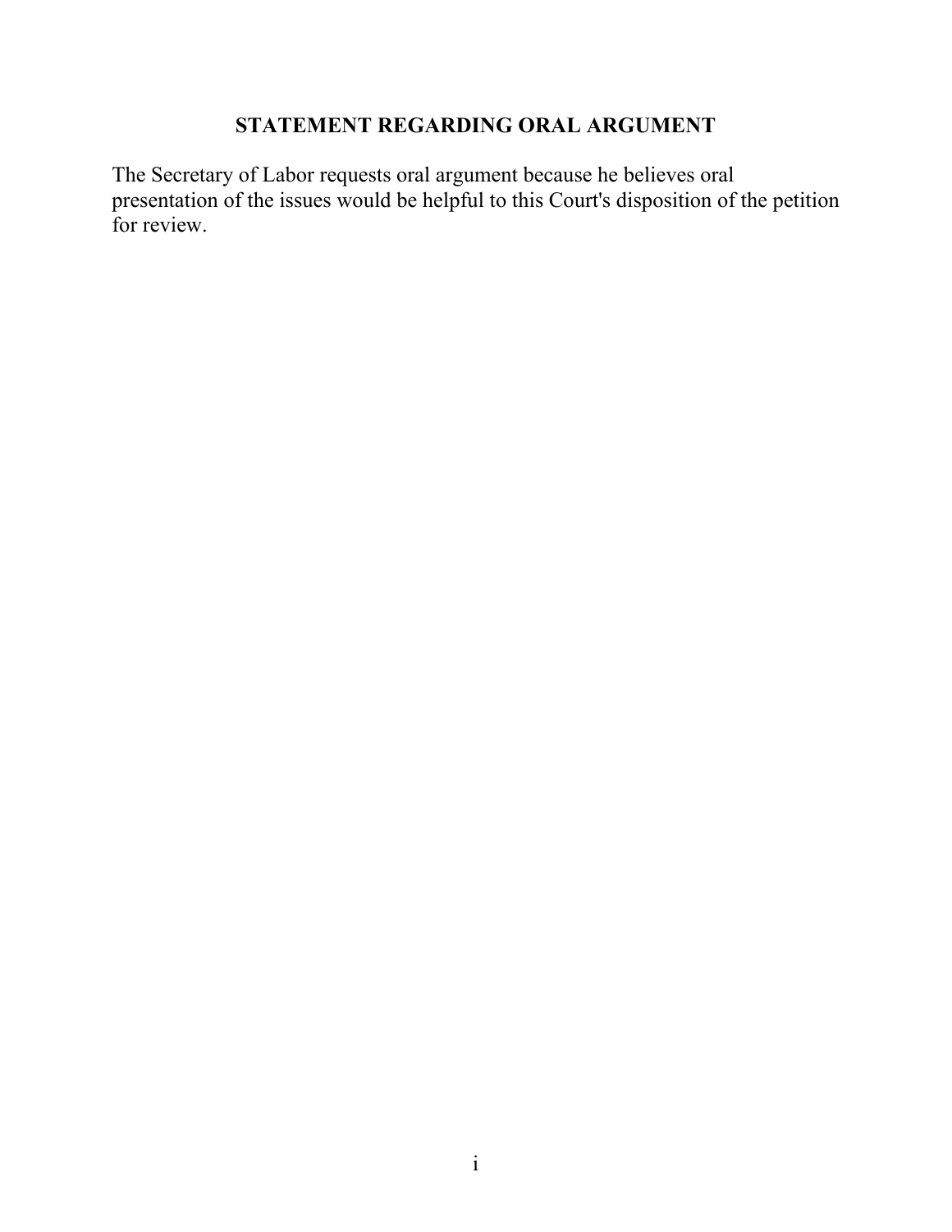## STATEMENT REGARDING ORAL ARGUMENT

The Secretary of Labor requests oral argument because he believes oral presentation of the issues would be helpful to this Court's disposition of the petition for review.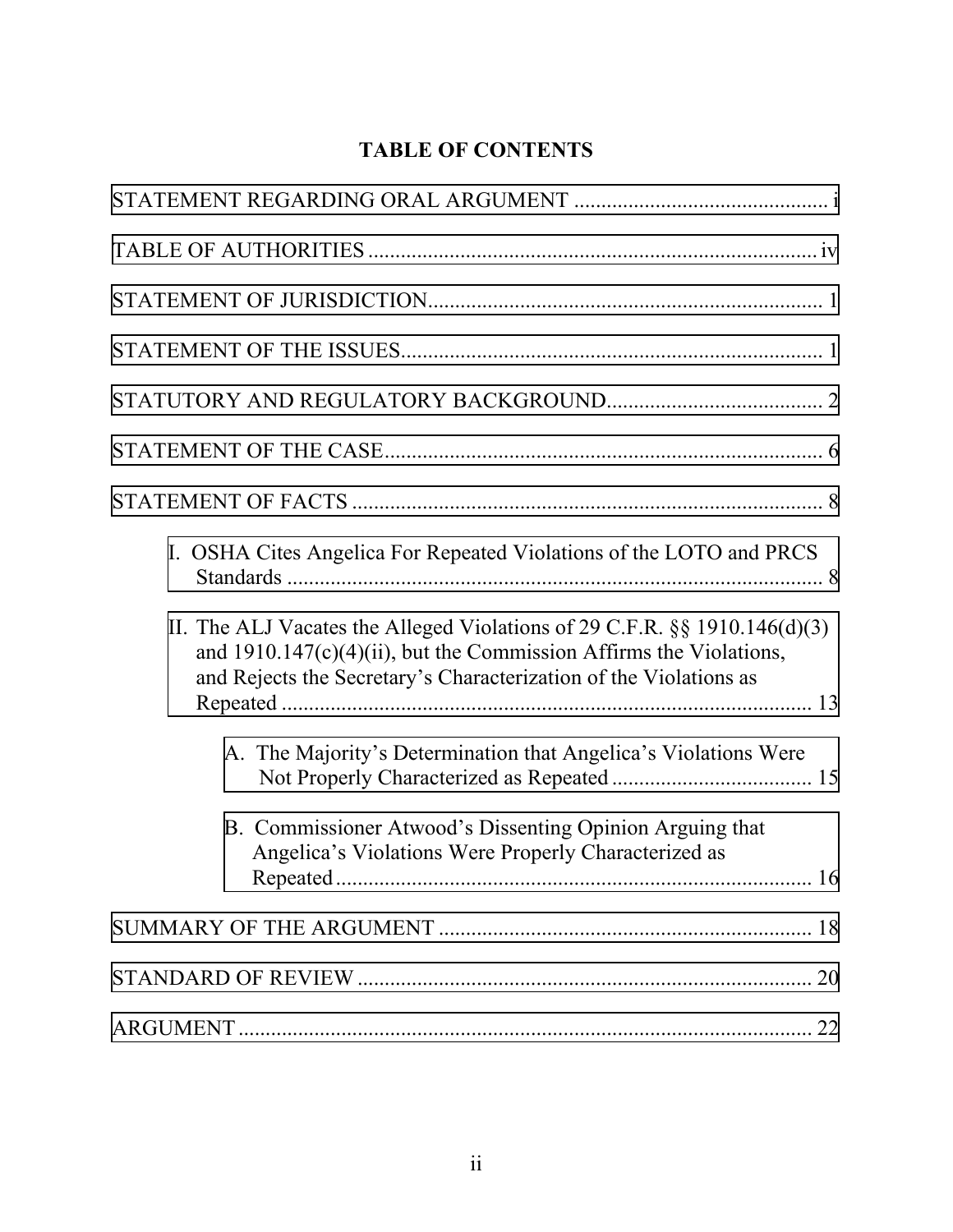## TABLE OF CONTENTS

STATEMENT REGARDING ORAL ARGUMENT ............................................... i

TABLE OF AUTHORITIES ................................................................................... iv

STATEMENT OF JURISDICTION......................................................................... 1

STATEMENT OF THE ISSUES.............................................................................. 1

STATUTORY AND REGULATORY BACKGROUND........................................ 2

STATEMENT OF THE CASE................................................................................. 6

STATEMENT OF FACTS ....................................................................................... 8

- I. OSHA Cites Angelica For Repeated Violations of the LOTO and PRCS Standards .................................................................................................. 8
- II. The ALJ Vacates the Alleged Violations of 29 C.F.R. §§ 1910.146(d)(3) and 1910.147(c)(4)(ii), but the Commission Affirms the Violations, and Rejects the Secretary's Characterization of the Violations as Repeated .................................................................................................. 13
  - A. The Majority's Determination that Angelica's Violations Were Not Properly Characterized as Repeated ..................................... 15
  - B. Commissioner Atwood's Dissenting Opinion Arguing that Angelica's Violations Were Properly Characterized as Repeated ........................................................................................ 16

SUMMARY OF THE ARGUMENT ..................................................................... 18

STANDARD OF REVIEW .................................................................................... 20

ARGUMENT .......................................................................................................... 22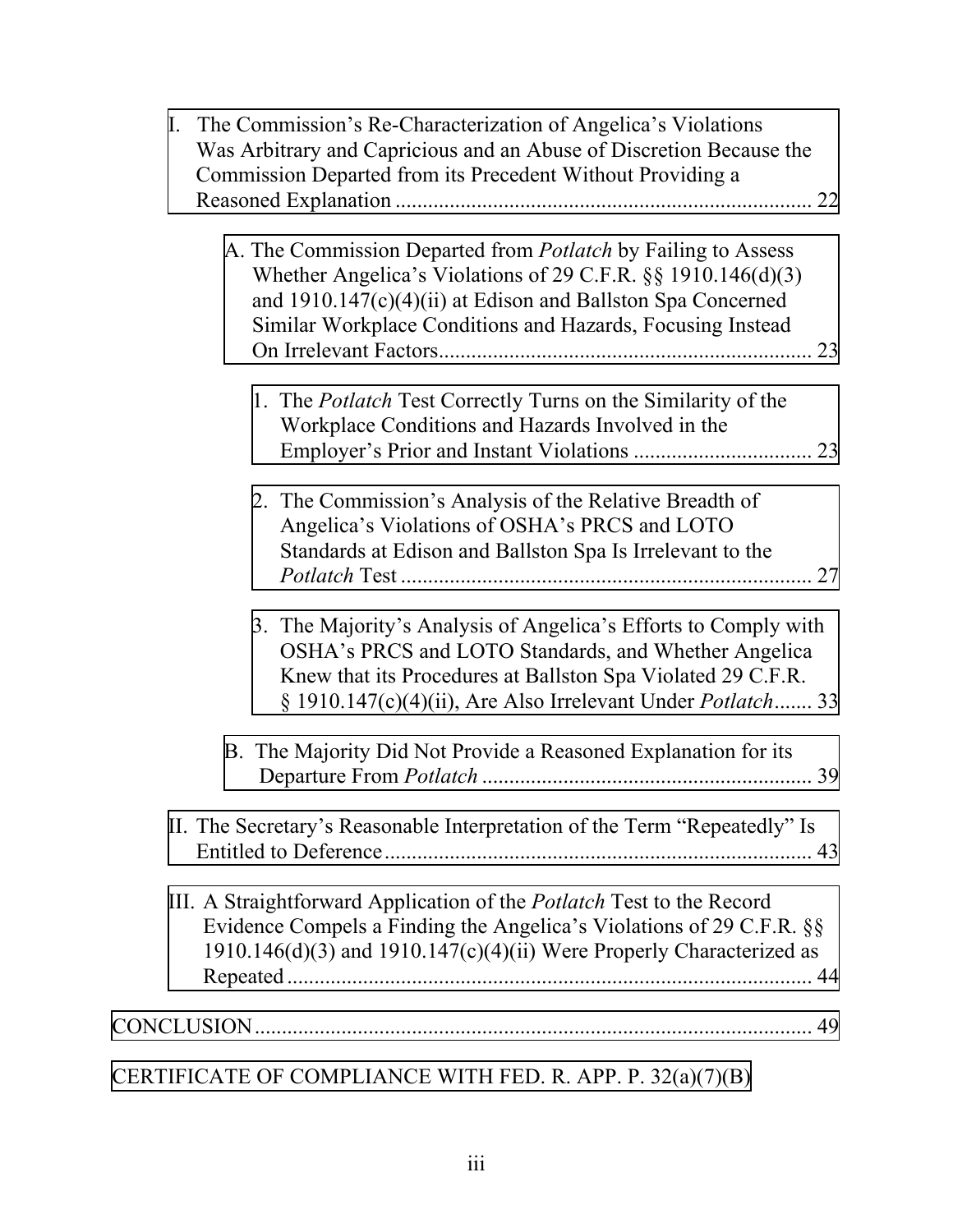I. The Commission's Re-Characterization of Angelica's Violations Was Arbitrary and Capricious and an Abuse of Discretion Because the Commission Departed from its Precedent Without Providing a Reasoned Explanation ............................................................................ 22

  A. The Commission Departed from *Potlatch* by Failing to Assess Whether Angelica's Violations of 29 C.F.R. §§ 1910.146(d)(3) and 1910.147(c)(4)(ii) at Edison and Ballston Spa Concerned Similar Workplace Conditions and Hazards, Focusing Instead On Irrelevant Factors..................................................................... 23

    1. The *Potlatch* Test Correctly Turns on the Similarity of the Workplace Conditions and Hazards Involved in the Employer's Prior and Instant Violations ................................. 23

    2. The Commission's Analysis of the Relative Breadth of Angelica's Violations of OSHA's PRCS and LOTO Standards at Edison and Ballston Spa Is Irrelevant to the *Potlatch* Test ............................................................................ 27

    3. The Majority's Analysis of Angelica's Efforts to Comply with OSHA's PRCS and LOTO Standards, and Whether Angelica Knew that its Procedures at Ballston Spa Violated 29 C.F.R. § 1910.147(c)(4)(ii), Are Also Irrelevant Under *Potlatch*....... 33

  B. The Majority Did Not Provide a Reasoned Explanation for its Departure From *Potlatch* ............................................................. 39

II. The Secretary's Reasonable Interpretation of the Term "Repeatedly" Is Entitled to Deference................................................................................ 43

III. A Straightforward Application of the *Potlatch* Test to the Record Evidence Compels a Finding the Angelica's Violations of 29 C.F.R. §§ 1910.146(d)(3) and 1910.147(c)(4)(ii) Were Properly Characterized as Repeated................................................................................................. 44

CONCLUSION....................................................................................................... 49

CERTIFICATE OF COMPLIANCE WITH FED. R. APP. P. 32(a)(7)(B)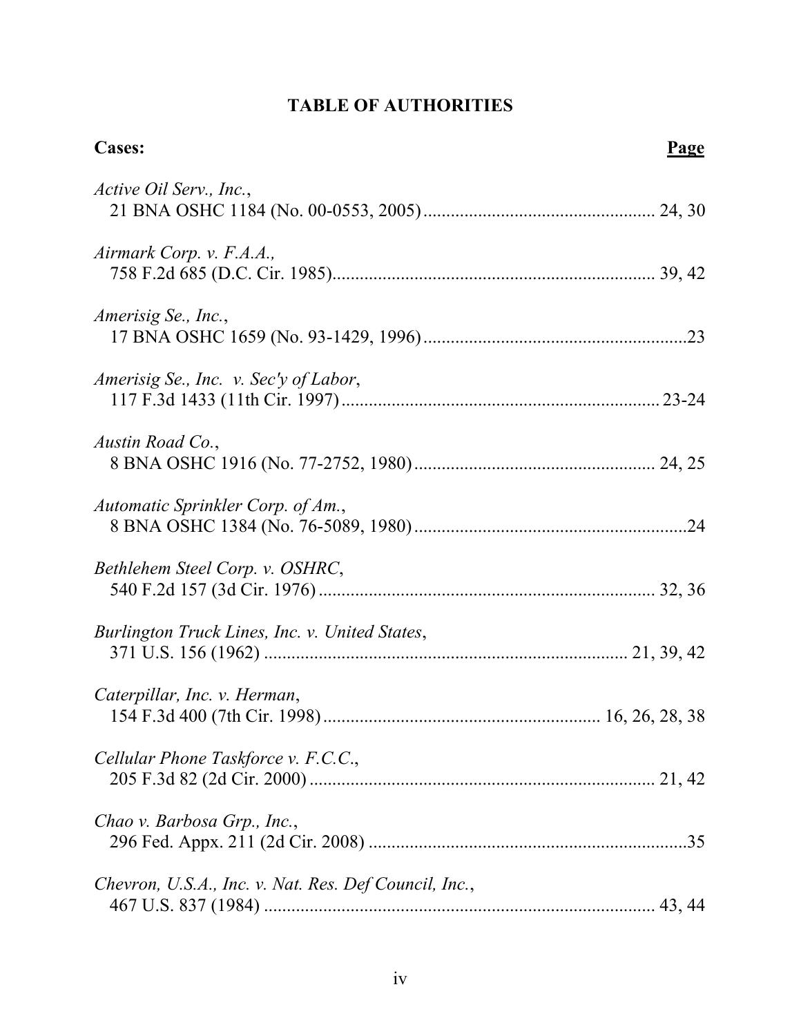# TABLE OF AUTHORITIES

**Cases:** **Page**

*Active Oil Serv., Inc.*,
21 BNA OSHC 1184 (No. 00-0553, 2005) .................................................. 24, 30

*Airmark Corp. v. F.A.A.,*
758 F.2d 685 (D.C. Cir. 1985) ...................................................................... 39, 42

*Amerisig Se., Inc.*,
17 BNA OSHC 1659 (No. 93-1429, 1996) .........................................................23

*Amerisig Se., Inc. v. Sec'y of Labor*,
117 F.3d 1433 (11th Cir. 1997) ..................................................................... 23-24

*Austin Road Co.*,
8 BNA OSHC 1916 (No. 77-2752, 1980) .................................................... 24, 25

*Automatic Sprinkler Corp. of Am.*,
8 BNA OSHC 1384 (No. 76-5089, 1980) ...........................................................24

*Bethlehem Steel Corp. v. OSHRC*,
540 F.2d 157 (3d Cir. 1976) ......................................................................... 32, 36

*Burlington Truck Lines, Inc. v. United States*,
371 U.S. 156 (1962) .............................................................................. 21, 39, 42

*Caterpillar, Inc. v. Herman*,
154 F.3d 400 (7th Cir. 1998) ........................................................... 16, 26, 28, 38

*Cellular Phone Taskforce v. F.C.C.*,
205 F.3d 82 (2d Cir. 2000) ........................................................................... 21, 42

*Chao v. Barbosa Grp., Inc.*,
296 Fed. Appx. 211 (2d Cir. 2008) ....................................................................35

*Chevron, U.S.A., Inc. v. Nat. Res. Def Council, Inc.*,
467 U.S. 837 (1984) ..................................................................................... 43, 44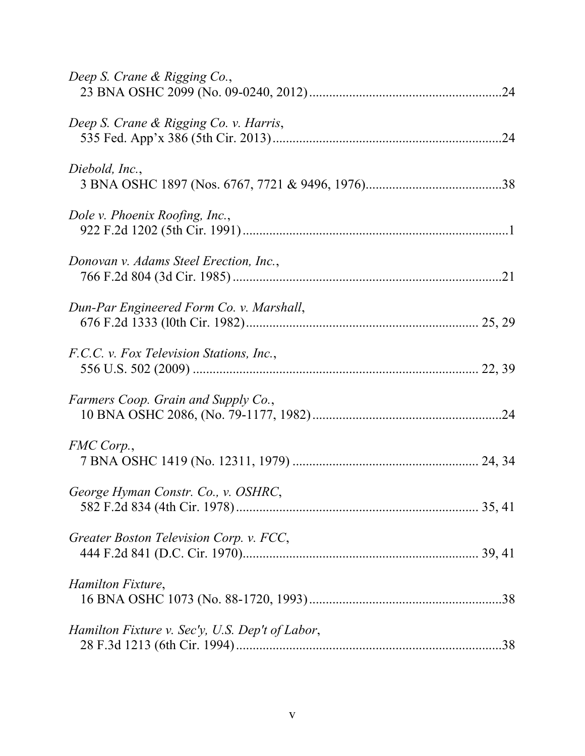*Deep S. Crane & Rigging Co.*,
23 BNA OSHC 2099 (No. 09-0240, 2012) ........................................................... 24

*Deep S. Crane & Rigging Co. v. Harris*,
535 Fed. App'x 386 (5th Cir. 2013) ..................................................................... 24

*Diebold, Inc.*,
3 BNA OSHC 1897 (Nos. 6767, 7721 & 9496, 1976) .......................................... 38

*Dole v. Phoenix Roofing, Inc.*,
922 F.2d 1202 (5th Cir. 1991) ................................................................................ 1

*Donovan v. Adams Steel Erection, Inc.*,
766 F.2d 804 (3d Cir. 1985) ................................................................................. 21

*Dun-Par Engineered Form Co. v. Marshall*,
676 F.2d 1333 (l0th Cir. 1982) ...................................................................... 25, 29

*F.C.C. v. Fox Television Stations, Inc.*,
556 U.S. 502 (2009) ...................................................................................... 22, 39

*Farmers Coop. Grain and Supply Co.*,
10 BNA OSHC 2086, (No. 79-1177, 1982) ......................................................... 24

*FMC Corp.*,
7 BNA OSHC 1419 (No. 12311, 1979) ......................................................... 24, 34

*George Hyman Constr. Co., v. OSHRC*,
582 F.2d 834 (4th Cir. 1978) ......................................................................... 35, 41

*Greater Boston Television Corp. v. FCC*,
444 F.2d 841 (D.C. Cir. 1970) ....................................................................... 39, 41

*Hamilton Fixture*,
16 BNA OSHC 1073 (No. 88-1720, 1993) ........................................................... 38

*Hamilton Fixture v. Sec'y, U.S. Dep't of Labor*,
28 F.3d 1213 (6th Cir. 1994) ................................................................................ 38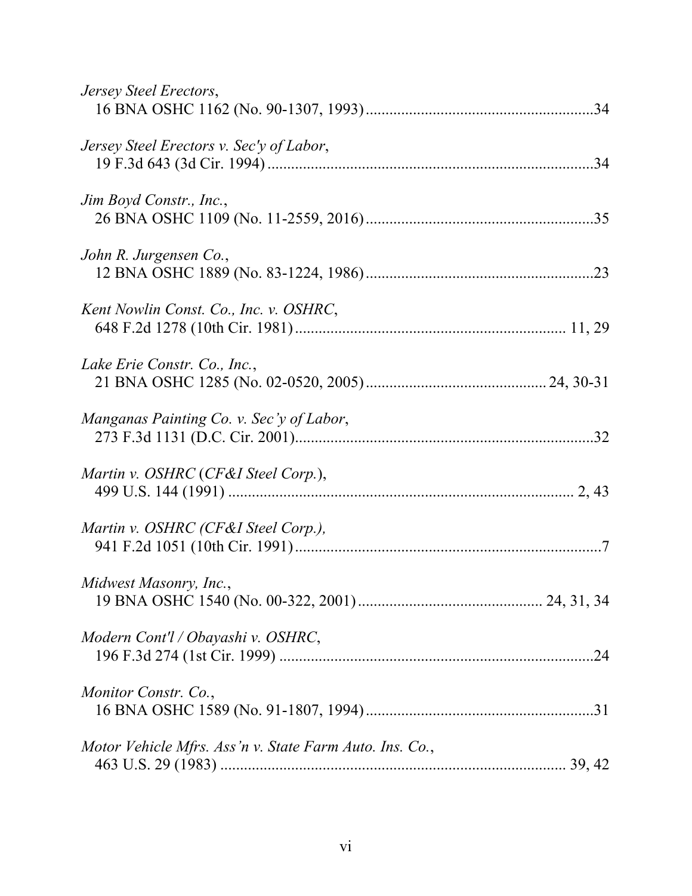*Jersey Steel Erectors*,
16 BNA OSHC 1162 (No. 90-1307, 1993) .......................................................... 34

*Jersey Steel Erectors v. Sec'y of Labor*,
19 F.3d 643 (3d Cir. 1994) .................................................................................. 34

*Jim Boyd Constr., Inc.*,
26 BNA OSHC 1109 (No. 11-2559, 2016) .......................................................... 35

*John R. Jurgensen Co.*,
12 BNA OSHC 1889 (No. 83-1224, 1986) .......................................................... 23

*Kent Nowlin Const. Co., Inc. v. OSHRC*,
648 F.2d 1278 (10th Cir. 1981) .................................................................... 11, 29

*Lake Erie Constr. Co., Inc.*,
21 BNA OSHC 1285 (No. 02-0520, 2005) ............................................ 24, 30-31

*Manganas Painting Co. v. Sec'y of Labor*,
273 F.3d 1131 (D.C. Cir. 2001) ........................................................................... 32

*Martin v. OSHRC* (*CF&I Steel Corp.*),
499 U.S. 144 (1991) ....................................................................................... 2, 43

*Martin v. OSHRC (CF&I Steel Corp.),*
941 F.2d 1051 (10th Cir. 1991) ............................................................................. 7

*Midwest Masonry, Inc.*,
19 BNA OSHC 1540 (No. 00-322, 2001) ............................................. 24, 31, 34

*Modern Cont'l / Obayashi v. OSHRC*,
196 F.3d 274 (1st Cir. 1999) ............................................................................... 24

*Monitor Constr. Co.*,
16 BNA OSHC 1589 (No. 91-1807, 1994) .......................................................... 31

*Motor Vehicle Mfrs. Ass'n v. State Farm Auto. Ins. Co.*,
463 U.S. 29 (1983) ....................................................................................... 39, 42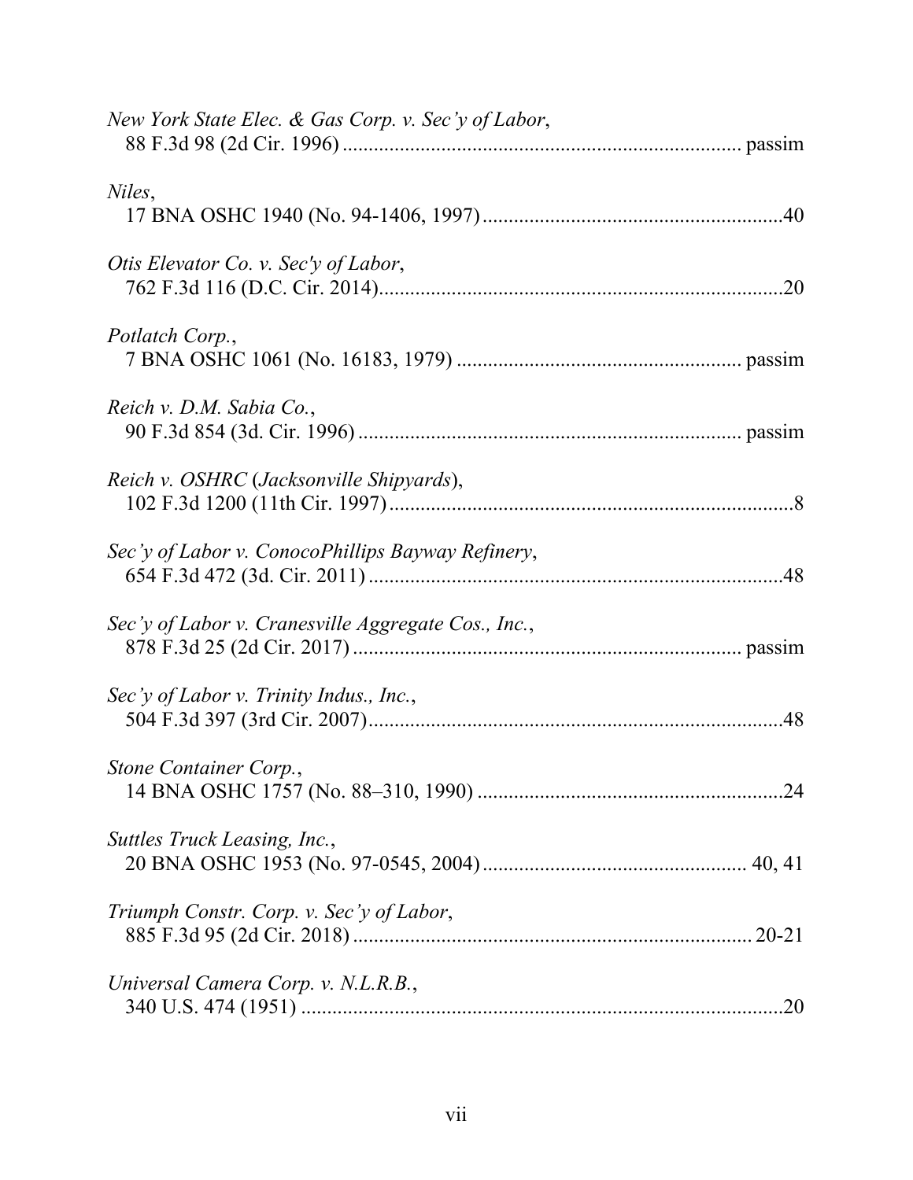*New York State Elec. & Gas Corp. v. Sec'y of Labor*,
88 F.3d 98 (2d Cir. 1996) ........................................................................... passim

*Niles*,
17 BNA OSHC 1940 (No. 94-1406, 1997) .........................................................40

*Otis Elevator Co. v. Sec'y of Labor*,
762 F.3d 116 (D.C. Cir. 2014)............................................................................20

*Potlatch Corp.*,
7 BNA OSHC 1061 (No. 16183, 1979) ..................................................... passim

*Reich v. D.M. Sabia Co.*,
90 F.3d 854 (3d. Cir. 1996) ......................................................................... passim

*Reich v. OSHRC* (*Jacksonville Shipyards*),
102 F.3d 1200 (11th Cir. 1997).............................................................................8

*Sec'y of Labor v. ConocoPhillips Bayway Refinery*,
654 F.3d 472 (3d. Cir. 2011) ...............................................................................48

*Sec'y of Labor v. Cranesville Aggregate Cos., Inc.*,
878 F.3d 25 (2d Cir. 2017) ......................................................................... passim

*Sec'y of Labor v. Trinity Indus., Inc.*,
504 F.3d 397 (3rd Cir. 2007)...............................................................................48

*Stone Container Corp.*,
14 BNA OSHC 1757 (No. 88–310, 1990) ..........................................................24

*Suttles Truck Leasing, Inc.*,
20 BNA OSHC 1953 (No. 97-0545, 2004) .................................................. 40, 41

*Triumph Constr. Corp. v. Sec'y of Labor*,
885 F.3d 95 (2d Cir. 2018) ...................................................................... 20-21

*Universal Camera Corp. v. N.L.R.B.*,
340 U.S. 474 (1951) ............................................................................................20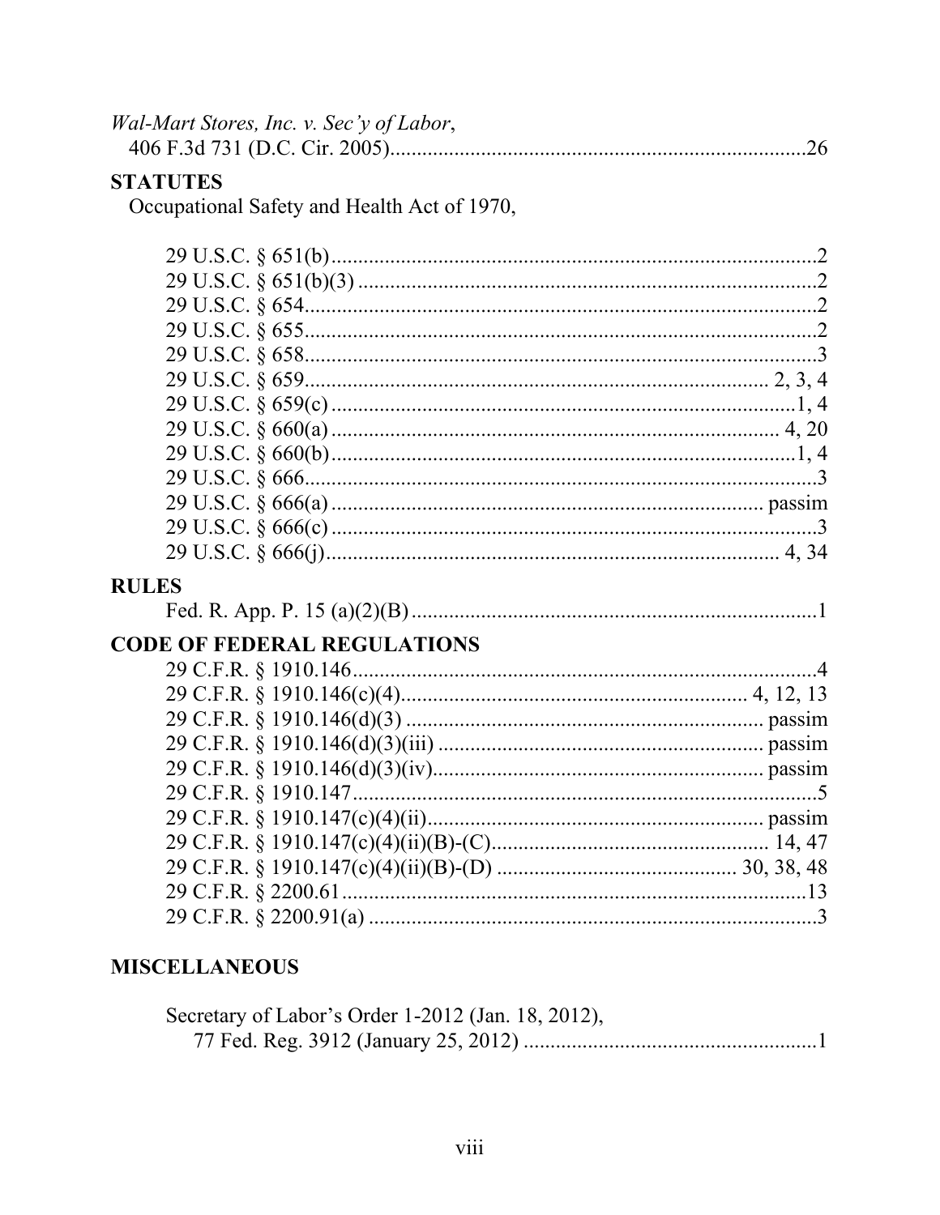*Wal-Mart Stores, Inc. v. Sec'y of Labor*,
406 F.3d 731 (D.C. Cir. 2005) .......................................................................... 26

**STATUTES**

Occupational Safety and Health Act of 1970,

29 U.S.C. § 651(b) ........................................................................................ 2
29 U.S.C. § 651(b)(3) .................................................................................... 2
29 U.S.C. § 654 ............................................................................................. 2
29 U.S.C. § 655 ............................................................................................. 2
29 U.S.C. § 658 ............................................................................................. 3
29 U.S.C. § 659 ...................................................................................... 2, 3, 4
29 U.S.C. § 659(c) ...................................................................................... 1, 4
29 U.S.C. § 660(a) .................................................................................... 4, 20
29 U.S.C. § 660(b) ...................................................................................... 1, 4
29 U.S.C. § 666 ............................................................................................. 3
29 U.S.C. § 666(a) ................................................................................ passim
29 U.S.C. § 666(c) ......................................................................................... 3
29 U.S.C. § 666(j) ..................................................................................... 4, 34

**RULES**

Fed. R. App. P. 15 (a)(2)(B) ........................................................................... 1

**CODE OF FEDERAL REGULATIONS**

29 C.F.R. § 1910.146 ..................................................................................... 4
29 C.F.R. § 1910.146(c)(4) ................................................................... 4, 12, 13
29 C.F.R. § 1910.146(d)(3) ..................................................................... passim
29 C.F.R. § 1910.146(d)(3)(iii) ............................................................... passim
29 C.F.R. § 1910.146(d)(3)(iv) ............................................................... passim
29 C.F.R. § 1910.147 ..................................................................................... 5
29 C.F.R. § 1910.147(c)(4)(ii) ................................................................. passim
29 C.F.R. § 1910.147(c)(4)(ii)(B)-(C) ..................................................... 14, 47
29 C.F.R. § 1910.147(c)(4)(ii)(B)-(D) ............................................. 30, 38, 48
29 C.F.R. § 2200.61 ..................................................................................... 13
29 C.F.R. § 2200.91(a) ................................................................................... 3

**MISCELLANEOUS**

Secretary of Labor's Order 1-2012 (Jan. 18, 2012),
77 Fed. Reg. 3912 (January 25, 2012) ........................................................ 1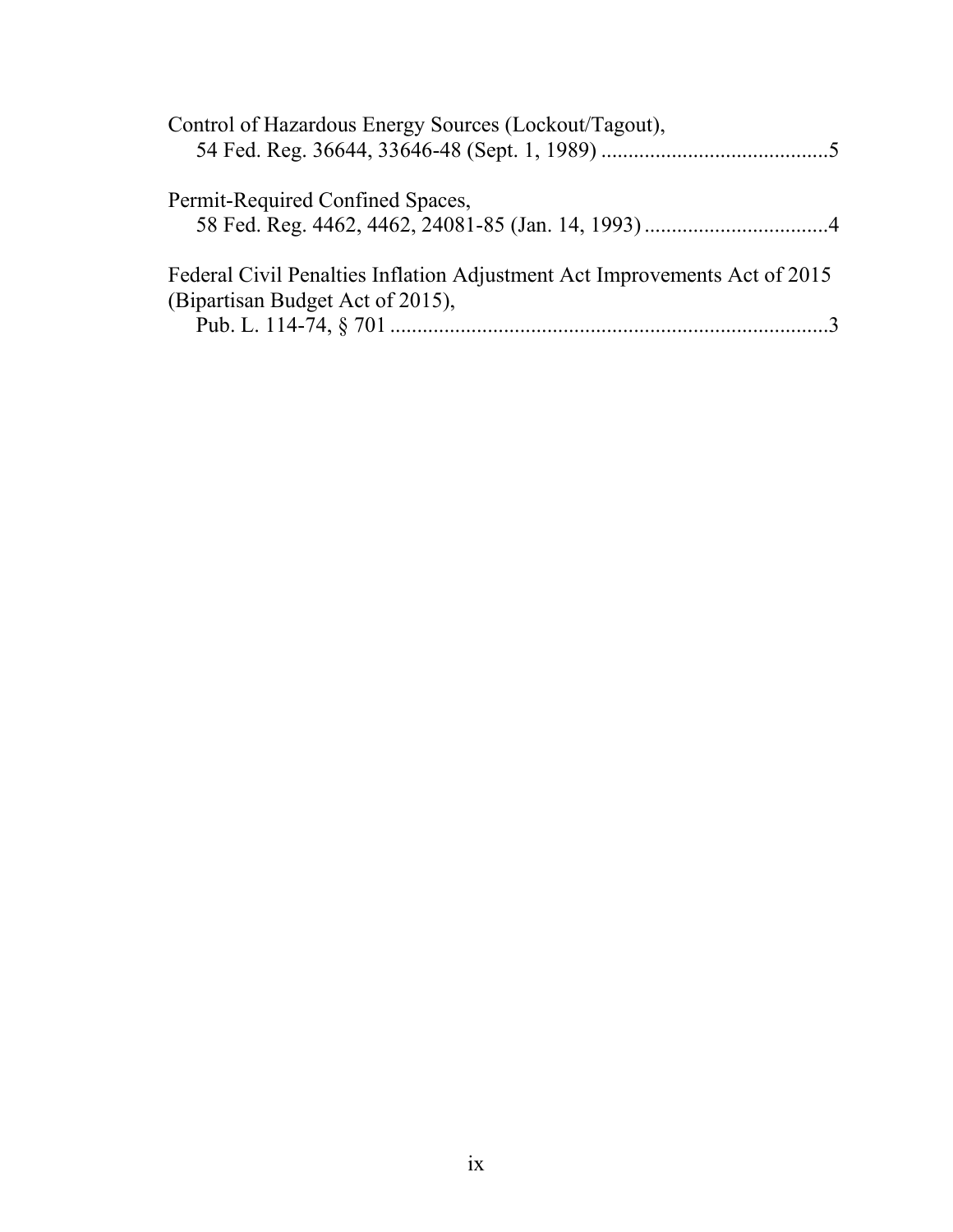Control of Hazardous Energy Sources (Lockout/Tagout),
    54 Fed. Reg. 36644, 33646-48 (Sept. 1, 1989) ..........................................5

Permit-Required Confined Spaces,
    58 Fed. Reg. 4462, 4462, 24081-85 (Jan. 14, 1993) ..................................4

Federal Civil Penalties Inflation Adjustment Act Improvements Act of 2015 (Bipartisan Budget Act of 2015),
    Pub. L. 114-74, § 701 ..................................................................................3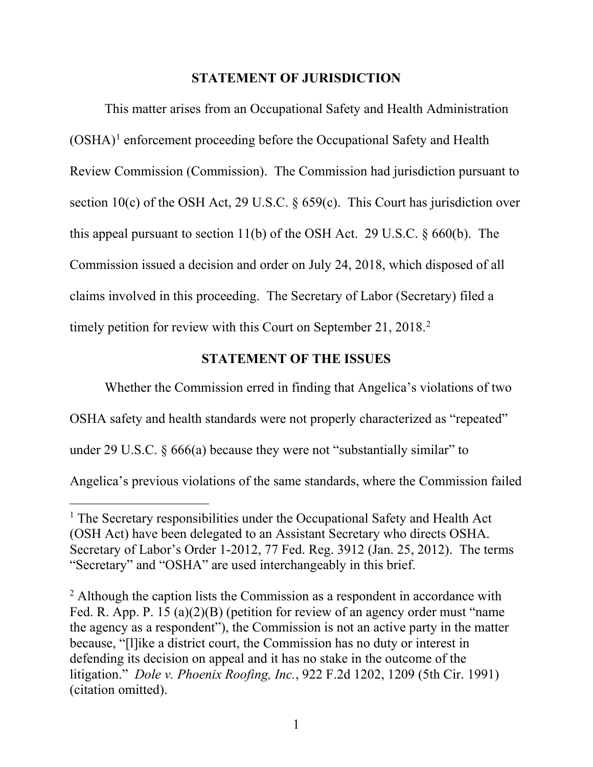## STATEMENT OF JURISDICTION

This matter arises from an Occupational Safety and Health Administration (OSHA)[1] enforcement proceeding before the Occupational Safety and Health Review Commission (Commission). The Commission had jurisdiction pursuant to section 10(c) of the OSH Act, 29 U.S.C. § 659(c). This Court has jurisdiction over this appeal pursuant to section 11(b) of the OSH Act. 29 U.S.C. § 660(b). The Commission issued a decision and order on July 24, 2018, which disposed of all claims involved in this proceeding. The Secretary of Labor (Secretary) filed a timely petition for review with this Court on September 21, 2018.[2]

## STATEMENT OF THE ISSUES

Whether the Commission erred in finding that Angelica's violations of two OSHA safety and health standards were not properly characterized as "repeated" under 29 U.S.C. § 666(a) because they were not "substantially similar" to Angelica's previous violations of the same standards, where the Commission failed

---

[1] The Secretary responsibilities under the Occupational Safety and Health Act (OSH Act) have been delegated to an Assistant Secretary who directs OSHA. Secretary of Labor's Order 1-2012, 77 Fed. Reg. 3912 (Jan. 25, 2012). The terms "Secretary" and "OSHA" are used interchangeably in this brief.

[2] Although the caption lists the Commission as a respondent in accordance with Fed. R. App. P. 15 (a)(2)(B) (petition for review of an agency order must "name the agency as a respondent"), the Commission is not an active party in the matter because, "[l]ike a district court, the Commission has no duty or interest in defending its decision on appeal and it has no stake in the outcome of the litigation." *Dole v. Phoenix Roofing, Inc.*, 922 F.2d 1202, 1209 (5th Cir. 1991) (citation omitted).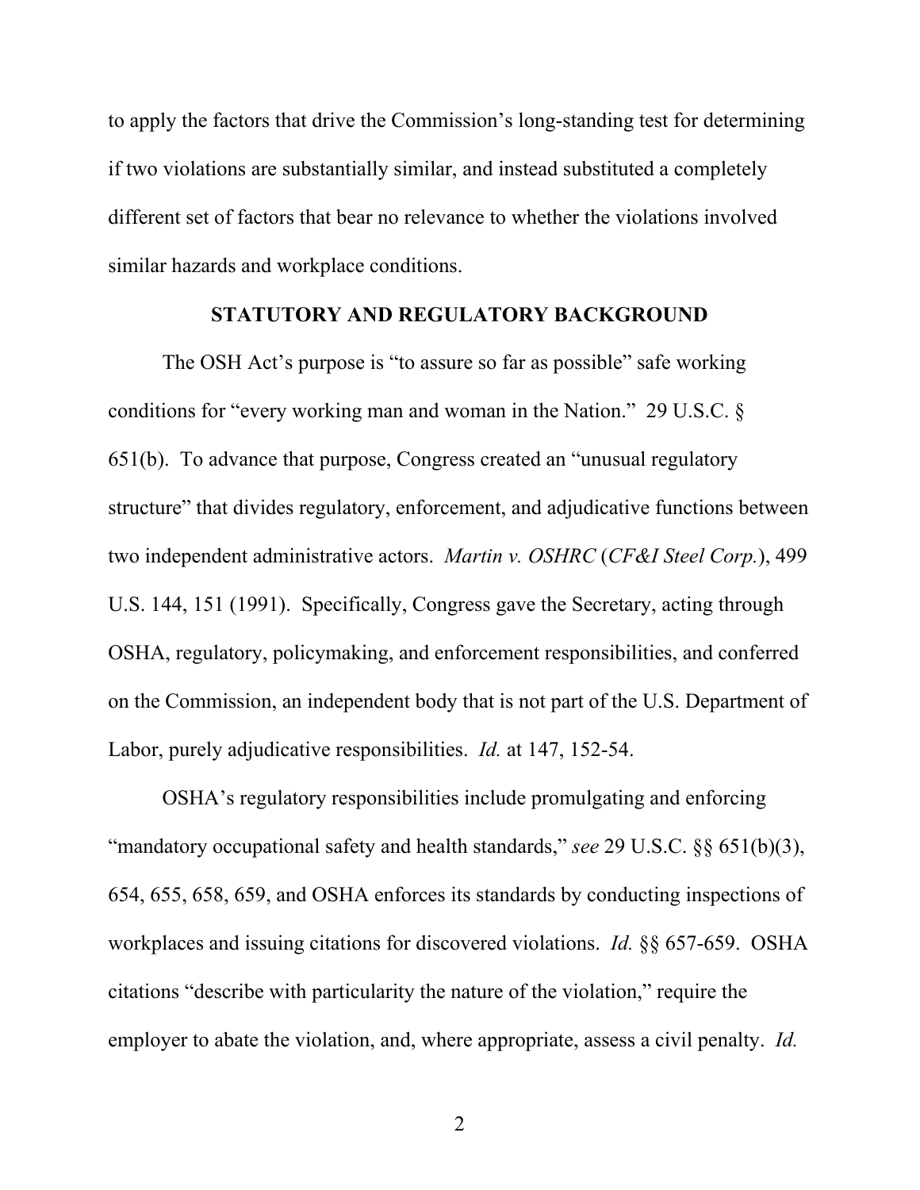to apply the factors that drive the Commission's long-standing test for determining if two violations are substantially similar, and instead substituted a completely different set of factors that bear no relevance to whether the violations involved similar hazards and workplace conditions.

## STATUTORY AND REGULATORY BACKGROUND

The OSH Act's purpose is "to assure so far as possible" safe working conditions for "every working man and woman in the Nation." 29 U.S.C. § 651(b). To advance that purpose, Congress created an "unusual regulatory structure" that divides regulatory, enforcement, and adjudicative functions between two independent administrative actors. *Martin v. OSHRC* (*CF&I Steel Corp.*), 499 U.S. 144, 151 (1991). Specifically, Congress gave the Secretary, acting through OSHA, regulatory, policymaking, and enforcement responsibilities, and conferred on the Commission, an independent body that is not part of the U.S. Department of Labor, purely adjudicative responsibilities. *Id.* at 147, 152-54.

OSHA's regulatory responsibilities include promulgating and enforcing "mandatory occupational safety and health standards," *see* 29 U.S.C. §§ 651(b)(3), 654, 655, 658, 659, and OSHA enforces its standards by conducting inspections of workplaces and issuing citations for discovered violations. *Id.* §§ 657-659. OSHA citations "describe with particularity the nature of the violation," require the employer to abate the violation, and, where appropriate, assess a civil penalty. *Id.*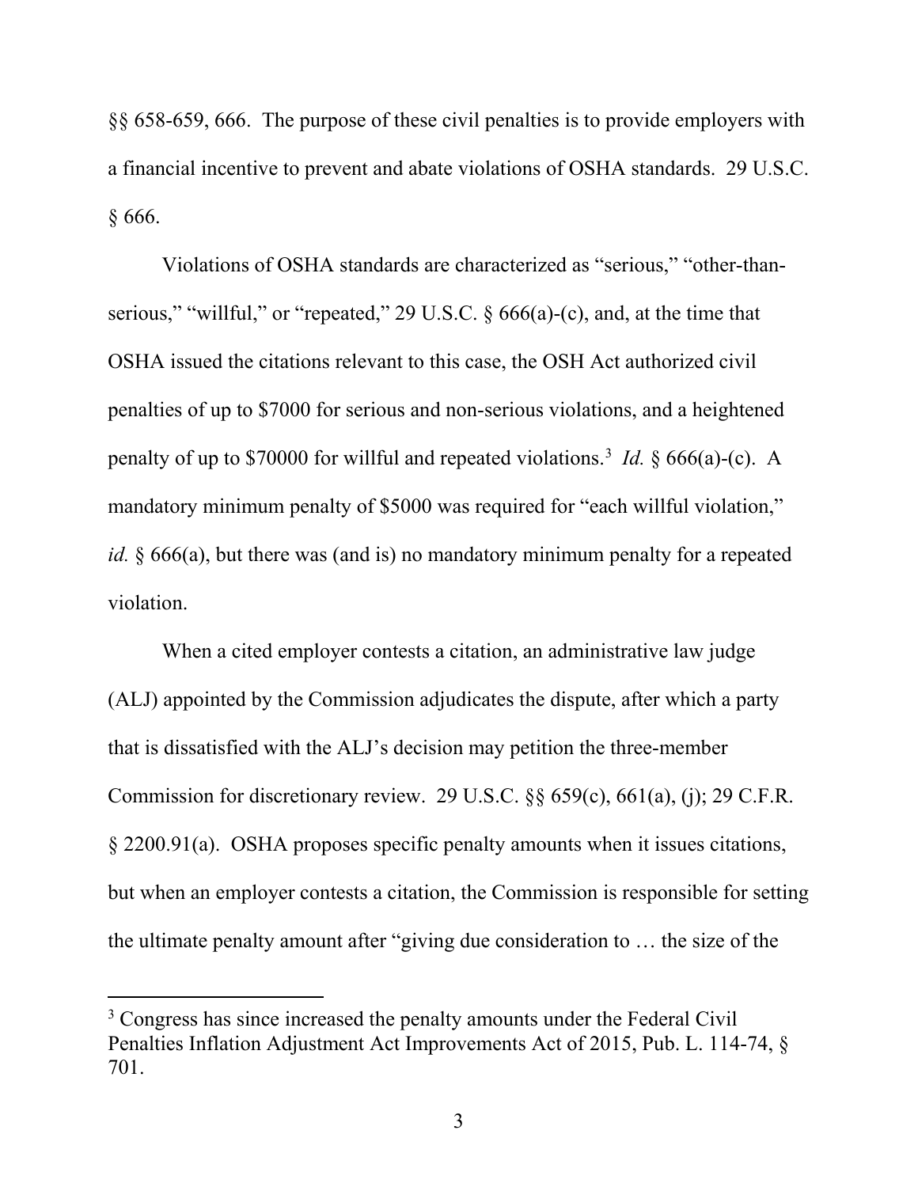§§ 658-659, 666. The purpose of these civil penalties is to provide employers with a financial incentive to prevent and abate violations of OSHA standards. 29 U.S.C. § 666.

Violations of OSHA standards are characterized as "serious," "other-than-serious," "willful," or "repeated," 29 U.S.C. § 666(a)-(c), and, at the time that OSHA issued the citations relevant to this case, the OSH Act authorized civil penalties of up to $7000 for serious and non-serious violations, and a heightened penalty of up to $70000 for willful and repeated violations.[3] *Id.* § 666(a)-(c). A mandatory minimum penalty of $5000 was required for "each willful violation," *id.* § 666(a), but there was (and is) no mandatory minimum penalty for a repeated violation.

When a cited employer contests a citation, an administrative law judge (ALJ) appointed by the Commission adjudicates the dispute, after which a party that is dissatisfied with the ALJ's decision may petition the three-member Commission for discretionary review. 29 U.S.C. §§ 659(c), 661(a), (j); 29 C.F.R. § 2200.91(a). OSHA proposes specific penalty amounts when it issues citations, but when an employer contests a citation, the Commission is responsible for setting the ultimate penalty amount after "giving due consideration to … the size of the

---

[3] Congress has since increased the penalty amounts under the Federal Civil Penalties Inflation Adjustment Act Improvements Act of 2015, Pub. L. 114-74, § 701.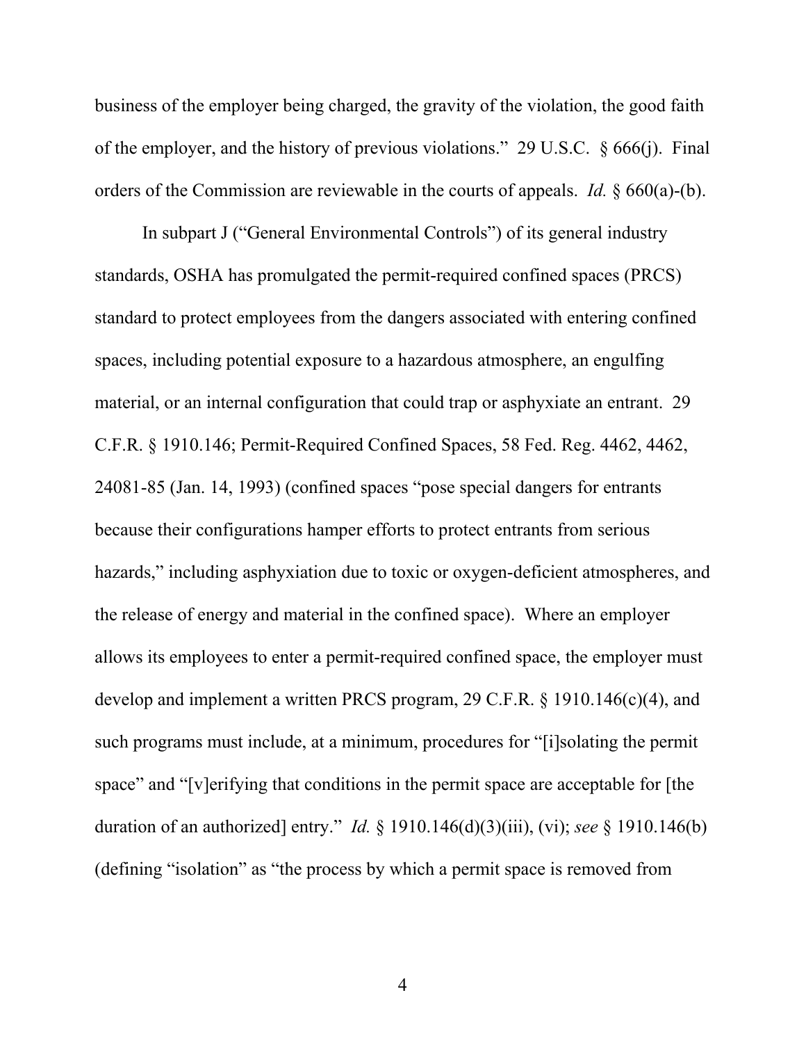business of the employer being charged, the gravity of the violation, the good faith of the employer, and the history of previous violations." 29 U.S.C. § 666(j). Final orders of the Commission are reviewable in the courts of appeals. *Id.* § 660(a)-(b).

In subpart J ("General Environmental Controls") of its general industry standards, OSHA has promulgated the permit-required confined spaces (PRCS) standard to protect employees from the dangers associated with entering confined spaces, including potential exposure to a hazardous atmosphere, an engulfing material, or an internal configuration that could trap or asphyxiate an entrant. 29 C.F.R. § 1910.146; Permit-Required Confined Spaces, 58 Fed. Reg. 4462, 4462, 24081-85 (Jan. 14, 1993) (confined spaces "pose special dangers for entrants because their configurations hamper efforts to protect entrants from serious hazards," including asphyxiation due to toxic or oxygen-deficient atmospheres, and the release of energy and material in the confined space). Where an employer allows its employees to enter a permit-required confined space, the employer must develop and implement a written PRCS program, 29 C.F.R. § 1910.146(c)(4), and such programs must include, at a minimum, procedures for "[i]solating the permit space" and "[v]erifying that conditions in the permit space are acceptable for [the duration of an authorized] entry." *Id.* § 1910.146(d)(3)(iii), (vi); *see* § 1910.146(b) (defining "isolation" as "the process by which a permit space is removed from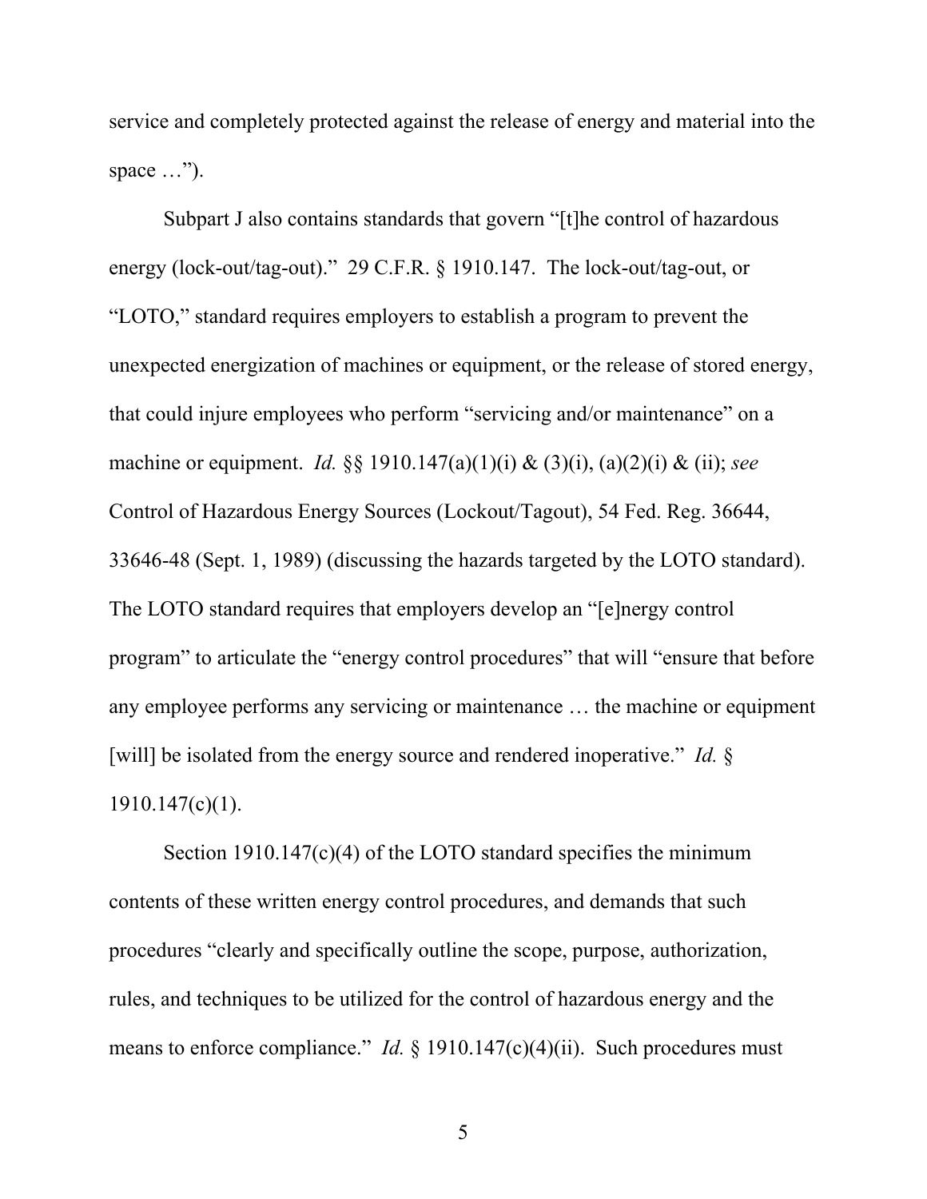service and completely protected against the release of energy and material into the space …").

Subpart J also contains standards that govern "[t]he control of hazardous energy (lock-out/tag-out)." 29 C.F.R. § 1910.147. The lock-out/tag-out, or "LOTO," standard requires employers to establish a program to prevent the unexpected energization of machines or equipment, or the release of stored energy, that could injure employees who perform "servicing and/or maintenance" on a machine or equipment. *Id.* §§ 1910.147(a)(1)(i) & (3)(i), (a)(2)(i) & (ii); *see* Control of Hazardous Energy Sources (Lockout/Tagout), 54 Fed. Reg. 36644, 33646-48 (Sept. 1, 1989) (discussing the hazards targeted by the LOTO standard). The LOTO standard requires that employers develop an "[e]nergy control program" to articulate the "energy control procedures" that will "ensure that before any employee performs any servicing or maintenance … the machine or equipment [will] be isolated from the energy source and rendered inoperative." *Id.* § 1910.147(c)(1).

Section 1910.147(c)(4) of the LOTO standard specifies the minimum contents of these written energy control procedures, and demands that such procedures "clearly and specifically outline the scope, purpose, authorization, rules, and techniques to be utilized for the control of hazardous energy and the means to enforce compliance." *Id.* § 1910.147(c)(4)(ii). Such procedures must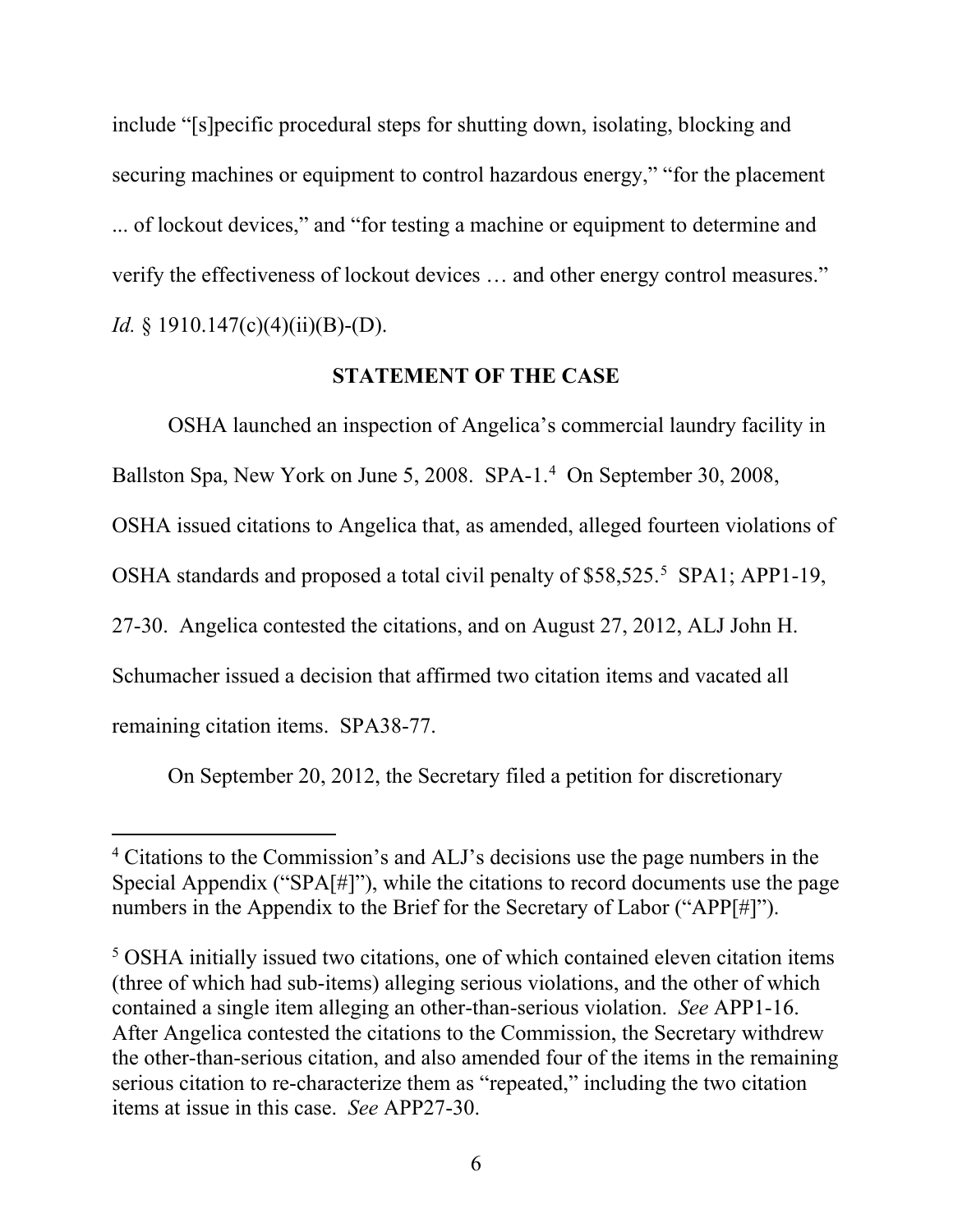include "[s]pecific procedural steps for shutting down, isolating, blocking and securing machines or equipment to control hazardous energy," "for the placement ... of lockout devices," and "for testing a machine or equipment to determine and verify the effectiveness of lockout devices … and other energy control measures." *Id.* § 1910.147(c)(4)(ii)(B)-(D).

## STATEMENT OF THE CASE

OSHA launched an inspection of Angelica's commercial laundry facility in Ballston Spa, New York on June 5, 2008. SPA-1.[4] On September 30, 2008, OSHA issued citations to Angelica that, as amended, alleged fourteen violations of OSHA standards and proposed a total civil penalty of $58,525.[5] SPA1; APP1-19, 27-30. Angelica contested the citations, and on August 27, 2012, ALJ John H. Schumacher issued a decision that affirmed two citation items and vacated all remaining citation items. SPA38-77.

On September 20, 2012, the Secretary filed a petition for discretionary

---

[4] Citations to the Commission's and ALJ's decisions use the page numbers in the Special Appendix ("SPA[#]"), while the citations to record documents use the page numbers in the Appendix to the Brief for the Secretary of Labor ("APP[#]").

[5] OSHA initially issued two citations, one of which contained eleven citation items (three of which had sub-items) alleging serious violations, and the other of which contained a single item alleging an other-than-serious violation. *See* APP1-16. After Angelica contested the citations to the Commission, the Secretary withdrew the other-than-serious citation, and also amended four of the items in the remaining serious citation to re-characterize them as "repeated," including the two citation items at issue in this case. *See* APP27-30.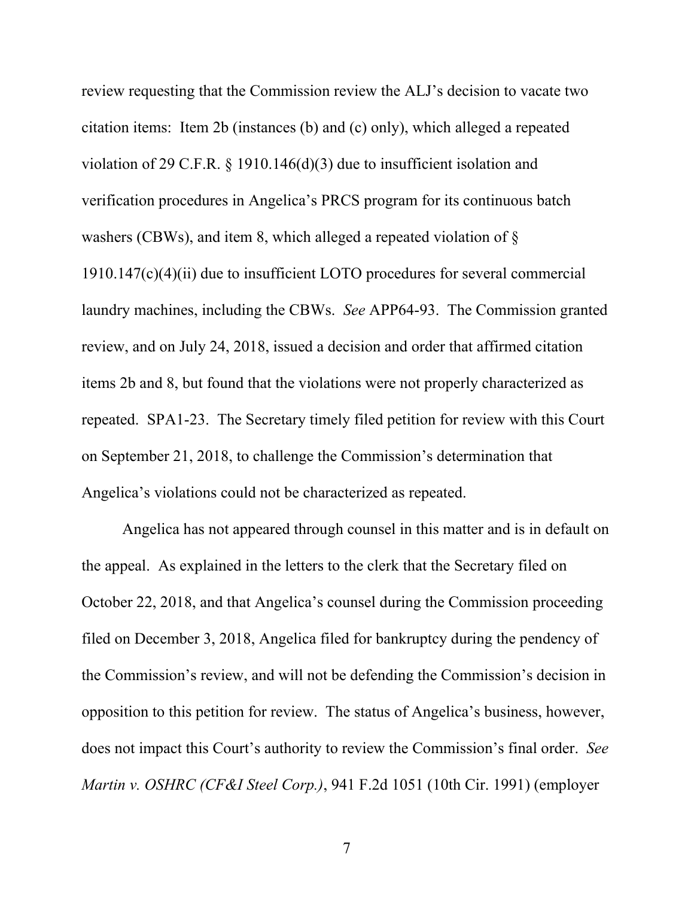review requesting that the Commission review the ALJ's decision to vacate two citation items: Item 2b (instances (b) and (c) only), which alleged a repeated violation of 29 C.F.R. § 1910.146(d)(3) due to insufficient isolation and verification procedures in Angelica's PRCS program for its continuous batch washers (CBWs), and item 8, which alleged a repeated violation of § 1910.147(c)(4)(ii) due to insufficient LOTO procedures for several commercial laundry machines, including the CBWs. *See* APP64-93. The Commission granted review, and on July 24, 2018, issued a decision and order that affirmed citation items 2b and 8, but found that the violations were not properly characterized as repeated. SPA1-23. The Secretary timely filed petition for review with this Court on September 21, 2018, to challenge the Commission's determination that Angelica's violations could not be characterized as repeated.

Angelica has not appeared through counsel in this matter and is in default on the appeal. As explained in the letters to the clerk that the Secretary filed on October 22, 2018, and that Angelica's counsel during the Commission proceeding filed on December 3, 2018, Angelica filed for bankruptcy during the pendency of the Commission's review, and will not be defending the Commission's decision in opposition to this petition for review. The status of Angelica's business, however, does not impact this Court's authority to review the Commission's final order. *See Martin v. OSHRC (CF&I Steel Corp.)*, 941 F.2d 1051 (10th Cir. 1991) (employer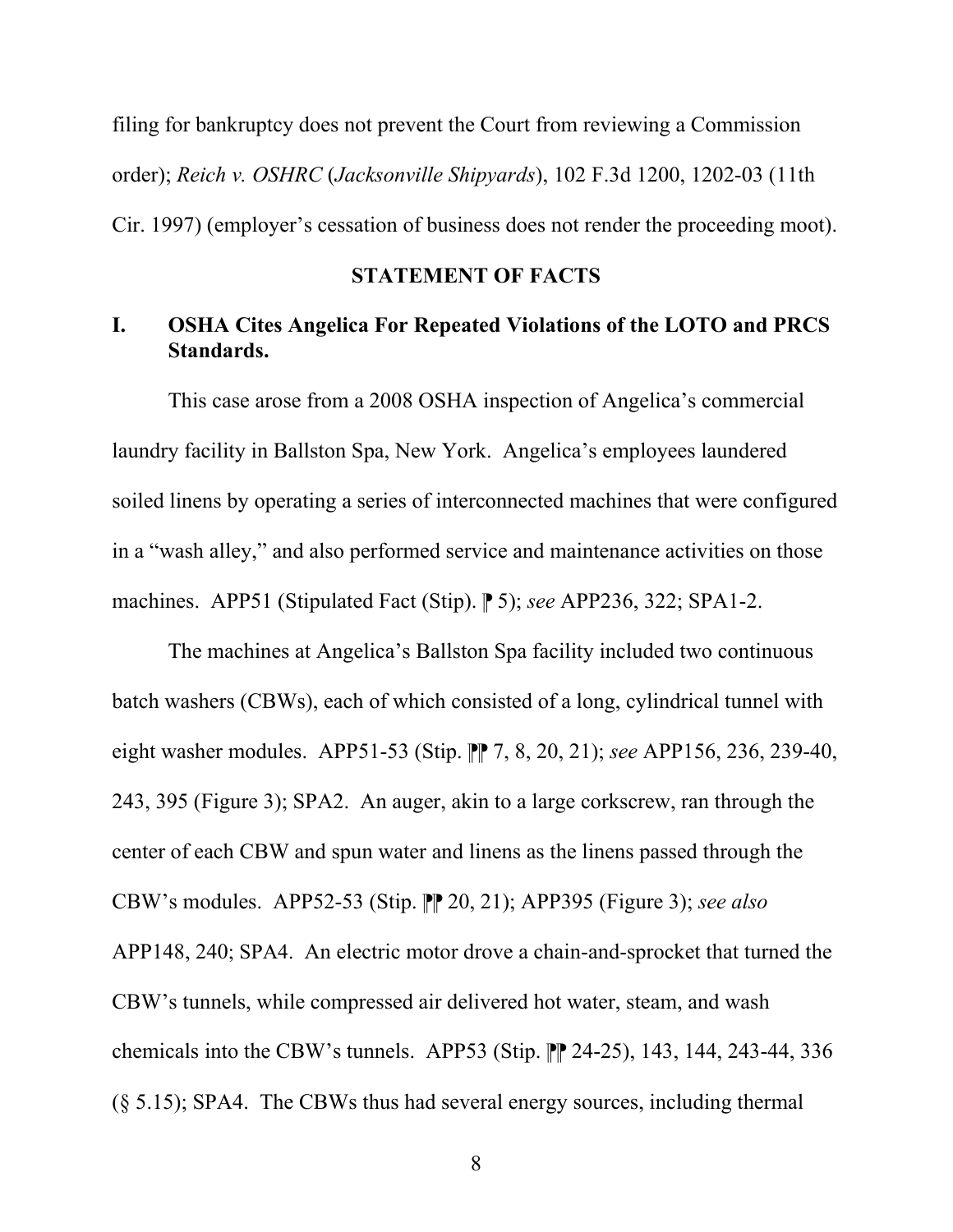filing for bankruptcy does not prevent the Court from reviewing a Commission order); *Reich v. OSHRC* (*Jacksonville Shipyards*), 102 F.3d 1200, 1202-03 (11th Cir. 1997) (employer's cessation of business does not render the proceeding moot).

## STATEMENT OF FACTS

### I. OSHA Cites Angelica For Repeated Violations of the LOTO and PRCS Standards.

This case arose from a 2008 OSHA inspection of Angelica's commercial laundry facility in Ballston Spa, New York. Angelica's employees laundered soiled linens by operating a series of interconnected machines that were configured in a "wash alley," and also performed service and maintenance activities on those machines. APP51 (Stipulated Fact (Stip). ⁋ 5); *see* APP236, 322; SPA1-2.

The machines at Angelica's Ballston Spa facility included two continuous batch washers (CBWs), each of which consisted of a long, cylindrical tunnel with eight washer modules. APP51-53 (Stip. ⁋⁋ 7, 8, 20, 21); *see* APP156, 236, 239-40, 243, 395 (Figure 3); SPA2. An auger, akin to a large corkscrew, ran through the center of each CBW and spun water and linens as the linens passed through the CBW's modules. APP52-53 (Stip. ⁋⁋ 20, 21); APP395 (Figure 3); *see also* APP148, 240; SPA4. An electric motor drove a chain-and-sprocket that turned the CBW's tunnels, while compressed air delivered hot water, steam, and wash chemicals into the CBW's tunnels. APP53 (Stip. ⁋⁋ 24-25), 143, 144, 243-44, 336 (§ 5.15); SPA4. The CBWs thus had several energy sources, including thermal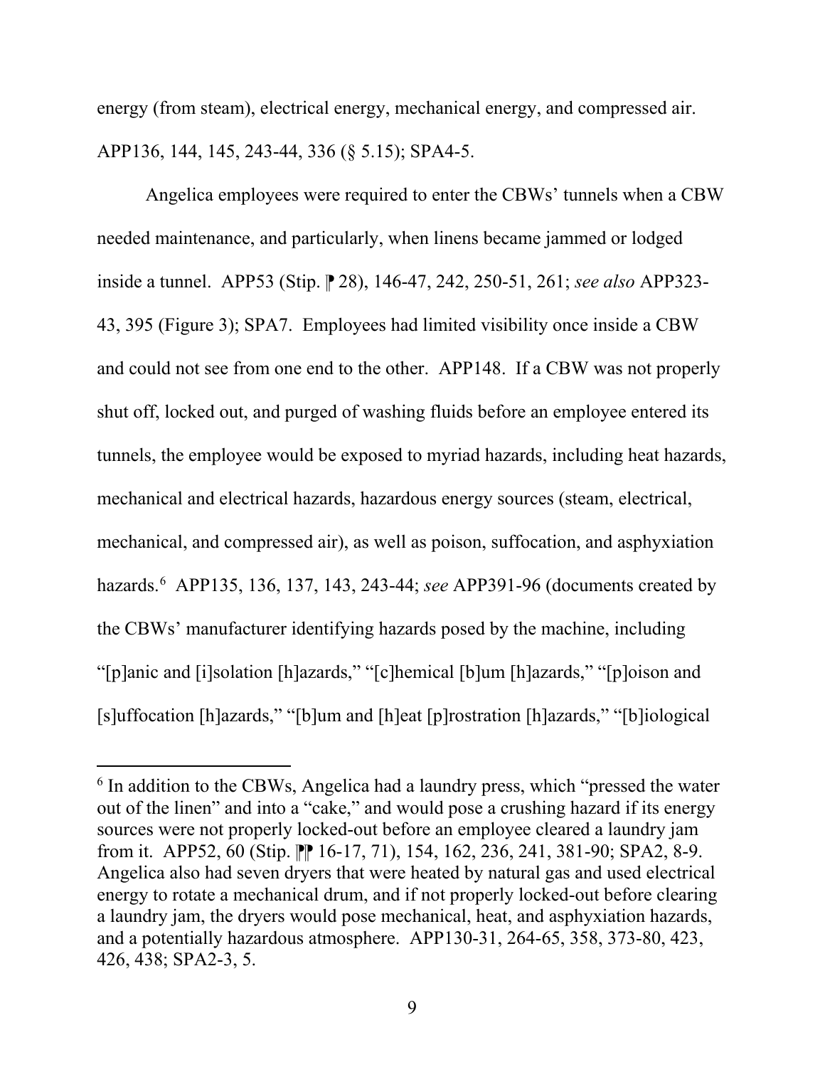energy (from steam), electrical energy, mechanical energy, and compressed air. APP136, 144, 145, 243-44, 336 (§ 5.15); SPA4-5.

Angelica employees were required to enter the CBWs' tunnels when a CBW needed maintenance, and particularly, when linens became jammed or lodged inside a tunnel. APP53 (Stip. ⁋ 28), 146-47, 242, 250-51, 261; *see also* APP323-43, 395 (Figure 3); SPA7. Employees had limited visibility once inside a CBW and could not see from one end to the other. APP148. If a CBW was not properly shut off, locked out, and purged of washing fluids before an employee entered its tunnels, the employee would be exposed to myriad hazards, including heat hazards, mechanical and electrical hazards, hazardous energy sources (steam, electrical, mechanical, and compressed air), as well as poison, suffocation, and asphyxiation hazards.[6] APP135, 136, 137, 143, 243-44; *see* APP391-96 (documents created by the CBWs' manufacturer identifying hazards posed by the machine, including "[p]anic and [i]solation [h]azards," "[c]hemical [b]um [h]azards," "[p]oison and [s]uffocation [h]azards," "[b]um and [h]eat [p]rostration [h]azards," "[b]iological

[6] In addition to the CBWs, Angelica had a laundry press, which "pressed the water out of the linen" and into a "cake," and would pose a crushing hazard if its energy sources were not properly locked-out before an employee cleared a laundry jam from it. APP52, 60 (Stip. ⁋⁋ 16-17, 71), 154, 162, 236, 241, 381-90; SPA2, 8-9. Angelica also had seven dryers that were heated by natural gas and used electrical energy to rotate a mechanical drum, and if not properly locked-out before clearing a laundry jam, the dryers would pose mechanical, heat, and asphyxiation hazards, and a potentially hazardous atmosphere. APP130-31, 264-65, 358, 373-80, 423, 426, 438; SPA2-3, 5.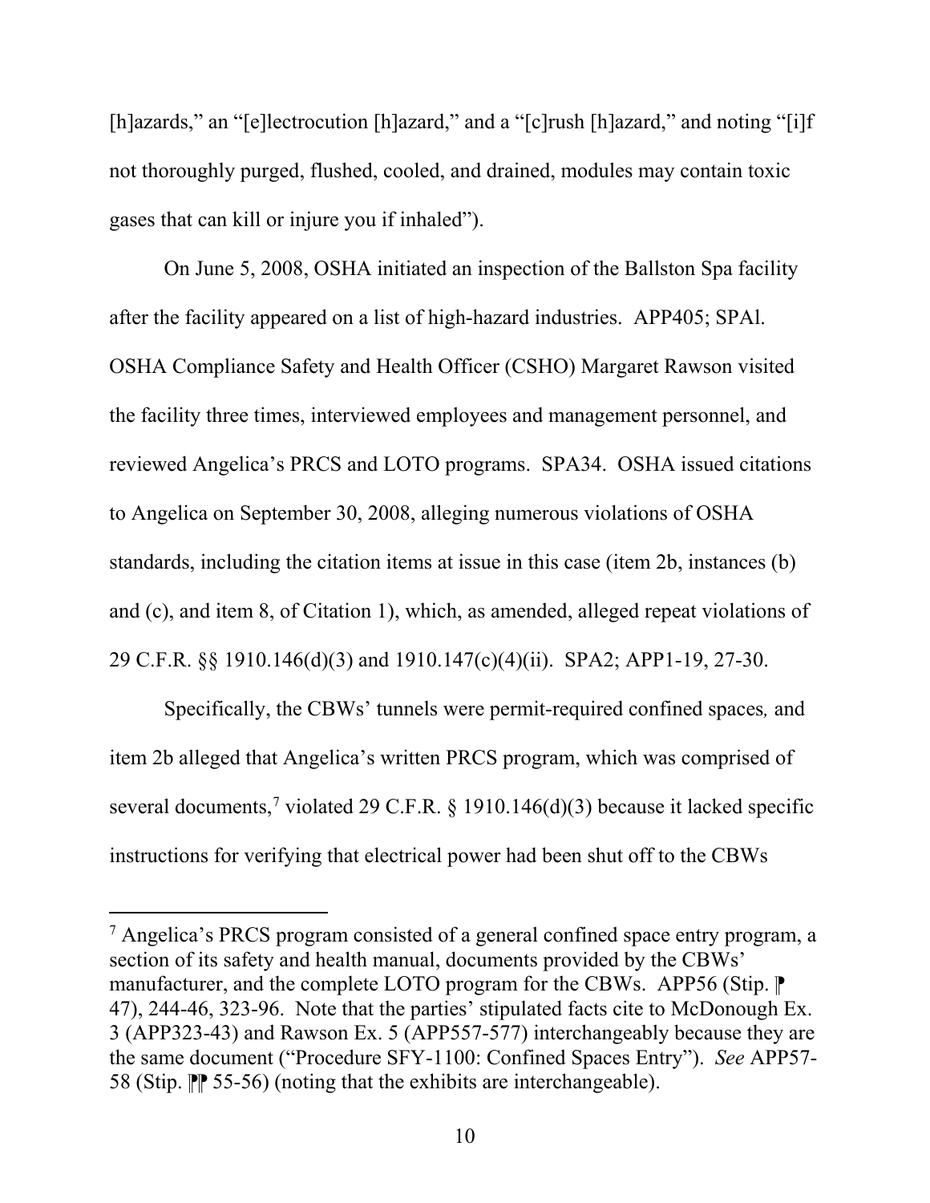[h]azards," an "[e]lectrocution [h]azard," and a "[c]rush [h]azard," and noting "[i]f not thoroughly purged, flushed, cooled, and drained, modules may contain toxic gases that can kill or injure you if inhaled").

On June 5, 2008, OSHA initiated an inspection of the Ballston Spa facility after the facility appeared on a list of high-hazard industries. APP405; SPAl. OSHA Compliance Safety and Health Officer (CSHO) Margaret Rawson visited the facility three times, interviewed employees and management personnel, and reviewed Angelica's PRCS and LOTO programs. SPA34. OSHA issued citations to Angelica on September 30, 2008, alleging numerous violations of OSHA standards, including the citation items at issue in this case (item 2b, instances (b) and (c), and item 8, of Citation 1), which, as amended, alleged repeat violations of 29 C.F.R. §§ 1910.146(d)(3) and 1910.147(c)(4)(ii). SPA2; APP1-19, 27-30.

Specifically, the CBWs' tunnels were permit-required confined spaces*,* and item 2b alleged that Angelica's written PRCS program, which was comprised of several documents,[7] violated 29 C.F.R. § 1910.146(d)(3) because it lacked specific instructions for verifying that electrical power had been shut off to the CBWs

---

[7] Angelica's PRCS program consisted of a general confined space entry program, a section of its safety and health manual, documents provided by the CBWs' manufacturer, and the complete LOTO program for the CBWs. APP56 (Stip. ¶ 47), 244-46, 323-96. Note that the parties' stipulated facts cite to McDonough Ex. 3 (APP323-43) and Rawson Ex. 5 (APP557-577) interchangeably because they are the same document ("Procedure SFY-1100: Confined Spaces Entry"). *See* APP57-58 (Stip. ¶¶ 55-56) (noting that the exhibits are interchangeable).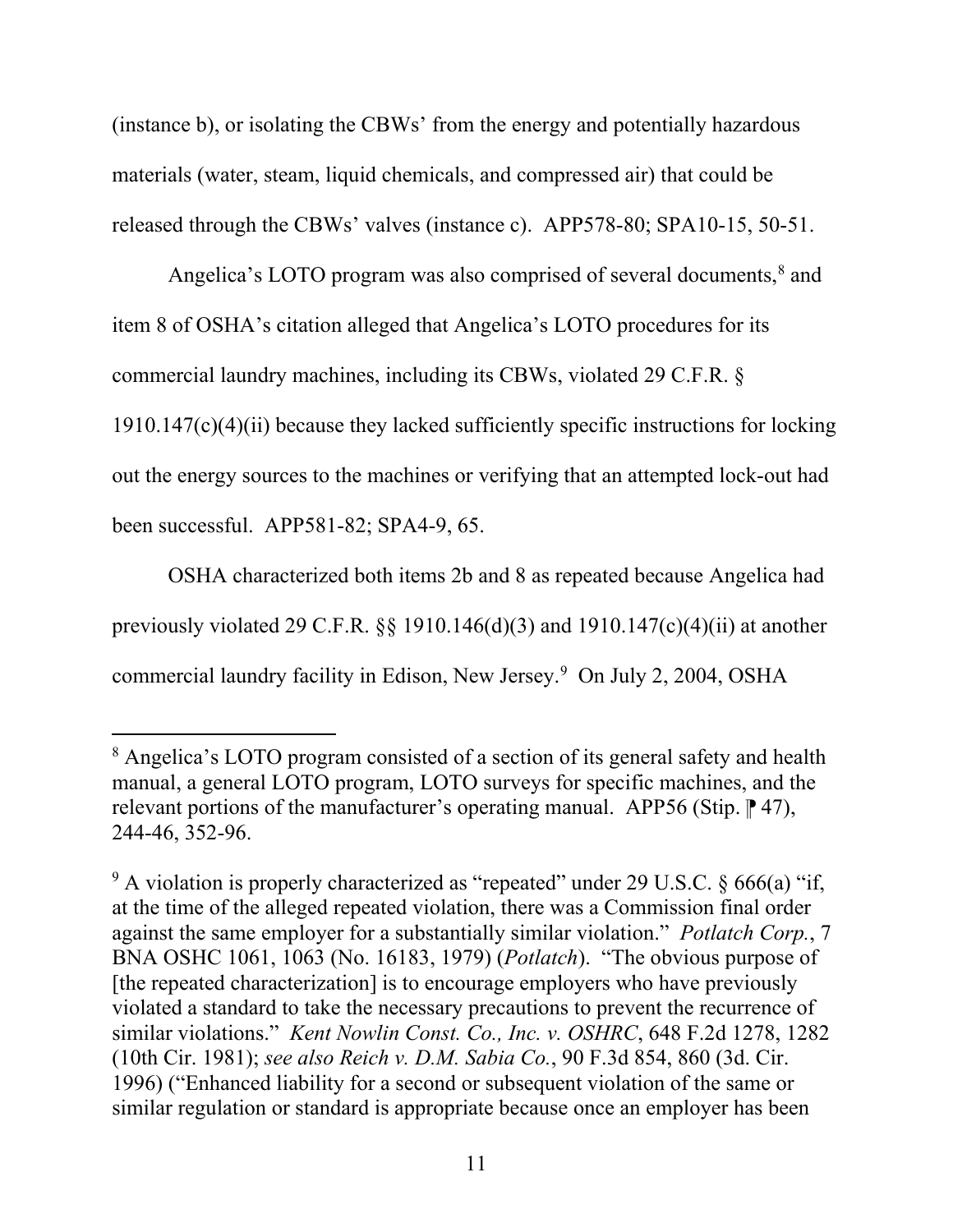(instance b), or isolating the CBWs' from the energy and potentially hazardous materials (water, steam, liquid chemicals, and compressed air) that could be released through the CBWs' valves (instance c). APP578-80; SPA10-15, 50-51.

Angelica's LOTO program was also comprised of several documents,[8] and item 8 of OSHA's citation alleged that Angelica's LOTO procedures for its commercial laundry machines, including its CBWs, violated 29 C.F.R. § 1910.147(c)(4)(ii) because they lacked sufficiently specific instructions for locking out the energy sources to the machines or verifying that an attempted lock-out had been successful. APP581-82; SPA4-9, 65.

OSHA characterized both items 2b and 8 as repeated because Angelica had previously violated 29 C.F.R. §§ 1910.146(d)(3) and 1910.147(c)(4)(ii) at another commercial laundry facility in Edison, New Jersey.[9] On July 2, 2004, OSHA

---

[8] Angelica's LOTO program consisted of a section of its general safety and health manual, a general LOTO program, LOTO surveys for specific machines, and the relevant portions of the manufacturer's operating manual. APP56 (Stip. ¶ 47), 244-46, 352-96.

[9] A violation is properly characterized as "repeated" under 29 U.S.C. § 666(a) "if, at the time of the alleged repeated violation, there was a Commission final order against the same employer for a substantially similar violation." *Potlatch Corp.*, 7 BNA OSHC 1061, 1063 (No. 16183, 1979) (*Potlatch*). "The obvious purpose of [the repeated characterization] is to encourage employers who have previously violated a standard to take the necessary precautions to prevent the recurrence of similar violations." *Kent Nowlin Const. Co., Inc. v. OSHRC*, 648 F.2d 1278, 1282 (10th Cir. 1981); *see also Reich v. D.M. Sabia Co.*, 90 F.3d 854, 860 (3d. Cir. 1996) ("Enhanced liability for a second or subsequent violation of the same or similar regulation or standard is appropriate because once an employer has been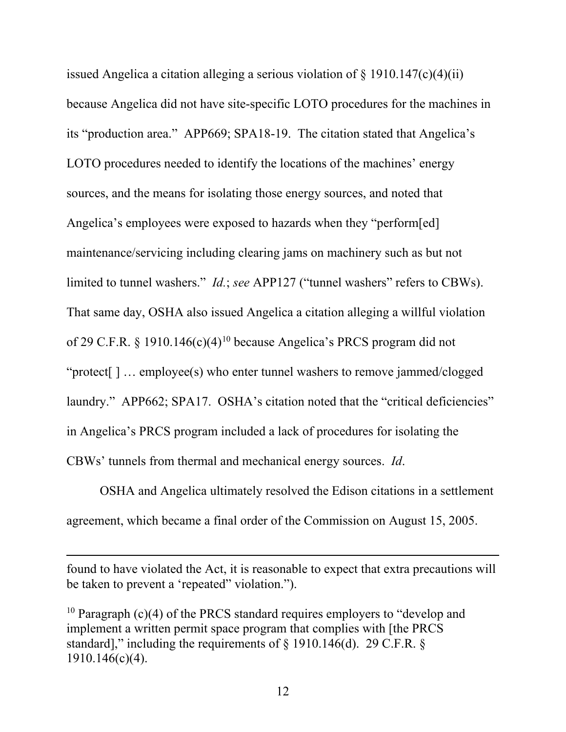issued Angelica a citation alleging a serious violation of § 1910.147(c)(4)(ii) because Angelica did not have site-specific LOTO procedures for the machines in its "production area." APP669; SPA18-19. The citation stated that Angelica's LOTO procedures needed to identify the locations of the machines' energy sources, and the means for isolating those energy sources, and noted that Angelica's employees were exposed to hazards when they "perform[ed] maintenance/servicing including clearing jams on machinery such as but not limited to tunnel washers." *Id.*; *see* APP127 ("tunnel washers" refers to CBWs). That same day, OSHA also issued Angelica a citation alleging a willful violation of 29 C.F.R. § 1910.146(c)(4)[10] because Angelica's PRCS program did not "protect[ ] … employee(s) who enter tunnel washers to remove jammed/clogged laundry." APP662; SPA17. OSHA's citation noted that the "critical deficiencies" in Angelica's PRCS program included a lack of procedures for isolating the CBWs' tunnels from thermal and mechanical energy sources. *Id*.

OSHA and Angelica ultimately resolved the Edison citations in a settlement agreement, which became a final order of the Commission on August 15, 2005.

---

found to have violated the Act, it is reasonable to expect that extra precautions will be taken to prevent a 'repeated" violation.").

[10] Paragraph (c)(4) of the PRCS standard requires employers to "develop and implement a written permit space program that complies with [the PRCS standard]," including the requirements of § 1910.146(d). 29 C.F.R. § 1910.146(c)(4).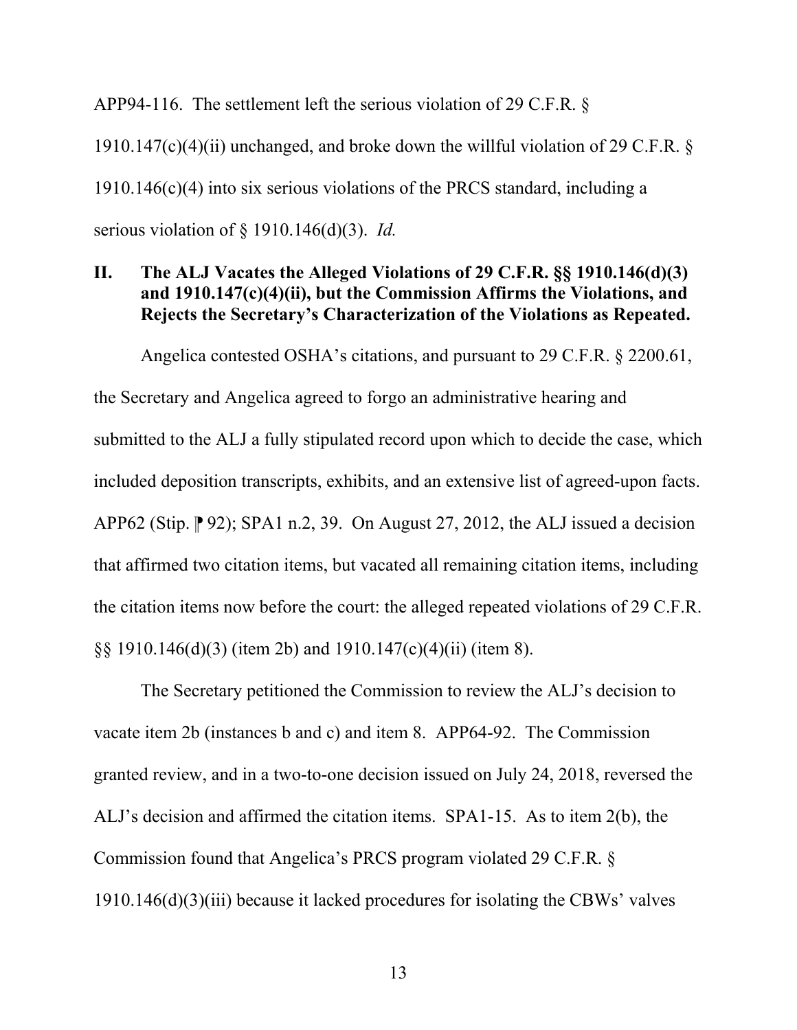APP94-116. The settlement left the serious violation of 29 C.F.R. § 1910.147(c)(4)(ii) unchanged, and broke down the willful violation of 29 C.F.R. § 1910.146(c)(4) into six serious violations of the PRCS standard, including a serious violation of § 1910.146(d)(3). *Id.*

## II. The ALJ Vacates the Alleged Violations of 29 C.F.R. §§ 1910.146(d)(3) and 1910.147(c)(4)(ii), but the Commission Affirms the Violations, and Rejects the Secretary's Characterization of the Violations as Repeated.

Angelica contested OSHA's citations, and pursuant to 29 C.F.R. § 2200.61, the Secretary and Angelica agreed to forgo an administrative hearing and submitted to the ALJ a fully stipulated record upon which to decide the case, which included deposition transcripts, exhibits, and an extensive list of agreed-upon facts. APP62 (Stip. ⁋ 92); SPA1 n.2, 39. On August 27, 2012, the ALJ issued a decision that affirmed two citation items, but vacated all remaining citation items, including the citation items now before the court: the alleged repeated violations of 29 C.F.R. §§ 1910.146(d)(3) (item 2b) and 1910.147(c)(4)(ii) (item 8).

The Secretary petitioned the Commission to review the ALJ's decision to vacate item 2b (instances b and c) and item 8. APP64-92. The Commission granted review, and in a two-to-one decision issued on July 24, 2018, reversed the ALJ's decision and affirmed the citation items. SPA1-15. As to item 2(b), the Commission found that Angelica's PRCS program violated 29 C.F.R. § 1910.146(d)(3)(iii) because it lacked procedures for isolating the CBWs' valves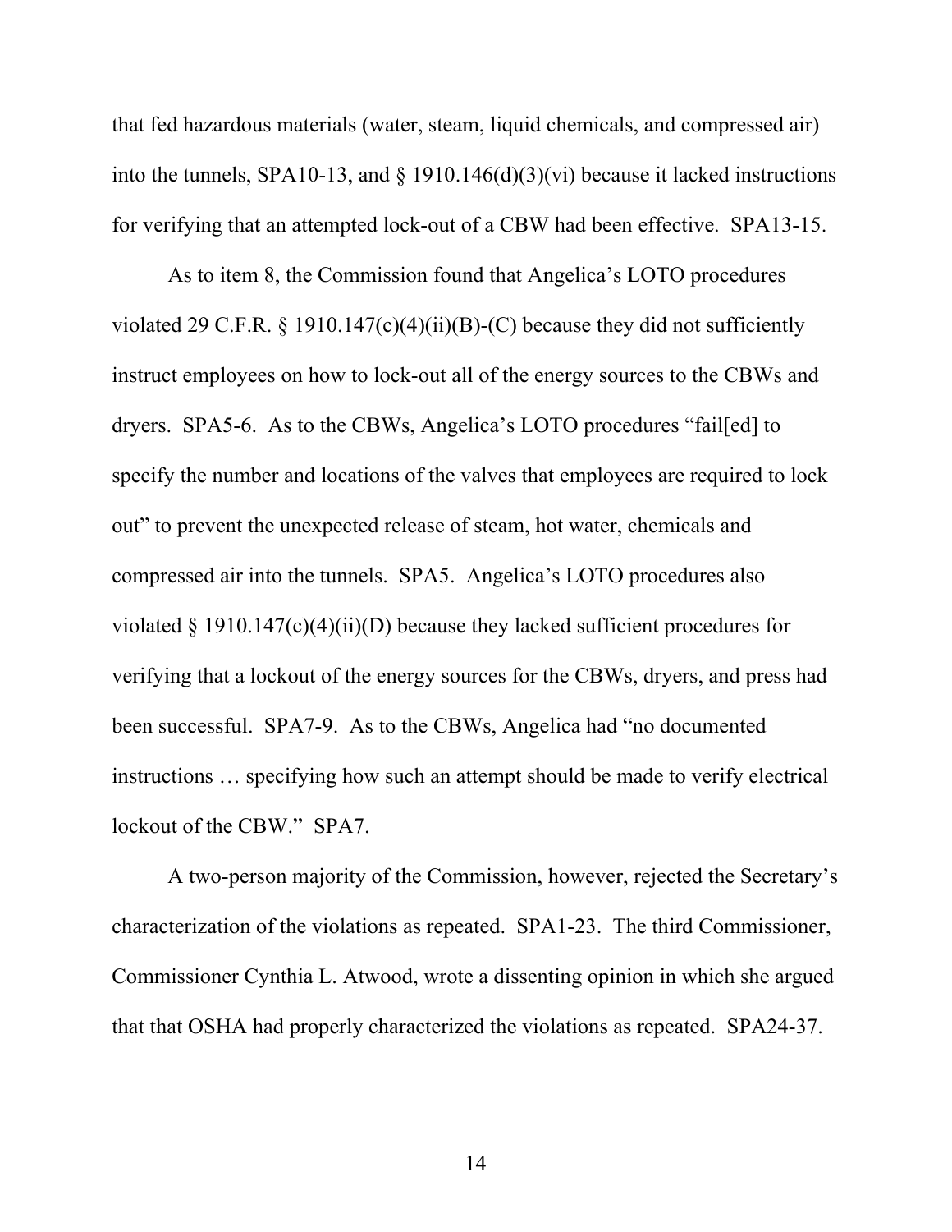that fed hazardous materials (water, steam, liquid chemicals, and compressed air) into the tunnels, SPA10-13, and § 1910.146(d)(3)(vi) because it lacked instructions for verifying that an attempted lock-out of a CBW had been effective. SPA13-15.

As to item 8, the Commission found that Angelica's LOTO procedures violated 29 C.F.R. § 1910.147(c)(4)(ii)(B)-(C) because they did not sufficiently instruct employees on how to lock-out all of the energy sources to the CBWs and dryers. SPA5-6. As to the CBWs, Angelica's LOTO procedures "fail[ed] to specify the number and locations of the valves that employees are required to lock out" to prevent the unexpected release of steam, hot water, chemicals and compressed air into the tunnels. SPA5. Angelica's LOTO procedures also violated § 1910.147(c)(4)(ii)(D) because they lacked sufficient procedures for verifying that a lockout of the energy sources for the CBWs, dryers, and press had been successful. SPA7-9. As to the CBWs, Angelica had "no documented instructions … specifying how such an attempt should be made to verify electrical lockout of the CBW." SPA7.

A two-person majority of the Commission, however, rejected the Secretary's characterization of the violations as repeated. SPA1-23. The third Commissioner, Commissioner Cynthia L. Atwood, wrote a dissenting opinion in which she argued that that OSHA had properly characterized the violations as repeated. SPA24-37.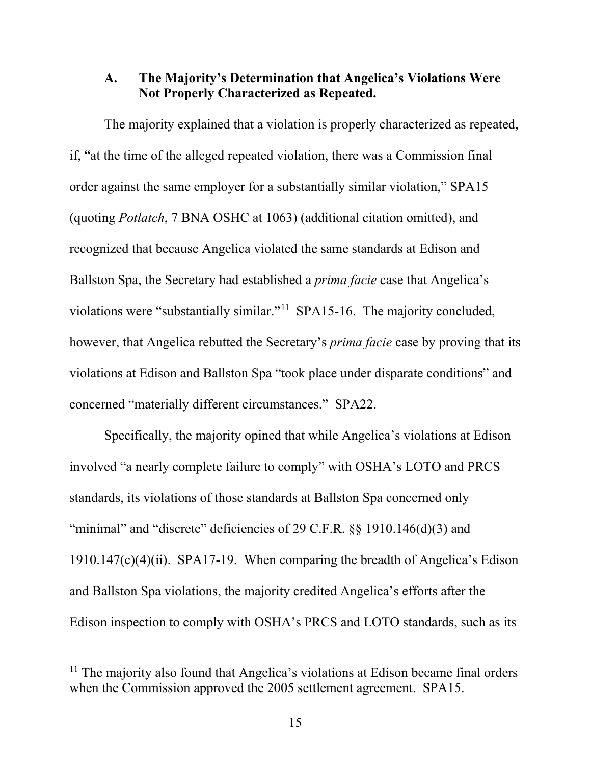### A. The Majority's Determination that Angelica's Violations Were Not Properly Characterized as Repeated.

The majority explained that a violation is properly characterized as repeated, if, "at the time of the alleged repeated violation, there was a Commission final order against the same employer for a substantially similar violation," SPA15 (quoting *Potlatch*, 7 BNA OSHC at 1063) (additional citation omitted), and recognized that because Angelica violated the same standards at Edison and Ballston Spa, the Secretary had established a *prima facie* case that Angelica's violations were "substantially similar."[11] SPA15-16. The majority concluded, however, that Angelica rebutted the Secretary's *prima facie* case by proving that its violations at Edison and Ballston Spa "took place under disparate conditions" and concerned "materially different circumstances." SPA22.

Specifically, the majority opined that while Angelica's violations at Edison involved "a nearly complete failure to comply" with OSHA's LOTO and PRCS standards, its violations of those standards at Ballston Spa concerned only "minimal" and "discrete" deficiencies of 29 C.F.R. §§ 1910.146(d)(3) and 1910.147(c)(4)(ii). SPA17-19. When comparing the breadth of Angelica's Edison and Ballston Spa violations, the majority credited Angelica's efforts after the Edison inspection to comply with OSHA's PRCS and LOTO standards, such as its

---

[11] The majority also found that Angelica's violations at Edison became final orders when the Commission approved the 2005 settlement agreement. SPA15.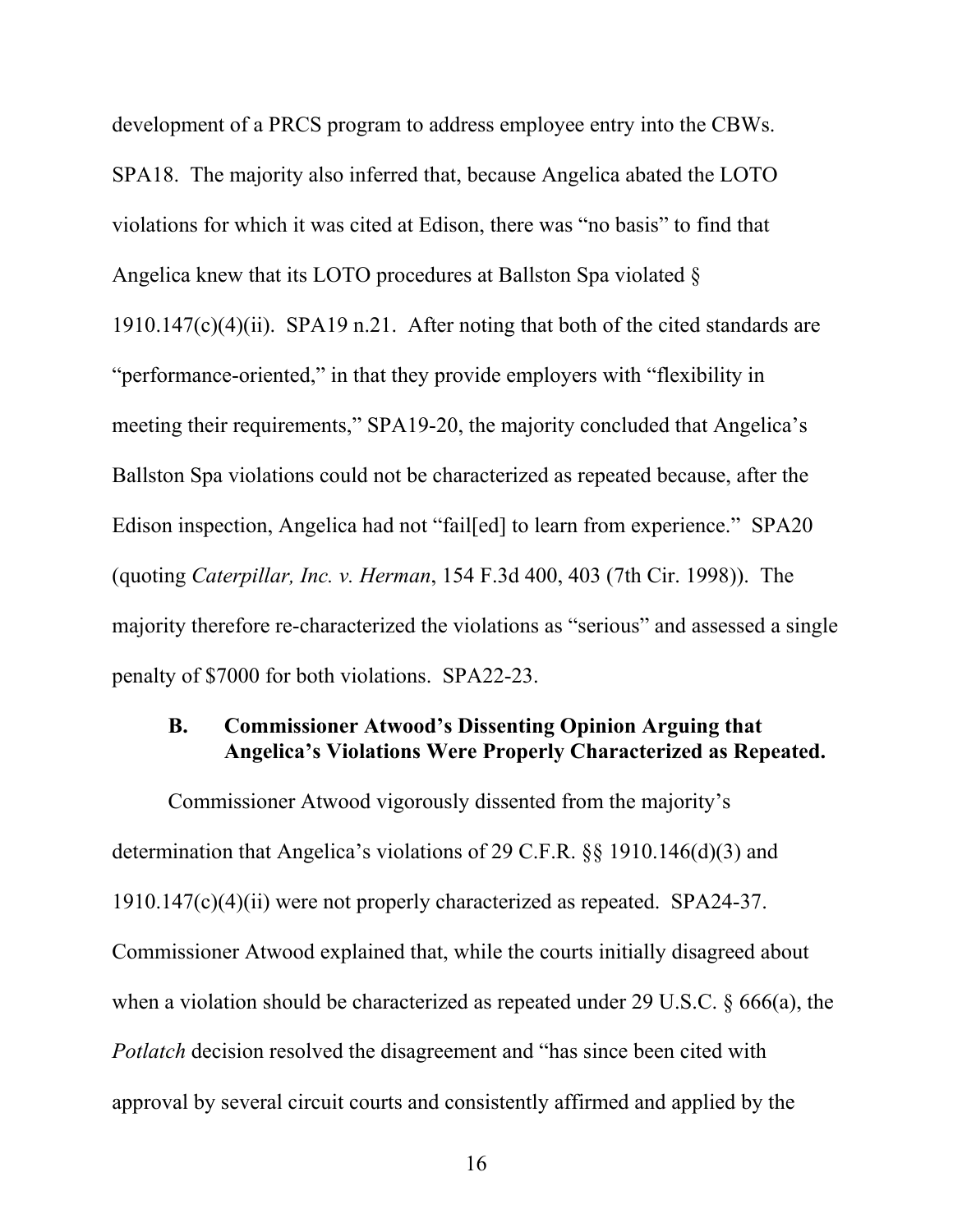development of a PRCS program to address employee entry into the CBWs. SPA18. The majority also inferred that, because Angelica abated the LOTO violations for which it was cited at Edison, there was "no basis" to find that Angelica knew that its LOTO procedures at Ballston Spa violated § 1910.147(c)(4)(ii). SPA19 n.21. After noting that both of the cited standards are "performance-oriented," in that they provide employers with "flexibility in meeting their requirements," SPA19-20, the majority concluded that Angelica's Ballston Spa violations could not be characterized as repeated because, after the Edison inspection, Angelica had not "fail[ed] to learn from experience." SPA20 (quoting *Caterpillar, Inc. v. Herman*, 154 F.3d 400, 403 (7th Cir. 1998)). The majority therefore re-characterized the violations as "serious" and assessed a single penalty of $7000 for both violations. SPA22-23.

### B. Commissioner Atwood's Dissenting Opinion Arguing that Angelica's Violations Were Properly Characterized as Repeated.

Commissioner Atwood vigorously dissented from the majority's determination that Angelica's violations of 29 C.F.R. §§ 1910.146(d)(3) and 1910.147(c)(4)(ii) were not properly characterized as repeated. SPA24-37. Commissioner Atwood explained that, while the courts initially disagreed about when a violation should be characterized as repeated under 29 U.S.C. § 666(a), the *Potlatch* decision resolved the disagreement and "has since been cited with approval by several circuit courts and consistently affirmed and applied by the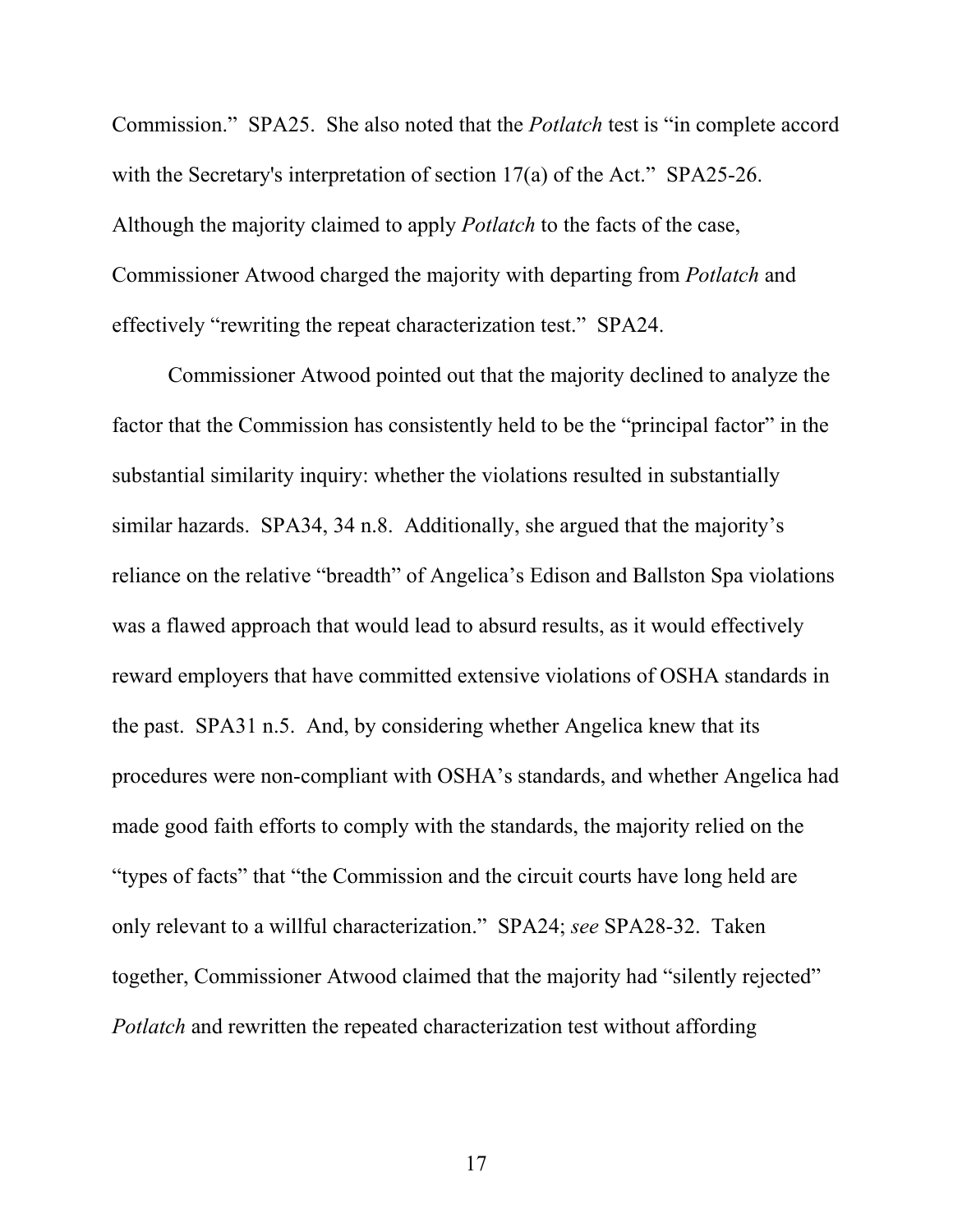Commission." SPA25. She also noted that the *Potlatch* test is "in complete accord with the Secretary's interpretation of section 17(a) of the Act." SPA25-26. Although the majority claimed to apply *Potlatch* to the facts of the case, Commissioner Atwood charged the majority with departing from *Potlatch* and effectively "rewriting the repeat characterization test." SPA24.

Commissioner Atwood pointed out that the majority declined to analyze the factor that the Commission has consistently held to be the "principal factor" in the substantial similarity inquiry: whether the violations resulted in substantially similar hazards. SPA34, 34 n.8. Additionally, she argued that the majority's reliance on the relative "breadth" of Angelica's Edison and Ballston Spa violations was a flawed approach that would lead to absurd results, as it would effectively reward employers that have committed extensive violations of OSHA standards in the past. SPA31 n.5. And, by considering whether Angelica knew that its procedures were non-compliant with OSHA's standards, and whether Angelica had made good faith efforts to comply with the standards, the majority relied on the "types of facts" that "the Commission and the circuit courts have long held are only relevant to a willful characterization." SPA24; *see* SPA28-32. Taken together, Commissioner Atwood claimed that the majority had "silently rejected" *Potlatch* and rewritten the repeated characterization test without affording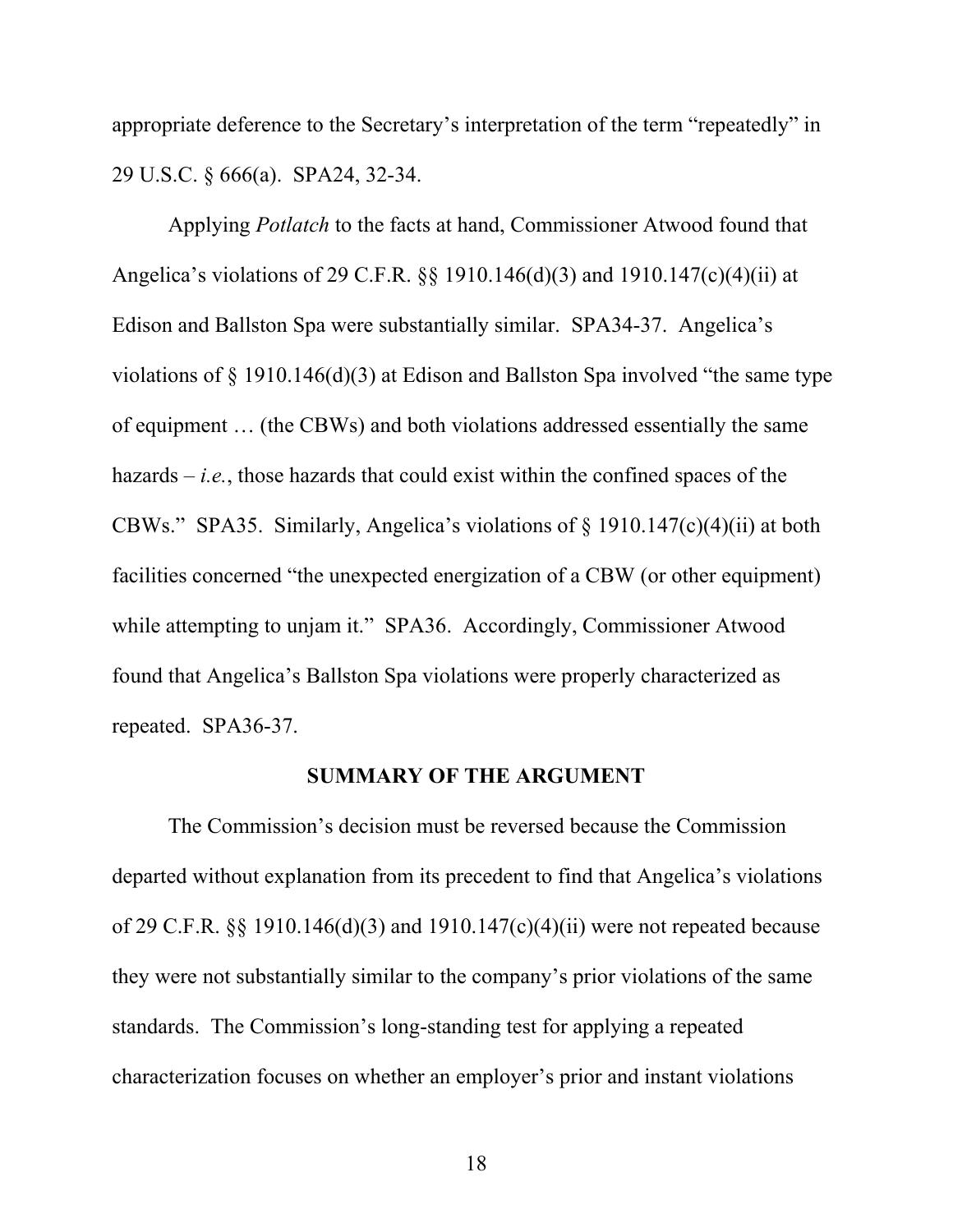appropriate deference to the Secretary's interpretation of the term "repeatedly" in 29 U.S.C. § 666(a). SPA24, 32-34.

Applying *Potlatch* to the facts at hand, Commissioner Atwood found that Angelica's violations of 29 C.F.R. §§ 1910.146(d)(3) and 1910.147(c)(4)(ii) at Edison and Ballston Spa were substantially similar. SPA34-37. Angelica's violations of § 1910.146(d)(3) at Edison and Ballston Spa involved "the same type of equipment … (the CBWs) and both violations addressed essentially the same hazards – *i.e.*, those hazards that could exist within the confined spaces of the CBWs." SPA35. Similarly, Angelica's violations of § 1910.147(c)(4)(ii) at both facilities concerned "the unexpected energization of a CBW (or other equipment) while attempting to unjam it." SPA36. Accordingly, Commissioner Atwood found that Angelica's Ballston Spa violations were properly characterized as repeated. SPA36-37.

## SUMMARY OF THE ARGUMENT

The Commission's decision must be reversed because the Commission departed without explanation from its precedent to find that Angelica's violations of 29 C.F.R. §§ 1910.146(d)(3) and 1910.147(c)(4)(ii) were not repeated because they were not substantially similar to the company's prior violations of the same standards. The Commission's long-standing test for applying a repeated characterization focuses on whether an employer's prior and instant violations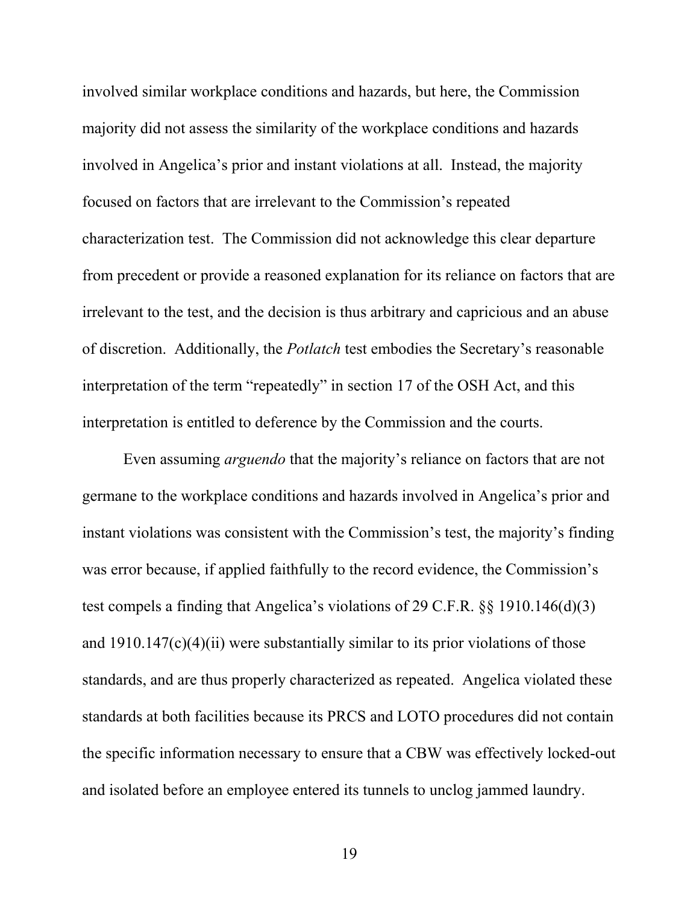involved similar workplace conditions and hazards, but here, the Commission majority did not assess the similarity of the workplace conditions and hazards involved in Angelica's prior and instant violations at all. Instead, the majority focused on factors that are irrelevant to the Commission's repeated characterization test. The Commission did not acknowledge this clear departure from precedent or provide a reasoned explanation for its reliance on factors that are irrelevant to the test, and the decision is thus arbitrary and capricious and an abuse of discretion. Additionally, the *Potlatch* test embodies the Secretary's reasonable interpretation of the term "repeatedly" in section 17 of the OSH Act, and this interpretation is entitled to deference by the Commission and the courts.

Even assuming *arguendo* that the majority's reliance on factors that are not germane to the workplace conditions and hazards involved in Angelica's prior and instant violations was consistent with the Commission's test, the majority's finding was error because, if applied faithfully to the record evidence, the Commission's test compels a finding that Angelica's violations of 29 C.F.R. §§ 1910.146(d)(3) and 1910.147(c)(4)(ii) were substantially similar to its prior violations of those standards, and are thus properly characterized as repeated. Angelica violated these standards at both facilities because its PRCS and LOTO procedures did not contain the specific information necessary to ensure that a CBW was effectively locked-out and isolated before an employee entered its tunnels to unclog jammed laundry.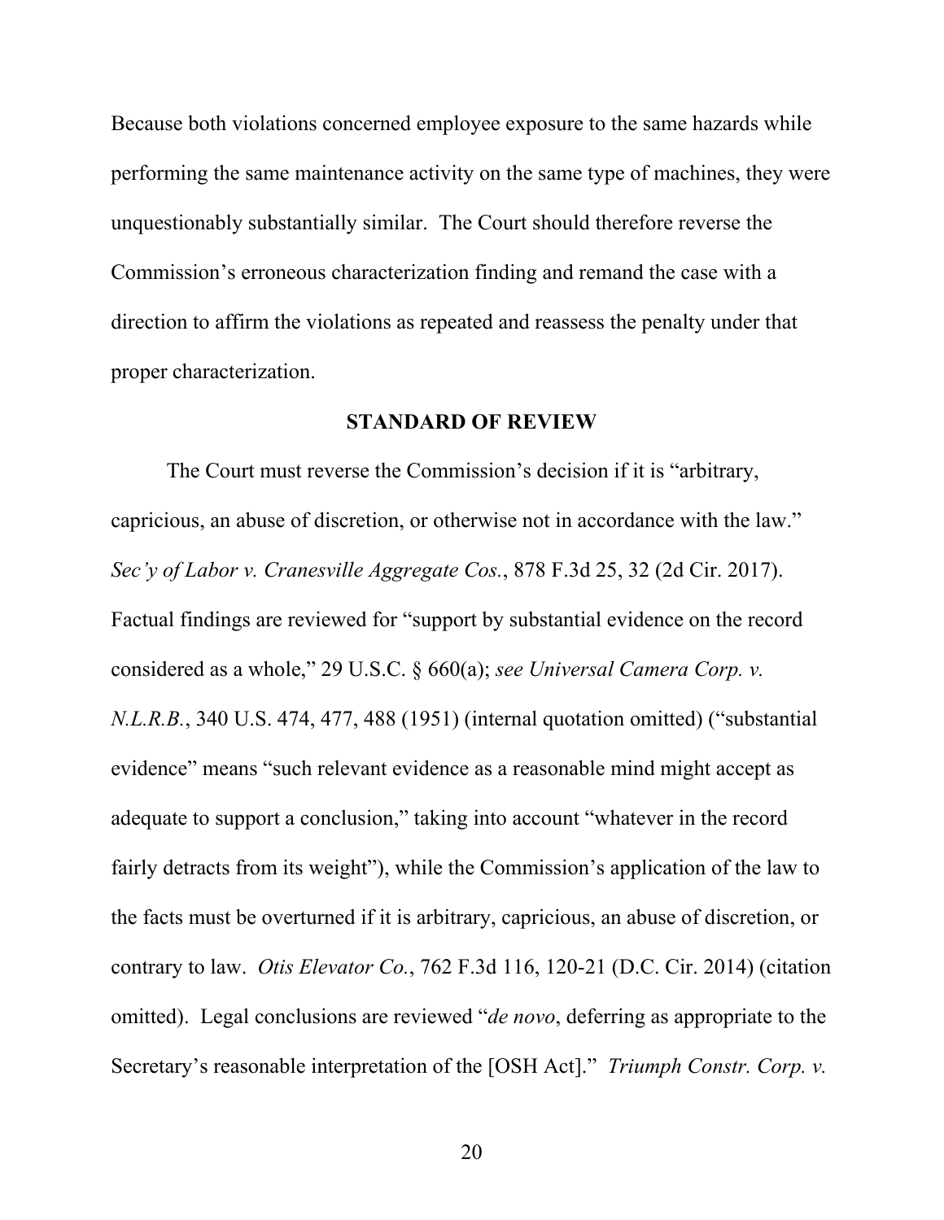Because both violations concerned employee exposure to the same hazards while performing the same maintenance activity on the same type of machines, they were unquestionably substantially similar. The Court should therefore reverse the Commission's erroneous characterization finding and remand the case with a direction to affirm the violations as repeated and reassess the penalty under that proper characterization.

## STANDARD OF REVIEW

The Court must reverse the Commission's decision if it is "arbitrary, capricious, an abuse of discretion, or otherwise not in accordance with the law." *Sec'y of Labor v. Cranesville Aggregate Cos.*, 878 F.3d 25, 32 (2d Cir. 2017). Factual findings are reviewed for "support by substantial evidence on the record considered as a whole," 29 U.S.C. § 660(a); *see Universal Camera Corp. v. N.L.R.B.*, 340 U.S. 474, 477, 488 (1951) (internal quotation omitted) ("substantial evidence" means "such relevant evidence as a reasonable mind might accept as adequate to support a conclusion," taking into account "whatever in the record fairly detracts from its weight"), while the Commission's application of the law to the facts must be overturned if it is arbitrary, capricious, an abuse of discretion, or contrary to law. *Otis Elevator Co.*, 762 F.3d 116, 120-21 (D.C. Cir. 2014) (citation omitted). Legal conclusions are reviewed "*de novo*, deferring as appropriate to the Secretary's reasonable interpretation of the [OSH Act]." *Triumph Constr. Corp. v.*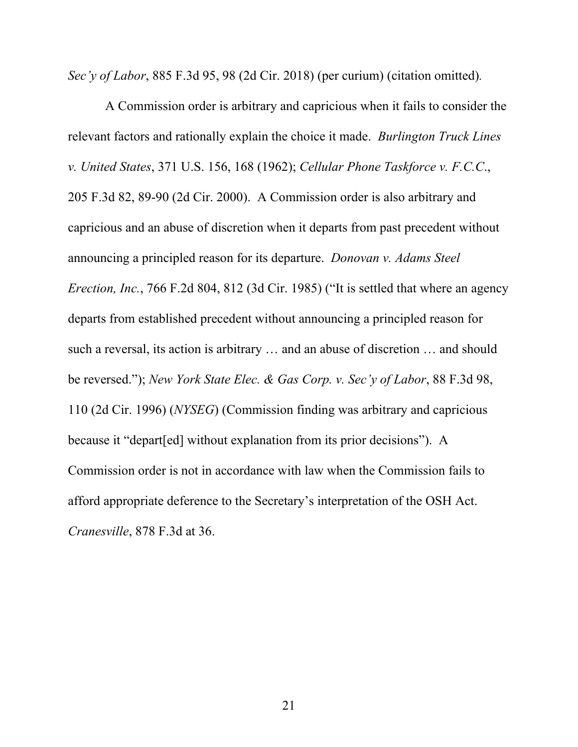*Sec'y of Labor*, 885 F.3d 95, 98 (2d Cir. 2018) (per curium) (citation omitted).

A Commission order is arbitrary and capricious when it fails to consider the relevant factors and rationally explain the choice it made. *Burlington Truck Lines v. United States*, 371 U.S. 156, 168 (1962); *Cellular Phone Taskforce v. F.C.C.*, 205 F.3d 82, 89-90 (2d Cir. 2000). A Commission order is also arbitrary and capricious and an abuse of discretion when it departs from past precedent without announcing a principled reason for its departure. *Donovan v. Adams Steel Erection, Inc.*, 766 F.2d 804, 812 (3d Cir. 1985) ("It is settled that where an agency departs from established precedent without announcing a principled reason for such a reversal, its action is arbitrary … and an abuse of discretion … and should be reversed."); *New York State Elec. & Gas Corp. v. Sec'y of Labor*, 88 F.3d 98, 110 (2d Cir. 1996) (*NYSEG*) (Commission finding was arbitrary and capricious because it "depart[ed] without explanation from its prior decisions"). A Commission order is not in accordance with law when the Commission fails to afford appropriate deference to the Secretary's interpretation of the OSH Act. *Cranesville*, 878 F.3d at 36.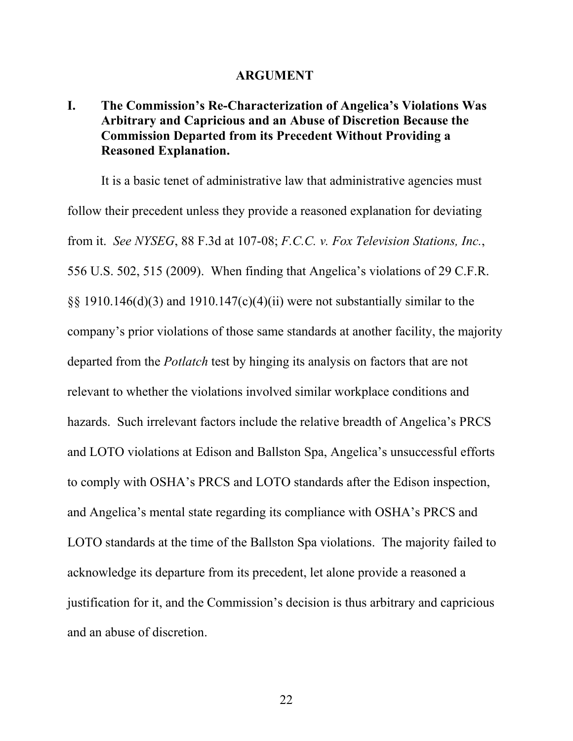# ARGUMENT

## I. The Commission's Re-Characterization of Angelica's Violations Was Arbitrary and Capricious and an Abuse of Discretion Because the Commission Departed from its Precedent Without Providing a Reasoned Explanation.

It is a basic tenet of administrative law that administrative agencies must follow their precedent unless they provide a reasoned explanation for deviating from it. *See NYSEG*, 88 F.3d at 107-08; *F.C.C. v. Fox Television Stations, Inc.*, 556 U.S. 502, 515 (2009). When finding that Angelica's violations of 29 C.F.R. §§ 1910.146(d)(3) and 1910.147(c)(4)(ii) were not substantially similar to the company's prior violations of those same standards at another facility, the majority departed from the *Potlatch* test by hinging its analysis on factors that are not relevant to whether the violations involved similar workplace conditions and hazards. Such irrelevant factors include the relative breadth of Angelica's PRCS and LOTO violations at Edison and Ballston Spa, Angelica's unsuccessful efforts to comply with OSHA's PRCS and LOTO standards after the Edison inspection, and Angelica's mental state regarding its compliance with OSHA's PRCS and LOTO standards at the time of the Ballston Spa violations. The majority failed to acknowledge its departure from its precedent, let alone provide a reasoned a justification for it, and the Commission's decision is thus arbitrary and capricious and an abuse of discretion.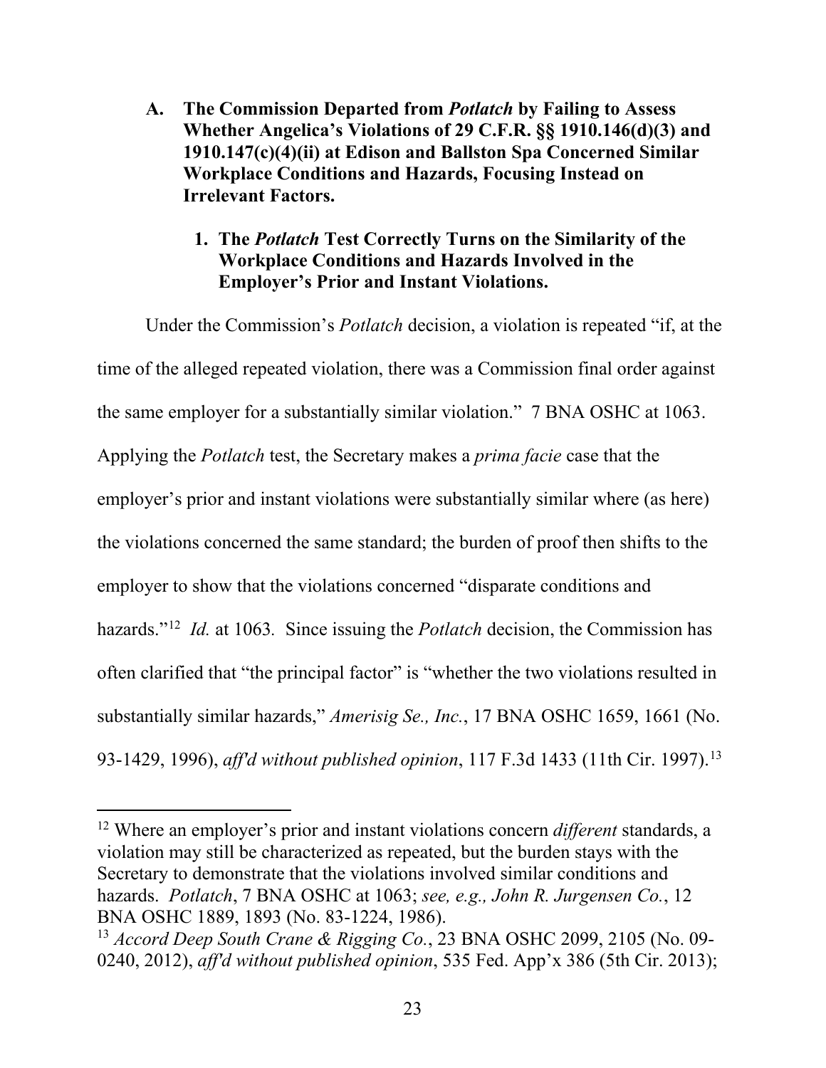### A. The Commission Departed from *Potlatch* by Failing to Assess Whether Angelica's Violations of 29 C.F.R. §§ 1910.146(d)(3) and 1910.147(c)(4)(ii) at Edison and Ballston Spa Concerned Similar Workplace Conditions and Hazards, Focusing Instead on Irrelevant Factors.

#### 1. The *Potlatch* Test Correctly Turns on the Similarity of the Workplace Conditions and Hazards Involved in the Employer's Prior and Instant Violations.

Under the Commission's *Potlatch* decision, a violation is repeated "if, at the time of the alleged repeated violation, there was a Commission final order against the same employer for a substantially similar violation." 7 BNA OSHC at 1063. Applying the *Potlatch* test, the Secretary makes a *prima facie* case that the employer's prior and instant violations were substantially similar where (as here) the violations concerned the same standard; the burden of proof then shifts to the employer to show that the violations concerned "disparate conditions and hazards."[12] *Id.* at 1063. Since issuing the *Potlatch* decision, the Commission has often clarified that "the principal factor" is "whether the two violations resulted in substantially similar hazards," *Amerisig Se., Inc.*, 17 BNA OSHC 1659, 1661 (No. 93-1429, 1996), *aff'd without published opinion*, 117 F.3d 1433 (11th Cir. 1997).[13]

---

[12] Where an employer's prior and instant violations concern *different* standards, a violation may still be characterized as repeated, but the burden stays with the Secretary to demonstrate that the violations involved similar conditions and hazards. *Potlatch*, 7 BNA OSHC at 1063; *see, e.g., John R. Jurgensen Co.*, 12 BNA OSHC 1889, 1893 (No. 83-1224, 1986).

[13] *Accord Deep South Crane & Rigging Co.*, 23 BNA OSHC 2099, 2105 (No. 09-0240, 2012), *aff'd without published opinion*, 535 Fed. App'x 386 (5th Cir. 2013);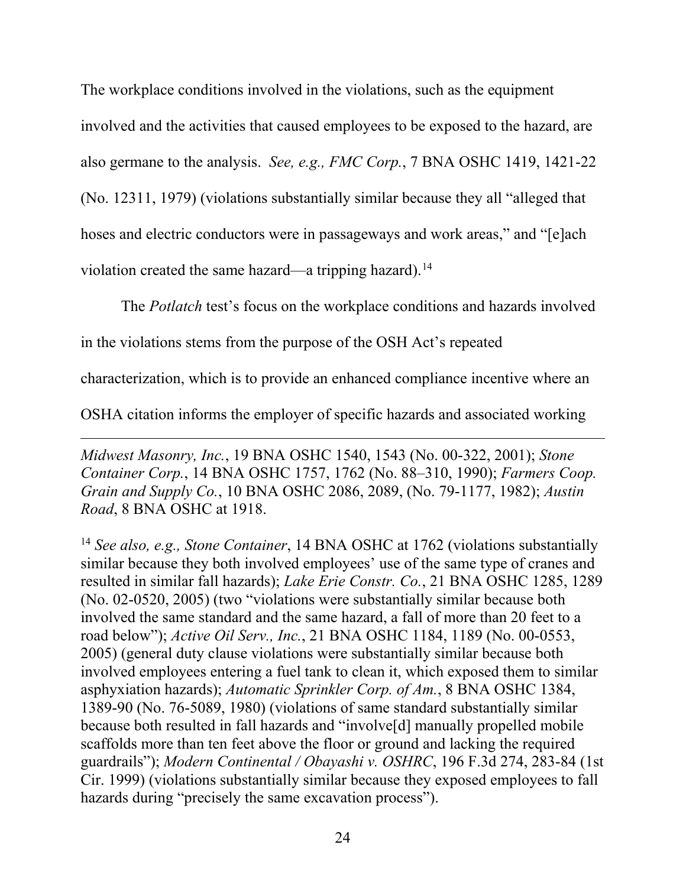The workplace conditions involved in the violations, such as the equipment involved and the activities that caused employees to be exposed to the hazard, are also germane to the analysis. *See, e.g., FMC Corp.*, 7 BNA OSHC 1419, 1421-22 (No. 12311, 1979) (violations substantially similar because they all "alleged that hoses and electric conductors were in passageways and work areas," and "[e]ach violation created the same hazard—a tripping hazard).[14]

The *Potlatch* test's focus on the workplace conditions and hazards involved in the violations stems from the purpose of the OSH Act's repeated characterization, which is to provide an enhanced compliance incentive where an OSHA citation informs the employer of specific hazards and associated working

---

*Midwest Masonry, Inc.*, 19 BNA OSHC 1540, 1543 (No. 00-322, 2001); *Stone Container Corp.*, 14 BNA OSHC 1757, 1762 (No. 88–310, 1990); *Farmers Coop. Grain and Supply Co.*, 10 BNA OSHC 2086, 2089, (No. 79-1177, 1982); *Austin Road*, 8 BNA OSHC at 1918.

[14] *See also, e.g., Stone Container*, 14 BNA OSHC at 1762 (violations substantially similar because they both involved employees' use of the same type of cranes and resulted in similar fall hazards); *Lake Erie Constr. Co.*, 21 BNA OSHC 1285, 1289 (No. 02-0520, 2005) (two "violations were substantially similar because both involved the same standard and the same hazard, a fall of more than 20 feet to a road below"); *Active Oil Serv., Inc.*, 21 BNA OSHC 1184, 1189 (No. 00-0553, 2005) (general duty clause violations were substantially similar because both involved employees entering a fuel tank to clean it, which exposed them to similar asphyxiation hazards); *Automatic Sprinkler Corp. of Am.*, 8 BNA OSHC 1384, 1389-90 (No. 76-5089, 1980) (violations of same standard substantially similar because both resulted in fall hazards and "involve[d] manually propelled mobile scaffolds more than ten feet above the floor or ground and lacking the required guardrails"); *Modern Continental / Obayashi v. OSHRC*, 196 F.3d 274, 283-84 (1st Cir. 1999) (violations substantially similar because they exposed employees to fall hazards during "precisely the same excavation process").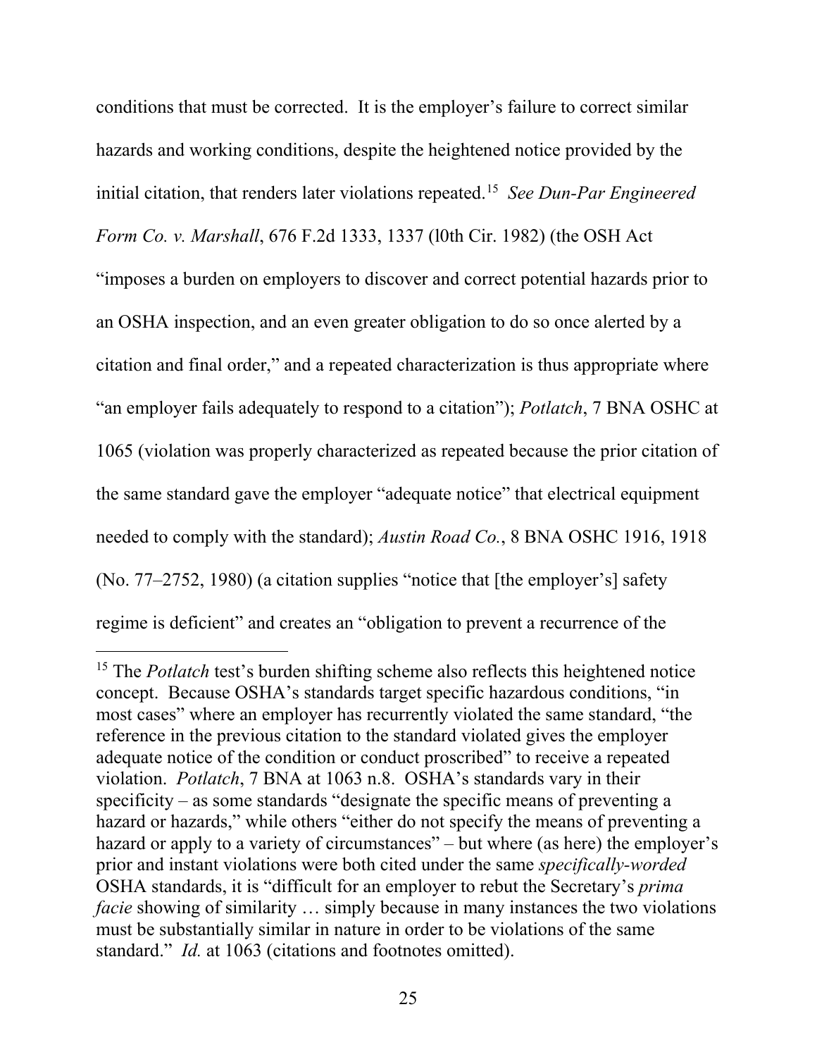conditions that must be corrected. It is the employer's failure to correct similar hazards and working conditions, despite the heightened notice provided by the initial citation, that renders later violations repeated.[15] *See Dun-Par Engineered Form Co. v. Marshall*, 676 F.2d 1333, 1337 (l0th Cir. 1982) (the OSH Act "imposes a burden on employers to discover and correct potential hazards prior to an OSHA inspection, and an even greater obligation to do so once alerted by a citation and final order," and a repeated characterization is thus appropriate where "an employer fails adequately to respond to a citation"); *Potlatch*, 7 BNA OSHC at 1065 (violation was properly characterized as repeated because the prior citation of the same standard gave the employer "adequate notice" that electrical equipment needed to comply with the standard); *Austin Road Co.*, 8 BNA OSHC 1916, 1918 (No. 77–2752, 1980) (a citation supplies "notice that [the employer's] safety regime is deficient" and creates an "obligation to prevent a recurrence of the

---

[15] The *Potlatch* test's burden shifting scheme also reflects this heightened notice concept. Because OSHA's standards target specific hazardous conditions, "in most cases" where an employer has recurrently violated the same standard, "the reference in the previous citation to the standard violated gives the employer adequate notice of the condition or conduct proscribed" to receive a repeated violation. *Potlatch*, 7 BNA at 1063 n.8. OSHA's standards vary in their specificity – as some standards "designate the specific means of preventing a hazard or hazards," while others "either do not specify the means of preventing a hazard or apply to a variety of circumstances" – but where (as here) the employer's prior and instant violations were both cited under the same *specifically-worded* OSHA standards, it is "difficult for an employer to rebut the Secretary's *prima facie* showing of similarity … simply because in many instances the two violations must be substantially similar in nature in order to be violations of the same standard." *Id.* at 1063 (citations and footnotes omitted).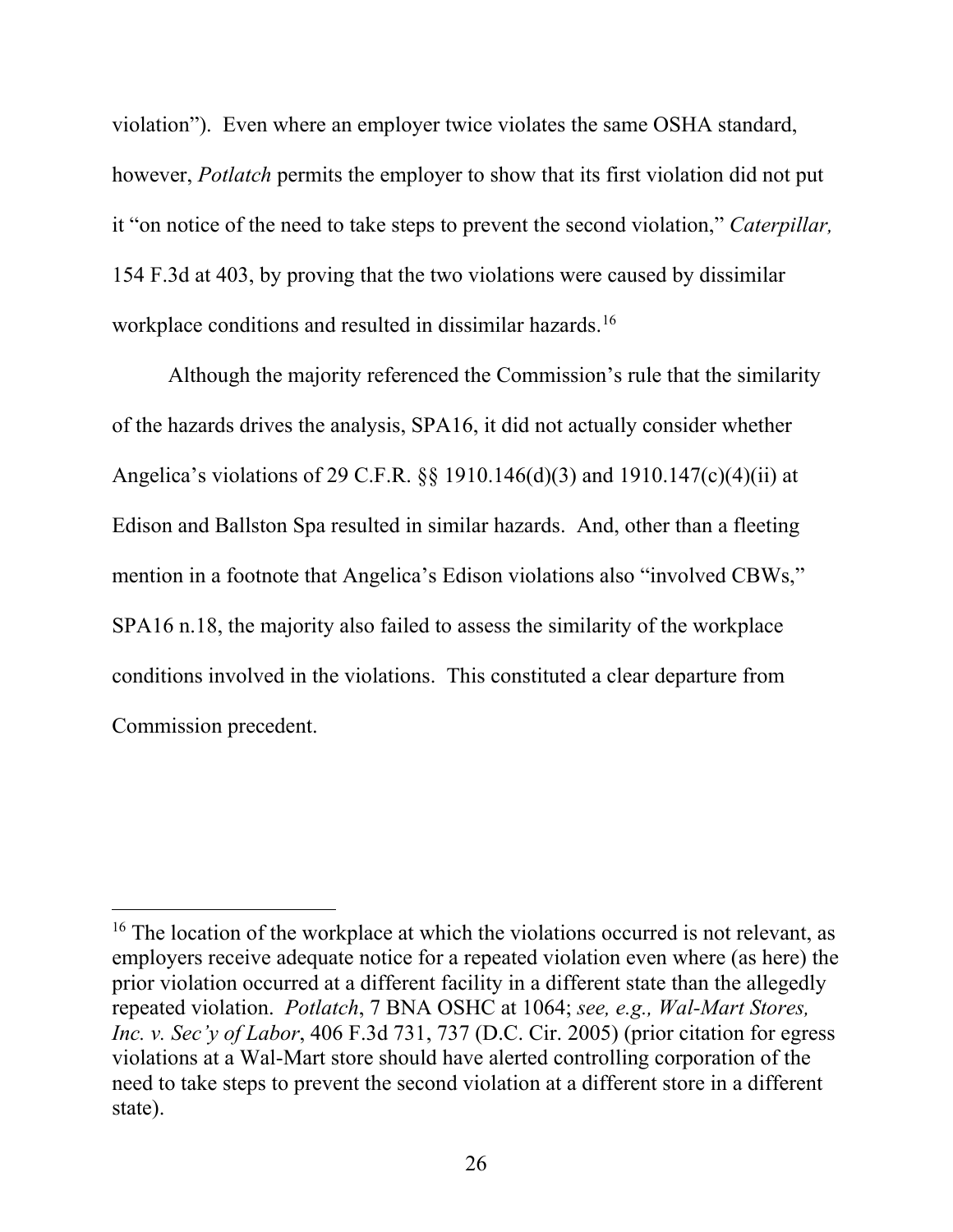violation"). Even where an employer twice violates the same OSHA standard, however, *Potlatch* permits the employer to show that its first violation did not put it "on notice of the need to take steps to prevent the second violation," *Caterpillar,* 154 F.3d at 403, by proving that the two violations were caused by dissimilar workplace conditions and resulted in dissimilar hazards.[16]

Although the majority referenced the Commission's rule that the similarity of the hazards drives the analysis, SPA16, it did not actually consider whether Angelica's violations of 29 C.F.R. §§ 1910.146(d)(3) and 1910.147(c)(4)(ii) at Edison and Ballston Spa resulted in similar hazards. And, other than a fleeting mention in a footnote that Angelica's Edison violations also "involved CBWs," SPA16 n.18, the majority also failed to assess the similarity of the workplace conditions involved in the violations. This constituted a clear departure from Commission precedent.

---

[16] The location of the workplace at which the violations occurred is not relevant, as employers receive adequate notice for a repeated violation even where (as here) the prior violation occurred at a different facility in a different state than the allegedly repeated violation. *Potlatch*, 7 BNA OSHC at 1064; *see, e.g., Wal-Mart Stores, Inc. v. Sec'y of Labor*, 406 F.3d 731, 737 (D.C. Cir. 2005) (prior citation for egress violations at a Wal-Mart store should have alerted controlling corporation of the need to take steps to prevent the second violation at a different store in a different state).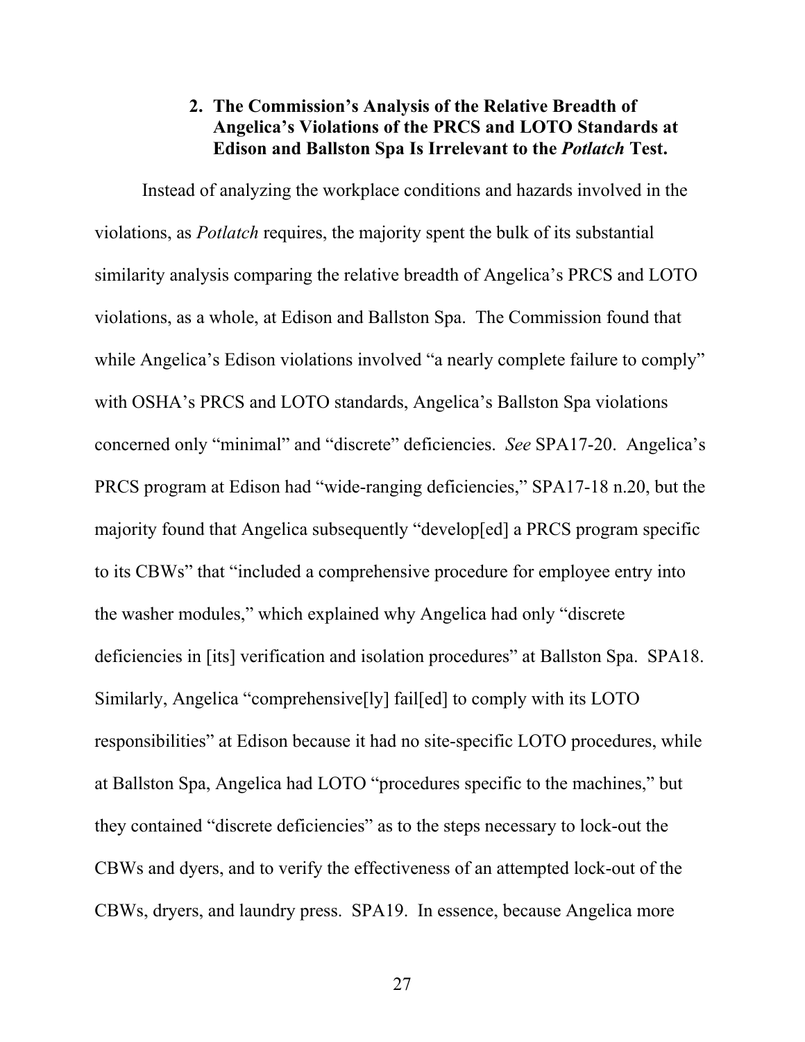### 2. The Commission's Analysis of the Relative Breadth of Angelica's Violations of the PRCS and LOTO Standards at Edison and Ballston Spa Is Irrelevant to the *Potlatch* Test.

Instead of analyzing the workplace conditions and hazards involved in the violations, as *Potlatch* requires, the majority spent the bulk of its substantial similarity analysis comparing the relative breadth of Angelica's PRCS and LOTO violations, as a whole, at Edison and Ballston Spa. The Commission found that while Angelica's Edison violations involved "a nearly complete failure to comply" with OSHA's PRCS and LOTO standards, Angelica's Ballston Spa violations concerned only "minimal" and "discrete" deficiencies. *See* SPA17-20. Angelica's PRCS program at Edison had "wide-ranging deficiencies," SPA17-18 n.20, but the majority found that Angelica subsequently "develop[ed] a PRCS program specific to its CBWs" that "included a comprehensive procedure for employee entry into the washer modules," which explained why Angelica had only "discrete deficiencies in [its] verification and isolation procedures" at Ballston Spa. SPA18. Similarly, Angelica "comprehensive[ly] fail[ed] to comply with its LOTO responsibilities" at Edison because it had no site-specific LOTO procedures, while at Ballston Spa, Angelica had LOTO "procedures specific to the machines," but they contained "discrete deficiencies" as to the steps necessary to lock-out the CBWs and dyers, and to verify the effectiveness of an attempted lock-out of the CBWs, dryers, and laundry press. SPA19. In essence, because Angelica more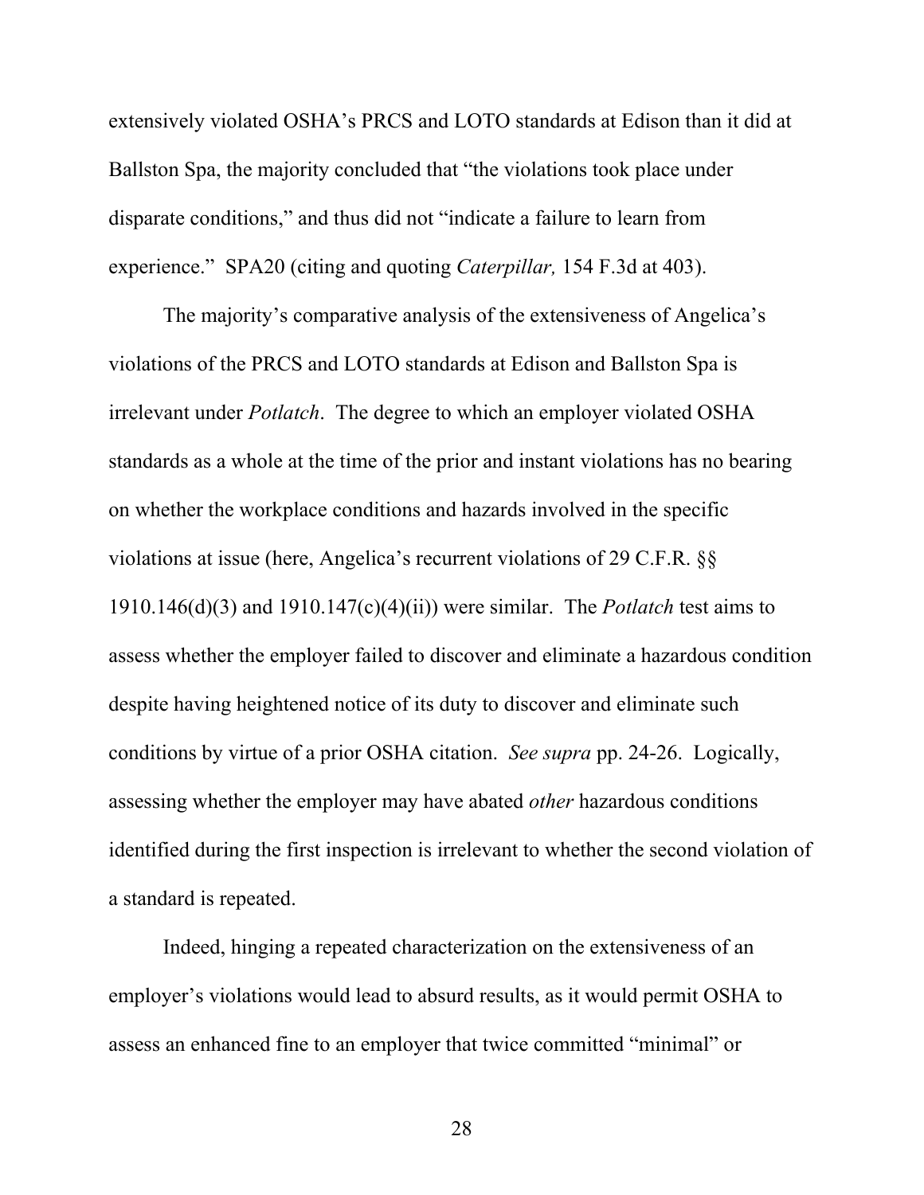extensively violated OSHA's PRCS and LOTO standards at Edison than it did at Ballston Spa, the majority concluded that "the violations took place under disparate conditions," and thus did not "indicate a failure to learn from experience." SPA20 (citing and quoting *Caterpillar,* 154 F.3d at 403).

The majority's comparative analysis of the extensiveness of Angelica's violations of the PRCS and LOTO standards at Edison and Ballston Spa is irrelevant under *Potlatch*. The degree to which an employer violated OSHA standards as a whole at the time of the prior and instant violations has no bearing on whether the workplace conditions and hazards involved in the specific violations at issue (here, Angelica's recurrent violations of 29 C.F.R. §§ 1910.146(d)(3) and 1910.147(c)(4)(ii)) were similar. The *Potlatch* test aims to assess whether the employer failed to discover and eliminate a hazardous condition despite having heightened notice of its duty to discover and eliminate such conditions by virtue of a prior OSHA citation. *See supra* pp. 24-26. Logically, assessing whether the employer may have abated *other* hazardous conditions identified during the first inspection is irrelevant to whether the second violation of a standard is repeated.

Indeed, hinging a repeated characterization on the extensiveness of an employer's violations would lead to absurd results, as it would permit OSHA to assess an enhanced fine to an employer that twice committed "minimal" or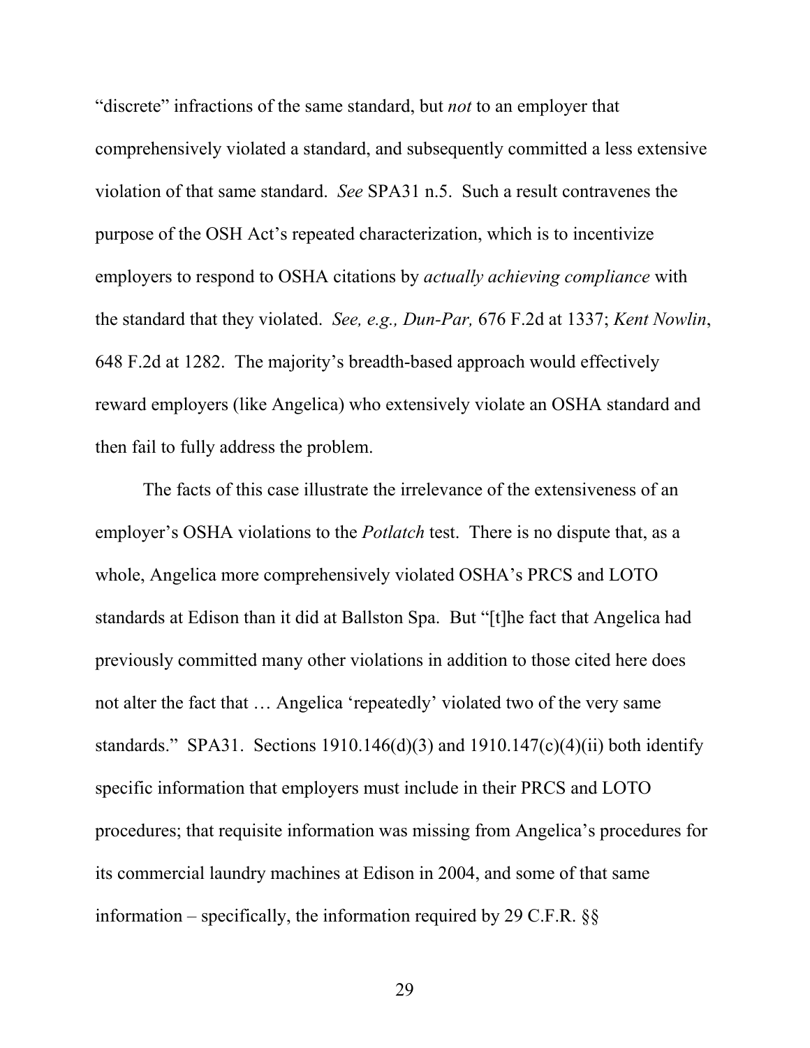"discrete" infractions of the same standard, but *not* to an employer that comprehensively violated a standard, and subsequently committed a less extensive violation of that same standard. *See* SPA31 n.5. Such a result contravenes the purpose of the OSH Act's repeated characterization, which is to incentivize employers to respond to OSHA citations by *actually achieving compliance* with the standard that they violated. *See, e.g., Dun-Par,* 676 F.2d at 1337; *Kent Nowlin*, 648 F.2d at 1282. The majority's breadth-based approach would effectively reward employers (like Angelica) who extensively violate an OSHA standard and then fail to fully address the problem.

The facts of this case illustrate the irrelevance of the extensiveness of an employer's OSHA violations to the *Potlatch* test. There is no dispute that, as a whole, Angelica more comprehensively violated OSHA's PRCS and LOTO standards at Edison than it did at Ballston Spa. But "[t]he fact that Angelica had previously committed many other violations in addition to those cited here does not alter the fact that … Angelica 'repeatedly' violated two of the very same standards." SPA31. Sections 1910.146(d)(3) and 1910.147(c)(4)(ii) both identify specific information that employers must include in their PRCS and LOTO procedures; that requisite information was missing from Angelica's procedures for its commercial laundry machines at Edison in 2004, and some of that same information – specifically, the information required by 29 C.F.R. §§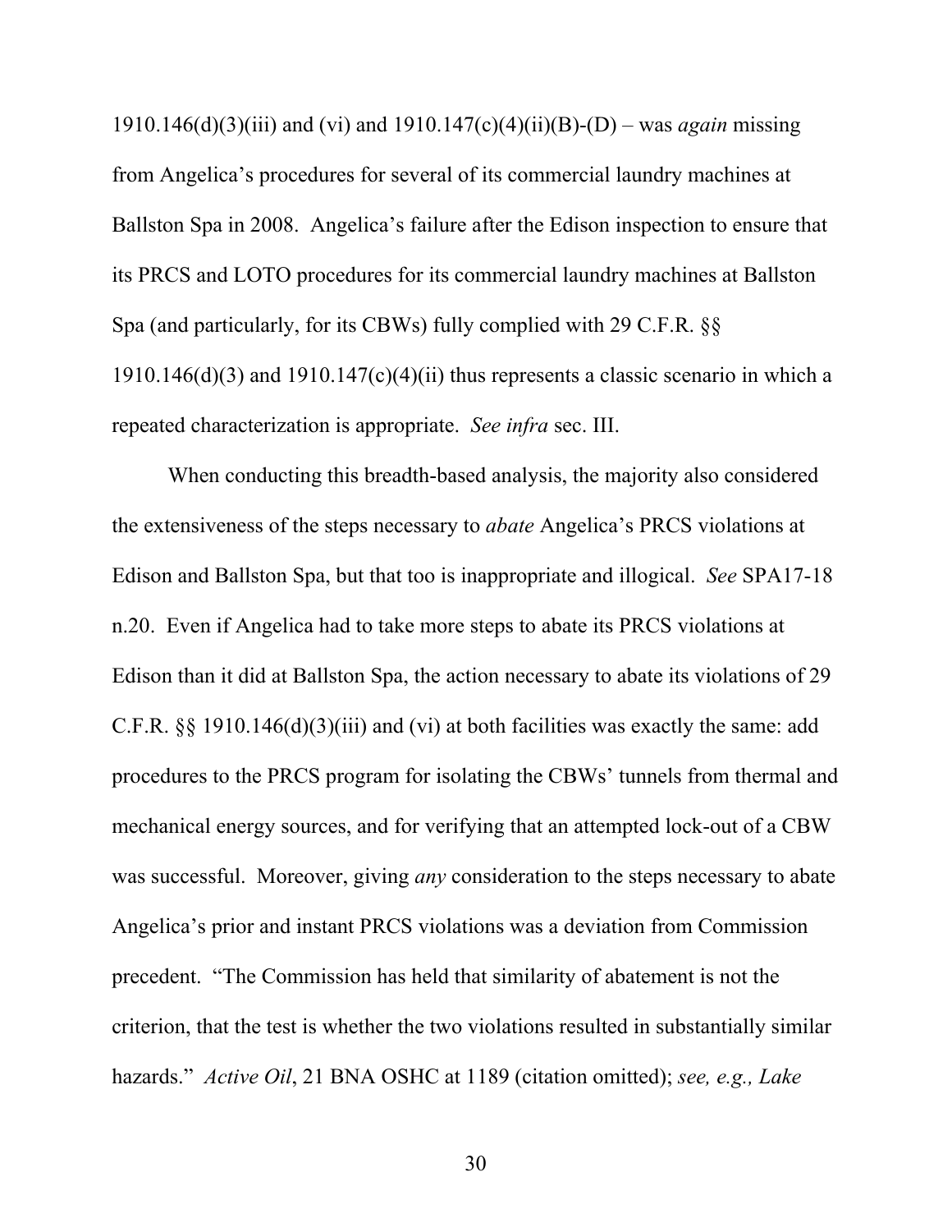1910.146(d)(3)(iii) and (vi) and 1910.147(c)(4)(ii)(B)-(D) – was *again* missing from Angelica's procedures for several of its commercial laundry machines at Ballston Spa in 2008. Angelica's failure after the Edison inspection to ensure that its PRCS and LOTO procedures for its commercial laundry machines at Ballston Spa (and particularly, for its CBWs) fully complied with 29 C.F.R. §§ 1910.146(d)(3) and 1910.147(c)(4)(ii) thus represents a classic scenario in which a repeated characterization is appropriate. *See infra* sec. III.

When conducting this breadth-based analysis, the majority also considered the extensiveness of the steps necessary to *abate* Angelica's PRCS violations at Edison and Ballston Spa, but that too is inappropriate and illogical. *See* SPA17-18 n.20. Even if Angelica had to take more steps to abate its PRCS violations at Edison than it did at Ballston Spa, the action necessary to abate its violations of 29 C.F.R. §§ 1910.146(d)(3)(iii) and (vi) at both facilities was exactly the same: add procedures to the PRCS program for isolating the CBWs' tunnels from thermal and mechanical energy sources, and for verifying that an attempted lock-out of a CBW was successful. Moreover, giving *any* consideration to the steps necessary to abate Angelica's prior and instant PRCS violations was a deviation from Commission precedent. "The Commission has held that similarity of abatement is not the criterion, that the test is whether the two violations resulted in substantially similar hazards." *Active Oil*, 21 BNA OSHC at 1189 (citation omitted); *see, e.g., Lake*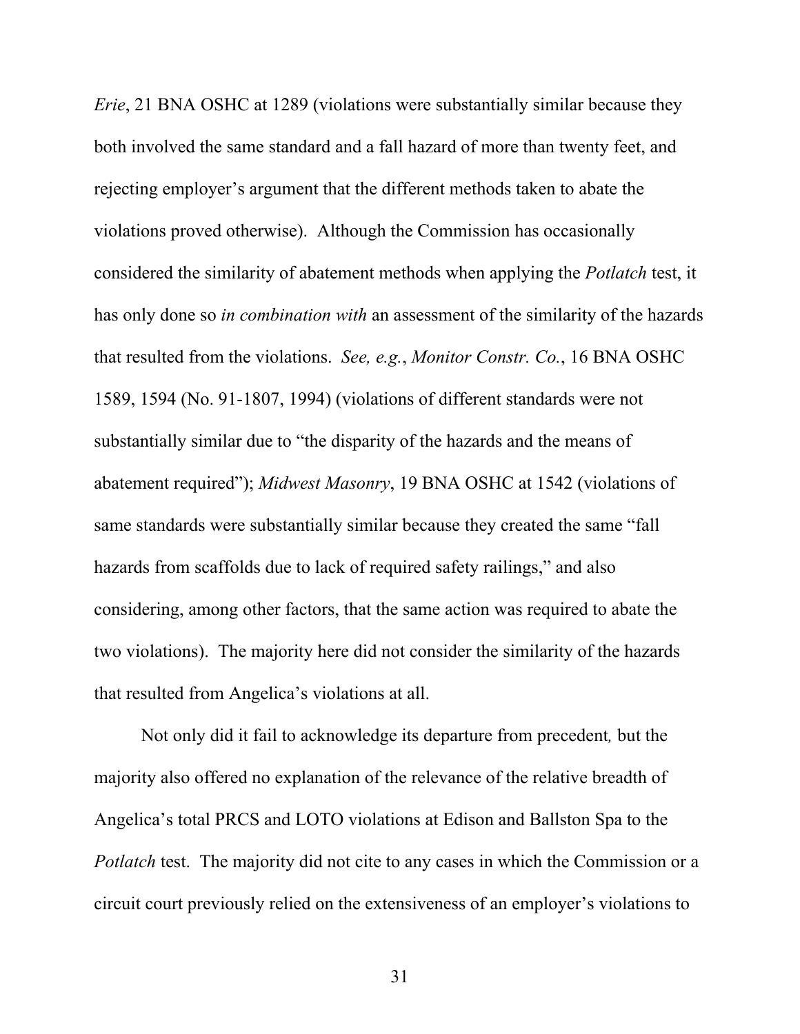*Erie*, 21 BNA OSHC at 1289 (violations were substantially similar because they both involved the same standard and a fall hazard of more than twenty feet, and rejecting employer's argument that the different methods taken to abate the violations proved otherwise). Although the Commission has occasionally considered the similarity of abatement methods when applying the *Potlatch* test, it has only done so *in combination with* an assessment of the similarity of the hazards that resulted from the violations. *See, e.g.*, *Monitor Constr. Co.*, 16 BNA OSHC 1589, 1594 (No. 91-1807, 1994) (violations of different standards were not substantially similar due to "the disparity of the hazards and the means of abatement required"); *Midwest Masonry*, 19 BNA OSHC at 1542 (violations of same standards were substantially similar because they created the same "fall hazards from scaffolds due to lack of required safety railings," and also considering, among other factors, that the same action was required to abate the two violations). The majority here did not consider the similarity of the hazards that resulted from Angelica's violations at all.

Not only did it fail to acknowledge its departure from precedent, but the majority also offered no explanation of the relevance of the relative breadth of Angelica's total PRCS and LOTO violations at Edison and Ballston Spa to the *Potlatch* test. The majority did not cite to any cases in which the Commission or a circuit court previously relied on the extensiveness of an employer's violations to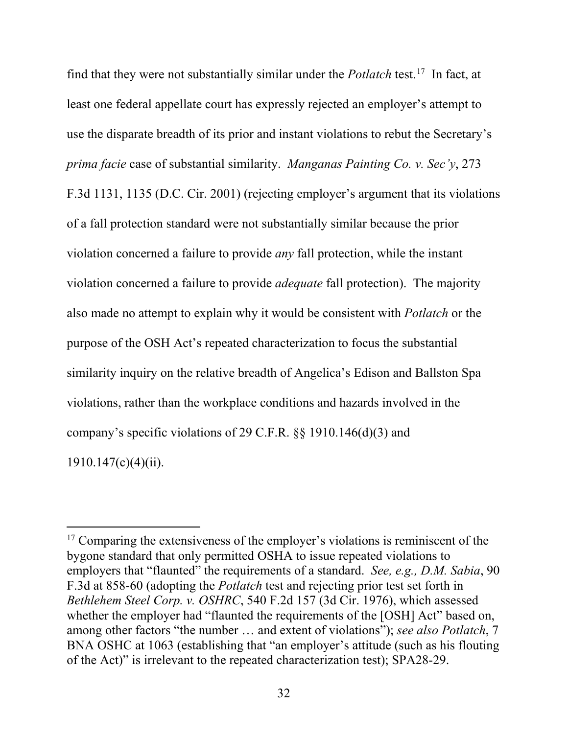find that they were not substantially similar under the *Potlatch* test.[17] In fact, at least one federal appellate court has expressly rejected an employer's attempt to use the disparate breadth of its prior and instant violations to rebut the Secretary's *prima facie* case of substantial similarity. *Manganas Painting Co. v. Sec'y*, 273 F.3d 1131, 1135 (D.C. Cir. 2001) (rejecting employer's argument that its violations of a fall protection standard were not substantially similar because the prior violation concerned a failure to provide *any* fall protection, while the instant violation concerned a failure to provide *adequate* fall protection). The majority also made no attempt to explain why it would be consistent with *Potlatch* or the purpose of the OSH Act's repeated characterization to focus the substantial similarity inquiry on the relative breadth of Angelica's Edison and Ballston Spa violations, rather than the workplace conditions and hazards involved in the company's specific violations of 29 C.F.R. §§ 1910.146(d)(3) and 1910.147(c)(4)(ii).

---

[17] Comparing the extensiveness of the employer's violations is reminiscent of the bygone standard that only permitted OSHA to issue repeated violations to employers that "flaunted" the requirements of a standard. *See, e.g., D.M. Sabia*, 90 F.3d at 858-60 (adopting the *Potlatch* test and rejecting prior test set forth in *Bethlehem Steel Corp. v. OSHRC*, 540 F.2d 157 (3d Cir. 1976), which assessed whether the employer had "flaunted the requirements of the [OSH] Act" based on, among other factors "the number … and extent of violations"); *see also Potlatch*, 7 BNA OSHC at 1063 (establishing that "an employer's attitude (such as his flouting of the Act)" is irrelevant to the repeated characterization test); SPA28-29.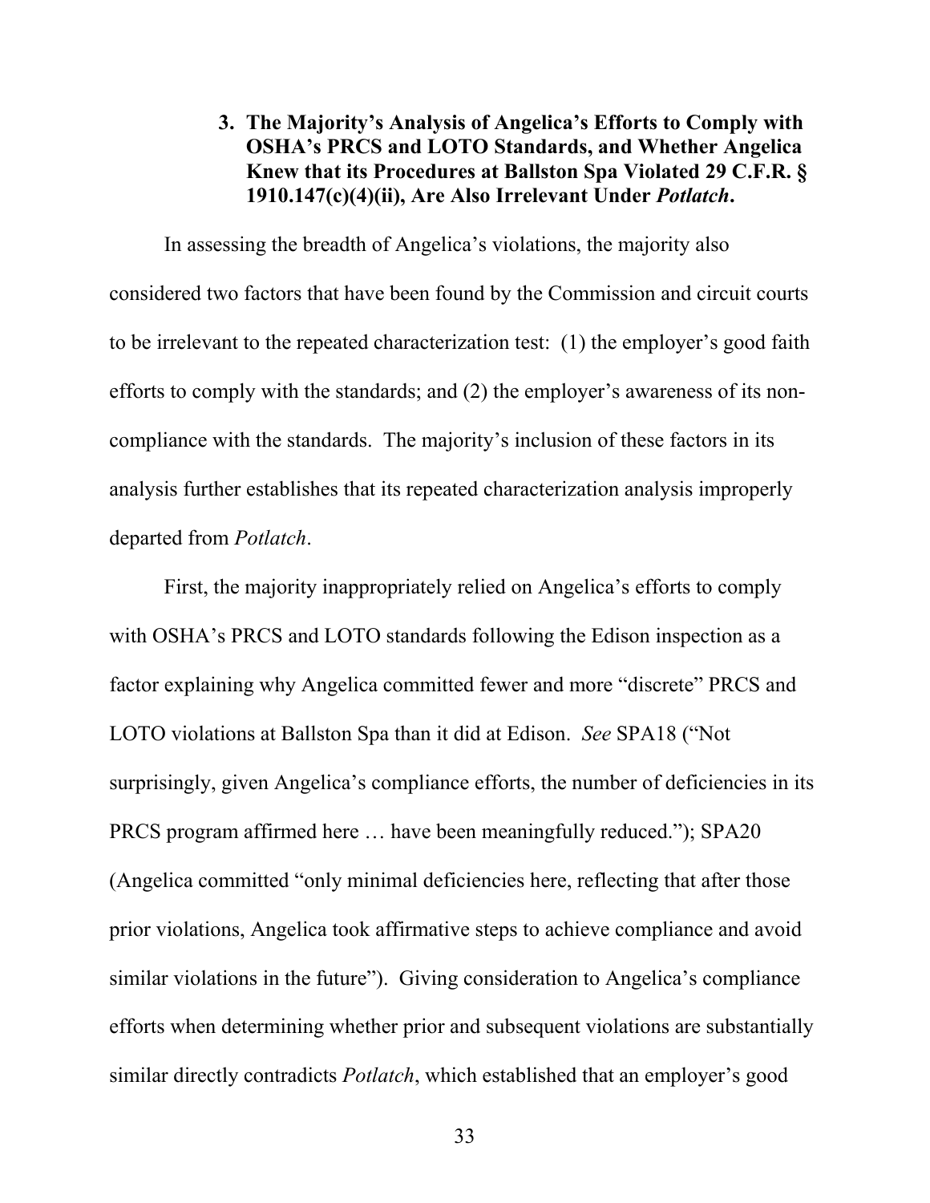### 3. The Majority's Analysis of Angelica's Efforts to Comply with OSHA's PRCS and LOTO Standards, and Whether Angelica Knew that its Procedures at Ballston Spa Violated 29 C.F.R. § 1910.147(c)(4)(ii), Are Also Irrelevant Under *Potlatch*.

In assessing the breadth of Angelica's violations, the majority also considered two factors that have been found by the Commission and circuit courts to be irrelevant to the repeated characterization test: (1) the employer's good faith efforts to comply with the standards; and (2) the employer's awareness of its non-compliance with the standards. The majority's inclusion of these factors in its analysis further establishes that its repeated characterization analysis improperly departed from *Potlatch*.

First, the majority inappropriately relied on Angelica's efforts to comply with OSHA's PRCS and LOTO standards following the Edison inspection as a factor explaining why Angelica committed fewer and more "discrete" PRCS and LOTO violations at Ballston Spa than it did at Edison. *See* SPA18 ("Not surprisingly, given Angelica's compliance efforts, the number of deficiencies in its PRCS program affirmed here … have been meaningfully reduced."); SPA20 (Angelica committed "only minimal deficiencies here, reflecting that after those prior violations, Angelica took affirmative steps to achieve compliance and avoid similar violations in the future"). Giving consideration to Angelica's compliance efforts when determining whether prior and subsequent violations are substantially similar directly contradicts *Potlatch*, which established that an employer's good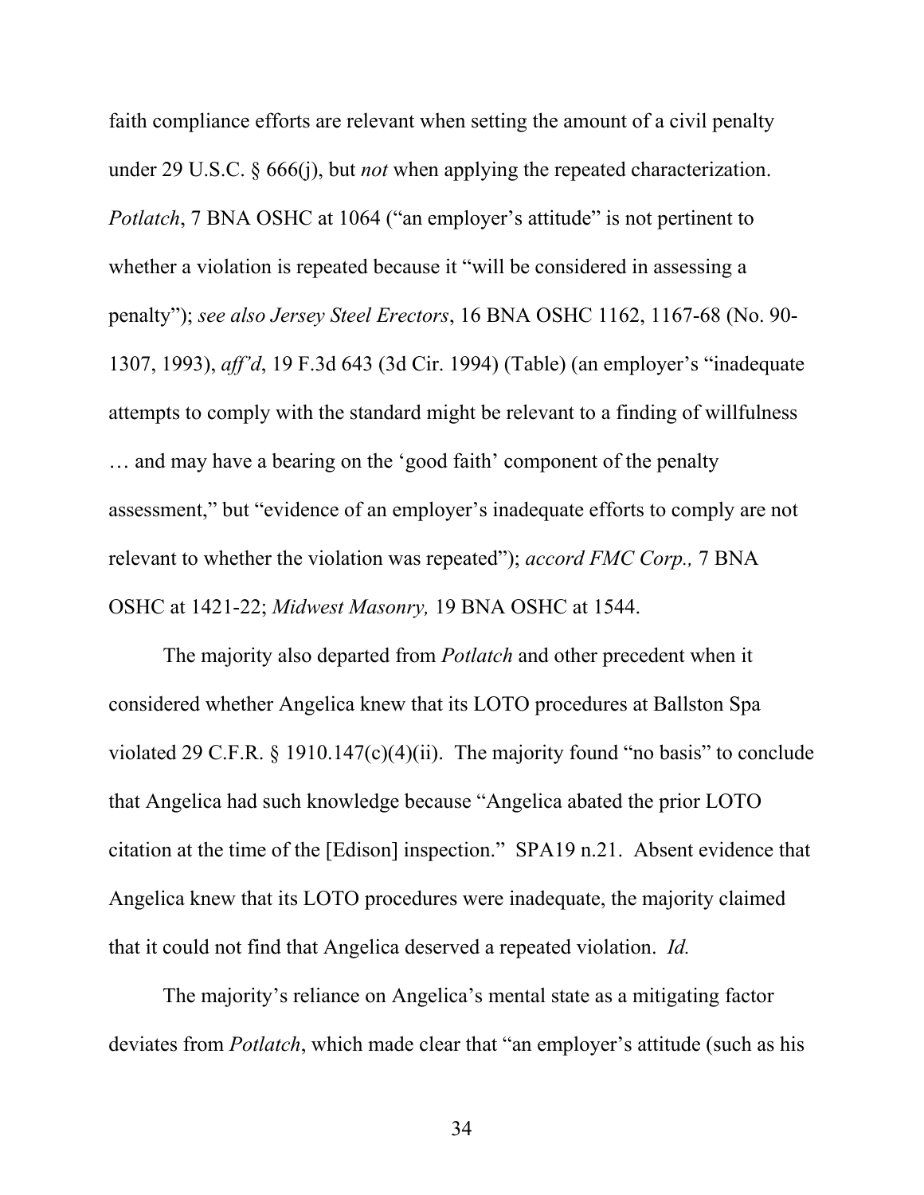faith compliance efforts are relevant when setting the amount of a civil penalty under 29 U.S.C. § 666(j), but *not* when applying the repeated characterization. *Potlatch*, 7 BNA OSHC at 1064 ("an employer's attitude" is not pertinent to whether a violation is repeated because it "will be considered in assessing a penalty"); *see also Jersey Steel Erectors*, 16 BNA OSHC 1162, 1167-68 (No. 90-1307, 1993), *aff'd*, 19 F.3d 643 (3d Cir. 1994) (Table) (an employer's "inadequate attempts to comply with the standard might be relevant to a finding of willfulness … and may have a bearing on the 'good faith' component of the penalty assessment," but "evidence of an employer's inadequate efforts to comply are not relevant to whether the violation was repeated"); *accord FMC Corp.,* 7 BNA OSHC at 1421-22; *Midwest Masonry,* 19 BNA OSHC at 1544.

The majority also departed from *Potlatch* and other precedent when it considered whether Angelica knew that its LOTO procedures at Ballston Spa violated 29 C.F.R. § 1910.147(c)(4)(ii). The majority found "no basis" to conclude that Angelica had such knowledge because "Angelica abated the prior LOTO citation at the time of the [Edison] inspection." SPA19 n.21. Absent evidence that Angelica knew that its LOTO procedures were inadequate, the majority claimed that it could not find that Angelica deserved a repeated violation. *Id.*

The majority's reliance on Angelica's mental state as a mitigating factor deviates from *Potlatch*, which made clear that "an employer's attitude (such as his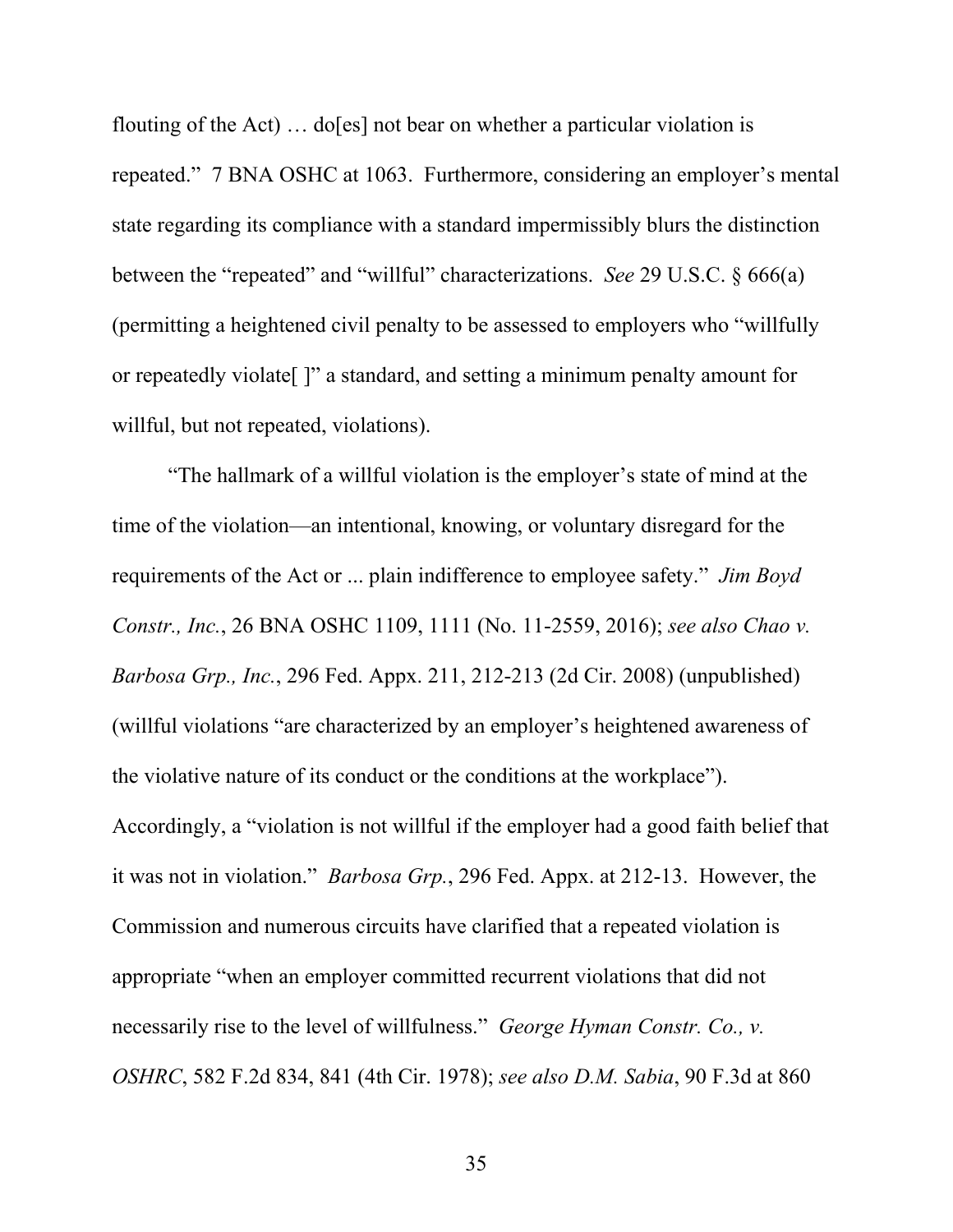flouting of the Act) … do[es] not bear on whether a particular violation is repeated." 7 BNA OSHC at 1063. Furthermore, considering an employer's mental state regarding its compliance with a standard impermissibly blurs the distinction between the "repeated" and "willful" characterizations. *See* 29 U.S.C. § 666(a) (permitting a heightened civil penalty to be assessed to employers who "willfully or repeatedly violate[ ]" a standard, and setting a minimum penalty amount for willful, but not repeated, violations).

"The hallmark of a willful violation is the employer's state of mind at the time of the violation—an intentional, knowing, or voluntary disregard for the requirements of the Act or ... plain indifference to employee safety." *Jim Boyd Constr., Inc.*, 26 BNA OSHC 1109, 1111 (No. 11-2559, 2016); *see also Chao v. Barbosa Grp., Inc.*, 296 Fed. Appx. 211, 212-213 (2d Cir. 2008) (unpublished) (willful violations "are characterized by an employer's heightened awareness of the violative nature of its conduct or the conditions at the workplace"). Accordingly, a "violation is not willful if the employer had a good faith belief that it was not in violation." *Barbosa Grp.*, 296 Fed. Appx. at 212-13. However, the Commission and numerous circuits have clarified that a repeated violation is appropriate "when an employer committed recurrent violations that did not necessarily rise to the level of willfulness." *George Hyman Constr. Co., v. OSHRC*, 582 F.2d 834, 841 (4th Cir. 1978); *see also D.M. Sabia*, 90 F.3d at 860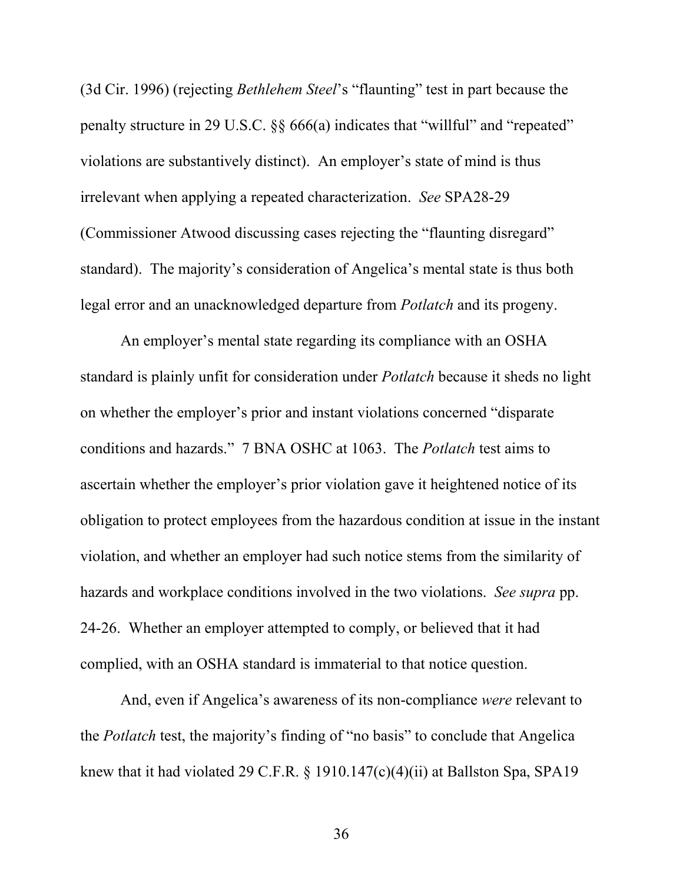(3d Cir. 1996) (rejecting *Bethlehem Steel*'s "flaunting" test in part because the penalty structure in 29 U.S.C. §§ 666(a) indicates that "willful" and "repeated" violations are substantively distinct). An employer's state of mind is thus irrelevant when applying a repeated characterization. *See* SPA28-29 (Commissioner Atwood discussing cases rejecting the "flaunting disregard" standard). The majority's consideration of Angelica's mental state is thus both legal error and an unacknowledged departure from *Potlatch* and its progeny.

An employer's mental state regarding its compliance with an OSHA standard is plainly unfit for consideration under *Potlatch* because it sheds no light on whether the employer's prior and instant violations concerned "disparate conditions and hazards." 7 BNA OSHC at 1063. The *Potlatch* test aims to ascertain whether the employer's prior violation gave it heightened notice of its obligation to protect employees from the hazardous condition at issue in the instant violation, and whether an employer had such notice stems from the similarity of hazards and workplace conditions involved in the two violations. *See supra* pp. 24-26. Whether an employer attempted to comply, or believed that it had complied, with an OSHA standard is immaterial to that notice question.

And, even if Angelica's awareness of its non-compliance *were* relevant to the *Potlatch* test, the majority's finding of "no basis" to conclude that Angelica knew that it had violated 29 C.F.R. § 1910.147(c)(4)(ii) at Ballston Spa, SPA19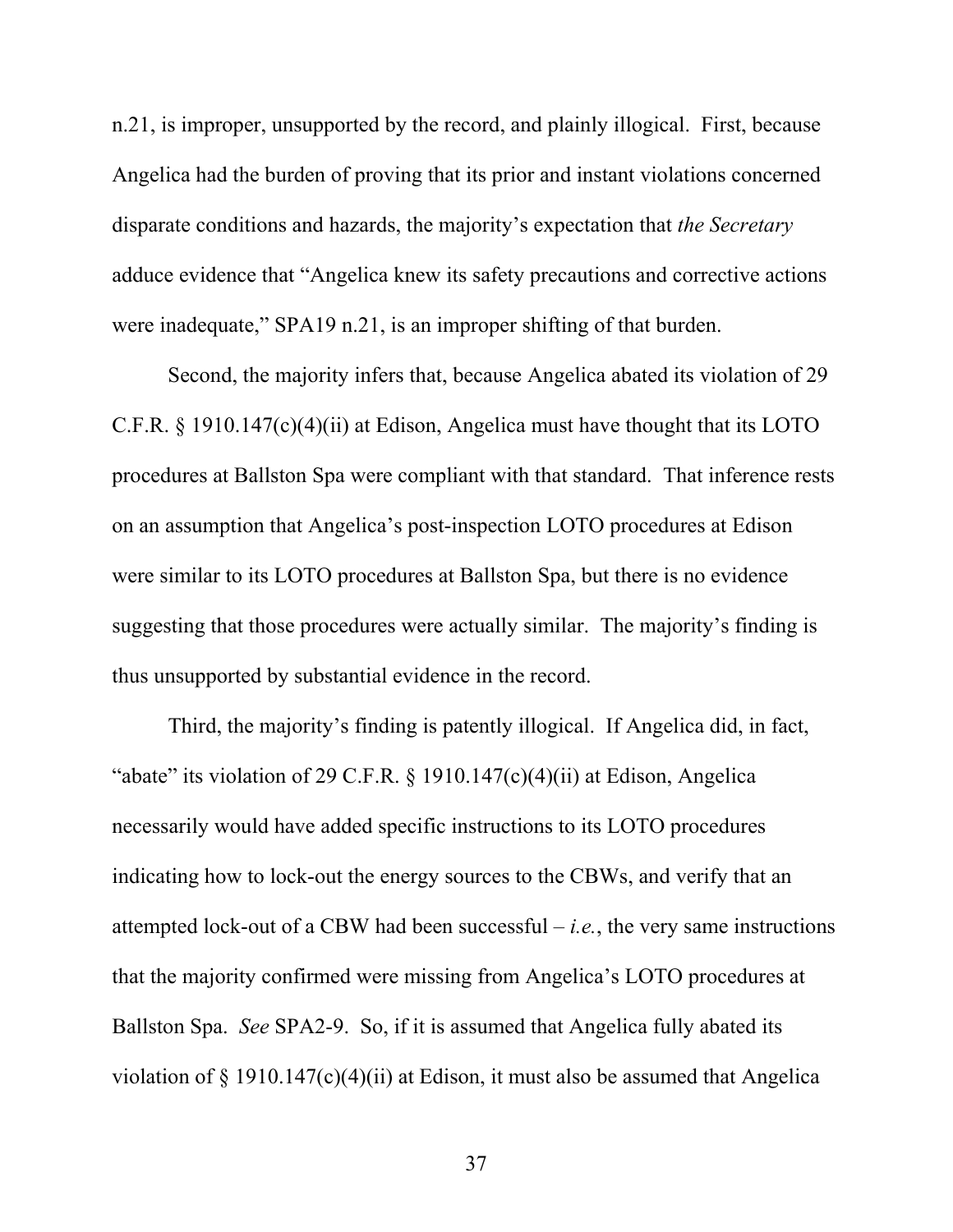n.21, is improper, unsupported by the record, and plainly illogical. First, because Angelica had the burden of proving that its prior and instant violations concerned disparate conditions and hazards, the majority's expectation that *the Secretary* adduce evidence that "Angelica knew its safety precautions and corrective actions were inadequate," SPA19 n.21, is an improper shifting of that burden.

Second, the majority infers that, because Angelica abated its violation of 29 C.F.R. § 1910.147(c)(4)(ii) at Edison, Angelica must have thought that its LOTO procedures at Ballston Spa were compliant with that standard. That inference rests on an assumption that Angelica's post-inspection LOTO procedures at Edison were similar to its LOTO procedures at Ballston Spa, but there is no evidence suggesting that those procedures were actually similar. The majority's finding is thus unsupported by substantial evidence in the record.

Third, the majority's finding is patently illogical. If Angelica did, in fact, "abate" its violation of 29 C.F.R. § 1910.147(c)(4)(ii) at Edison, Angelica necessarily would have added specific instructions to its LOTO procedures indicating how to lock-out the energy sources to the CBWs, and verify that an attempted lock-out of a CBW had been successful – *i.e.*, the very same instructions that the majority confirmed were missing from Angelica's LOTO procedures at Ballston Spa. *See* SPA2-9. So, if it is assumed that Angelica fully abated its violation of § 1910.147(c)(4)(ii) at Edison, it must also be assumed that Angelica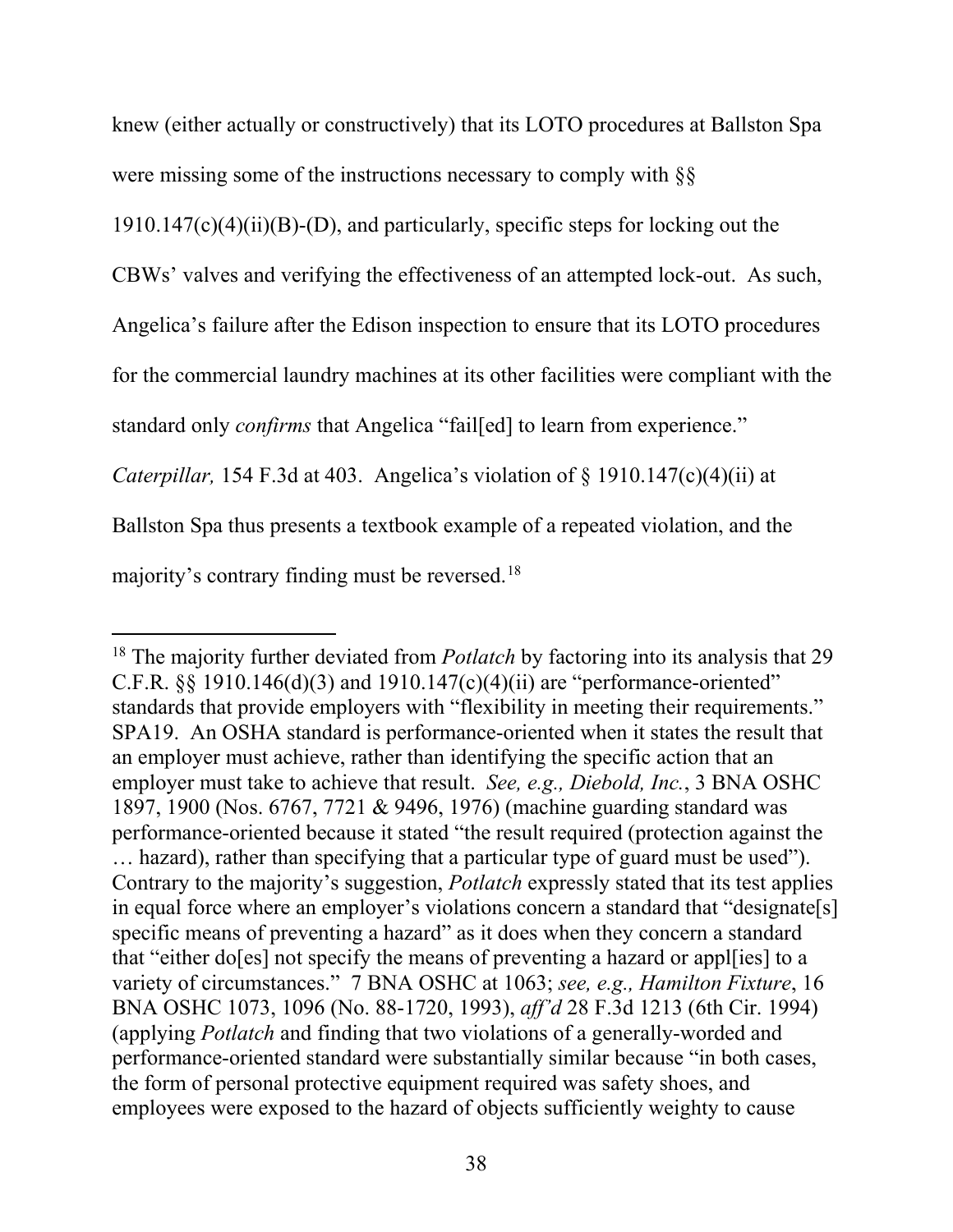knew (either actually or constructively) that its LOTO procedures at Ballston Spa were missing some of the instructions necessary to comply with §§ 1910.147(c)(4)(ii)(B)-(D), and particularly, specific steps for locking out the CBWs' valves and verifying the effectiveness of an attempted lock-out. As such, Angelica's failure after the Edison inspection to ensure that its LOTO procedures for the commercial laundry machines at its other facilities were compliant with the standard only *confirms* that Angelica "fail[ed] to learn from experience." *Caterpillar,* 154 F.3d at 403. Angelica's violation of § 1910.147(c)(4)(ii) at Ballston Spa thus presents a textbook example of a repeated violation, and the majority's contrary finding must be reversed.[18]

---

[18] The majority further deviated from *Potlatch* by factoring into its analysis that 29 C.F.R. §§ 1910.146(d)(3) and 1910.147(c)(4)(ii) are "performance-oriented" standards that provide employers with "flexibility in meeting their requirements." SPA19. An OSHA standard is performance-oriented when it states the result that an employer must achieve, rather than identifying the specific action that an employer must take to achieve that result. *See, e.g., Diebold, Inc.*, 3 BNA OSHC 1897, 1900 (Nos. 6767, 7721 & 9496, 1976) (machine guarding standard was performance-oriented because it stated "the result required (protection against the … hazard), rather than specifying that a particular type of guard must be used"). Contrary to the majority's suggestion, *Potlatch* expressly stated that its test applies in equal force where an employer's violations concern a standard that "designate[s] specific means of preventing a hazard" as it does when they concern a standard that "either do[es] not specify the means of preventing a hazard or appl[ies] to a variety of circumstances." 7 BNA OSHC at 1063; *see, e.g., Hamilton Fixture*, 16 BNA OSHC 1073, 1096 (No. 88-1720, 1993), *aff'd* 28 F.3d 1213 (6th Cir. 1994) (applying *Potlatch* and finding that two violations of a generally-worded and performance-oriented standard were substantially similar because "in both cases, the form of personal protective equipment required was safety shoes, and employees were exposed to the hazard of objects sufficiently weighty to cause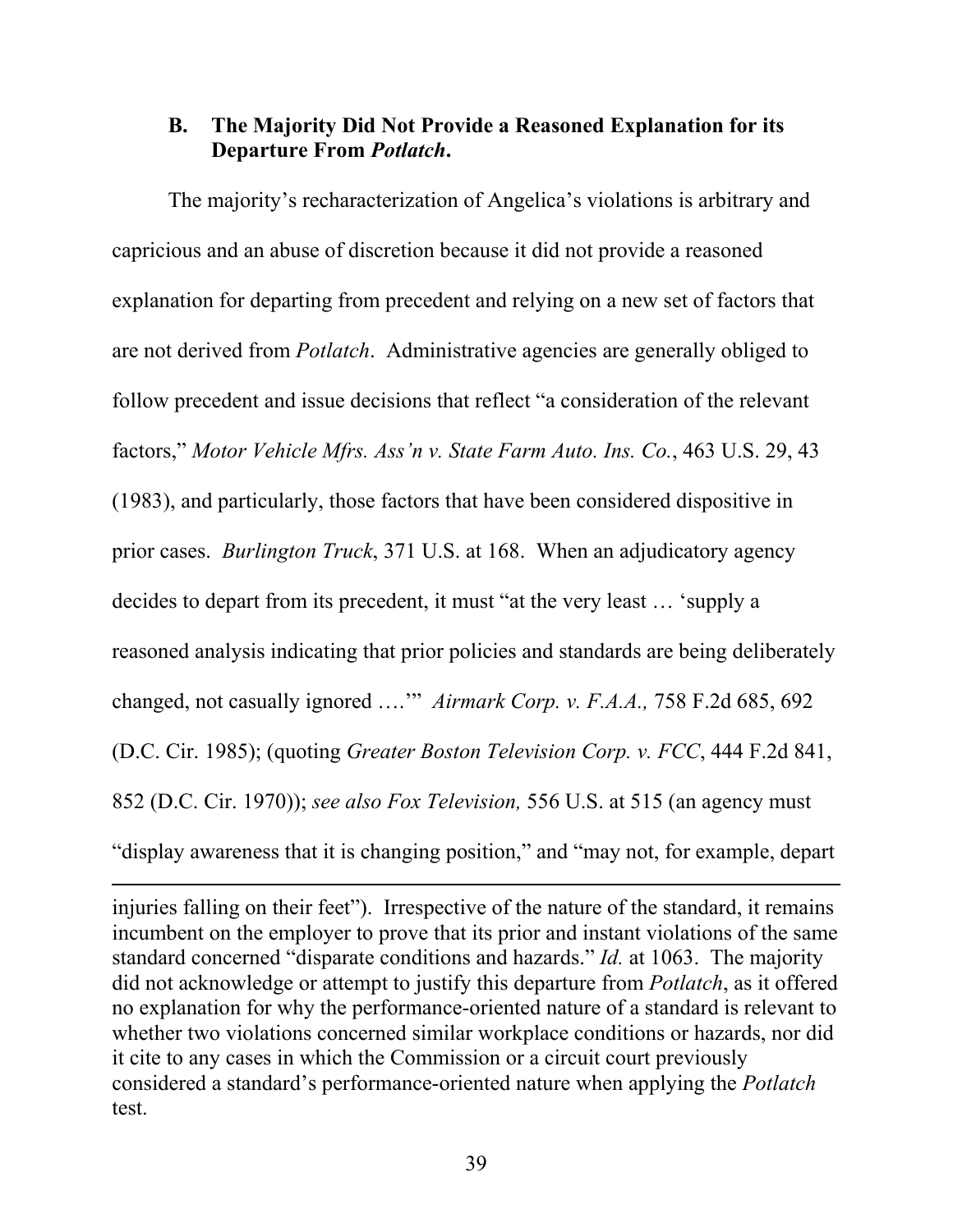### B. The Majority Did Not Provide a Reasoned Explanation for its Departure From *Potlatch*.

The majority's recharacterization of Angelica's violations is arbitrary and capricious and an abuse of discretion because it did not provide a reasoned explanation for departing from precedent and relying on a new set of factors that are not derived from *Potlatch*. Administrative agencies are generally obliged to follow precedent and issue decisions that reflect "a consideration of the relevant factors," *Motor Vehicle Mfrs. Ass'n v. State Farm Auto. Ins. Co.*, 463 U.S. 29, 43 (1983), and particularly, those factors that have been considered dispositive in prior cases. *Burlington Truck*, 371 U.S. at 168. When an adjudicatory agency decides to depart from its precedent, it must "at the very least … 'supply a reasoned analysis indicating that prior policies and standards are being deliberately changed, not casually ignored ….'" *Airmark Corp. v. F.A.A.,* 758 F.2d 685, 692 (D.C. Cir. 1985); (quoting *Greater Boston Television Corp. v. FCC*, 444 F.2d 841, 852 (D.C. Cir. 1970)); *see also Fox Television,* 556 U.S. at 515 (an agency must "display awareness that it is changing position," and "may not, for example, depart

---

injuries falling on their feet"). Irrespective of the nature of the standard, it remains incumbent on the employer to prove that its prior and instant violations of the same standard concerned "disparate conditions and hazards." *Id.* at 1063. The majority did not acknowledge or attempt to justify this departure from *Potlatch*, as it offered no explanation for why the performance-oriented nature of a standard is relevant to whether two violations concerned similar workplace conditions or hazards, nor did it cite to any cases in which the Commission or a circuit court previously considered a standard's performance-oriented nature when applying the *Potlatch* test.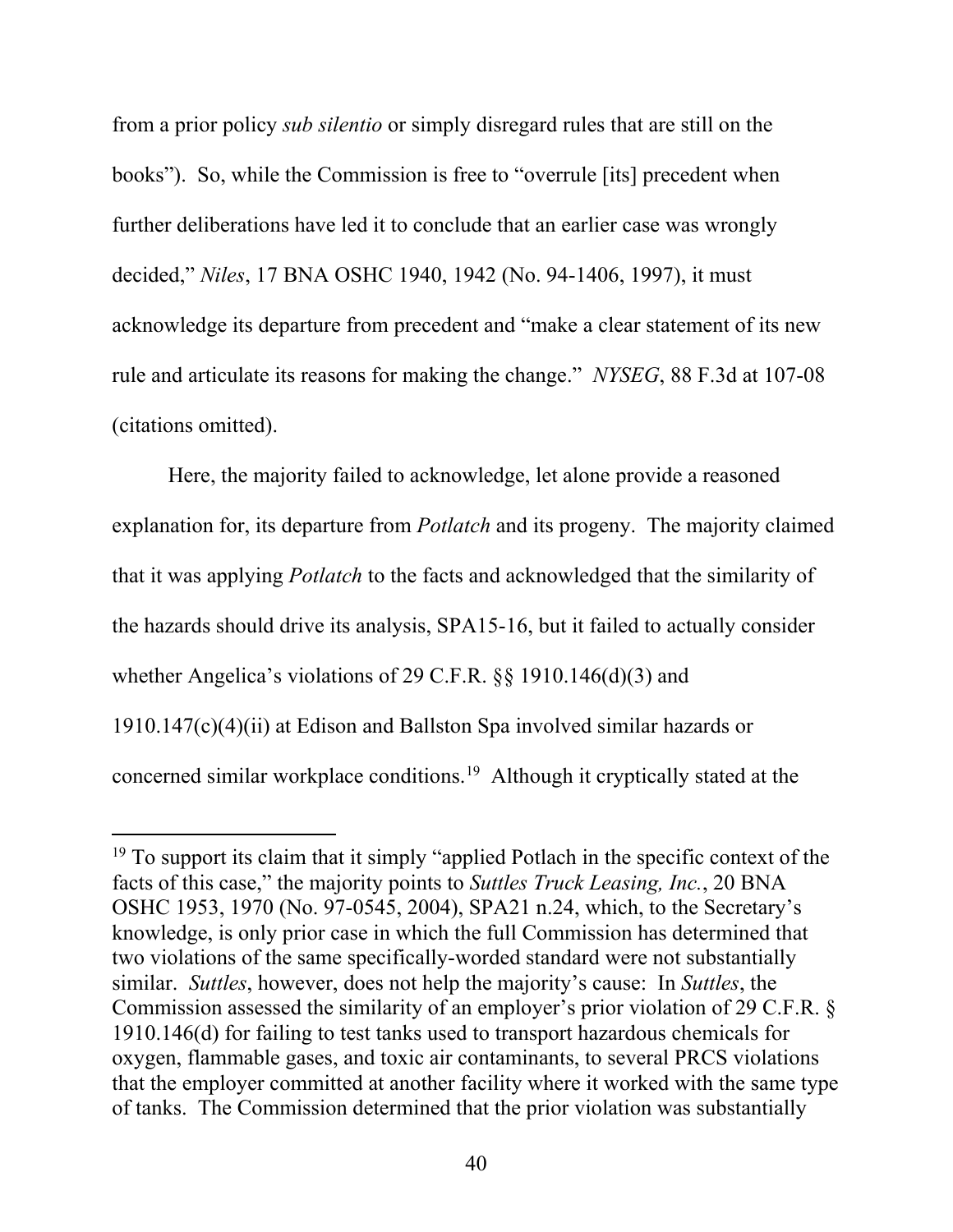from a prior policy *sub silentio* or simply disregard rules that are still on the books"). So, while the Commission is free to "overrule [its] precedent when further deliberations have led it to conclude that an earlier case was wrongly decided," *Niles*, 17 BNA OSHC 1940, 1942 (No. 94-1406, 1997), it must acknowledge its departure from precedent and "make a clear statement of its new rule and articulate its reasons for making the change." *NYSEG*, 88 F.3d at 107-08 (citations omitted).

Here, the majority failed to acknowledge, let alone provide a reasoned explanation for, its departure from *Potlatch* and its progeny. The majority claimed that it was applying *Potlatch* to the facts and acknowledged that the similarity of the hazards should drive its analysis, SPA15-16, but it failed to actually consider whether Angelica's violations of 29 C.F.R. §§ 1910.146(d)(3) and 1910.147(c)(4)(ii) at Edison and Ballston Spa involved similar hazards or concerned similar workplace conditions.[19] Although it cryptically stated at the

---

[19] To support its claim that it simply "applied Potlach in the specific context of the facts of this case," the majority points to *Suttles Truck Leasing, Inc.*, 20 BNA OSHC 1953, 1970 (No. 97-0545, 2004), SPA21 n.24, which, to the Secretary's knowledge, is only prior case in which the full Commission has determined that two violations of the same specifically-worded standard were not substantially similar. *Suttles*, however, does not help the majority's cause: In *Suttles*, the Commission assessed the similarity of an employer's prior violation of 29 C.F.R. § 1910.146(d) for failing to test tanks used to transport hazardous chemicals for oxygen, flammable gases, and toxic air contaminants, to several PRCS violations that the employer committed at another facility where it worked with the same type of tanks. The Commission determined that the prior violation was substantially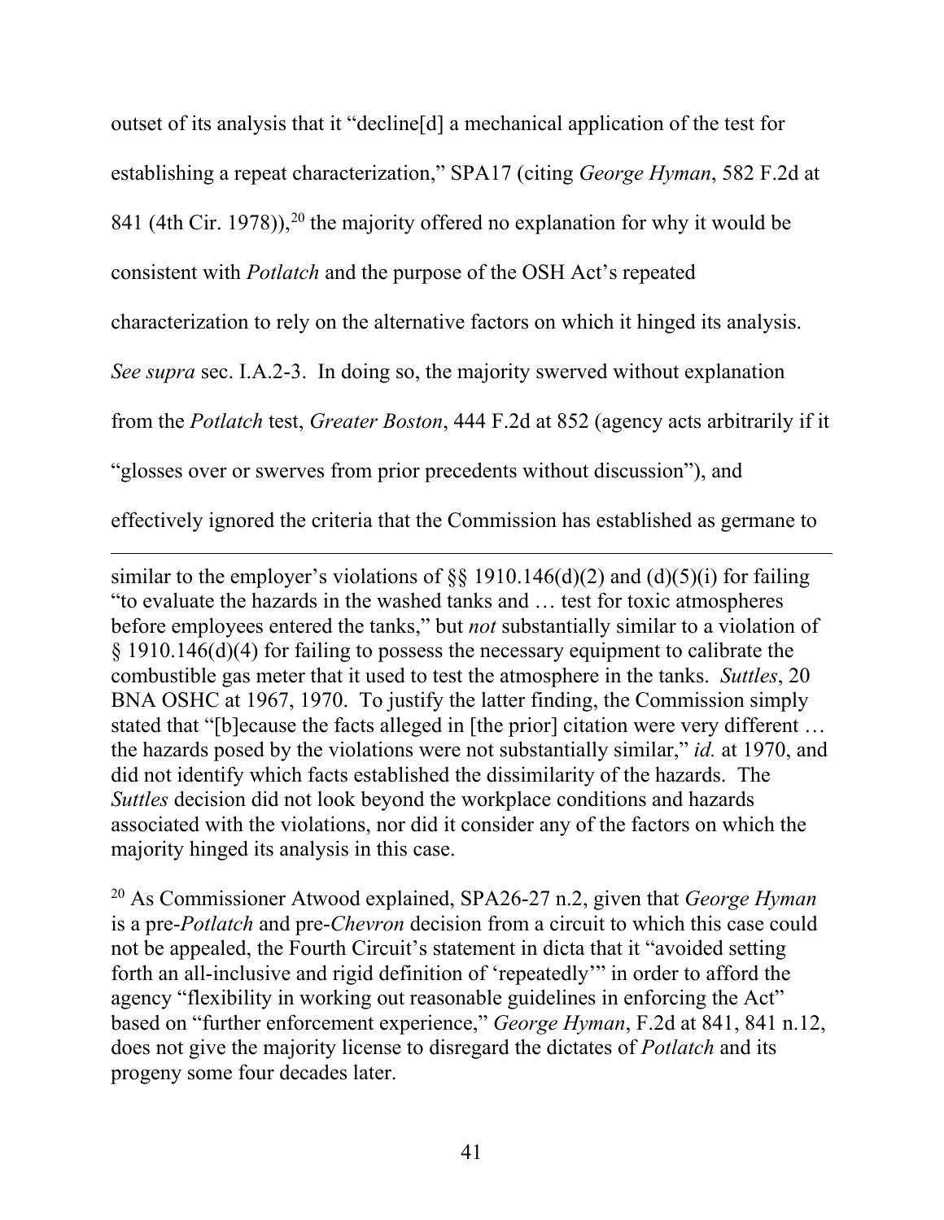outset of its analysis that it "decline[d] a mechanical application of the test for establishing a repeat characterization," SPA17 (citing *George Hyman*, 582 F.2d at 841 (4th Cir. 1978)),[20] the majority offered no explanation for why it would be consistent with *Potlatch* and the purpose of the OSH Act's repeated characterization to rely on the alternative factors on which it hinged its analysis. *See supra* sec. I.A.2-3. In doing so, the majority swerved without explanation from the *Potlatch* test, *Greater Boston*, 444 F.2d at 852 (agency acts arbitrarily if it "glosses over or swerves from prior precedents without discussion"), and effectively ignored the criteria that the Commission has established as germane to

---

similar to the employer's violations of §§ 1910.146(d)(2) and (d)(5)(i) for failing "to evaluate the hazards in the washed tanks and … test for toxic atmospheres before employees entered the tanks," but *not* substantially similar to a violation of § 1910.146(d)(4) for failing to possess the necessary equipment to calibrate the combustible gas meter that it used to test the atmosphere in the tanks. *Suttles*, 20 BNA OSHC at 1967, 1970. To justify the latter finding, the Commission simply stated that "[b]ecause the facts alleged in [the prior] citation were very different … the hazards posed by the violations were not substantially similar," *id.* at 1970, and did not identify which facts established the dissimilarity of the hazards. The *Suttles* decision did not look beyond the workplace conditions and hazards associated with the violations, nor did it consider any of the factors on which the majority hinged its analysis in this case.

[20] As Commissioner Atwood explained, SPA26-27 n.2, given that *George Hyman* is a pre-*Potlatch* and pre-*Chevron* decision from a circuit to which this case could not be appealed, the Fourth Circuit's statement in dicta that it "avoided setting forth an all-inclusive and rigid definition of 'repeatedly'" in order to afford the agency "flexibility in working out reasonable guidelines in enforcing the Act" based on "further enforcement experience," *George Hyman*, F.2d at 841, 841 n.12, does not give the majority license to disregard the dictates of *Potlatch* and its progeny some four decades later.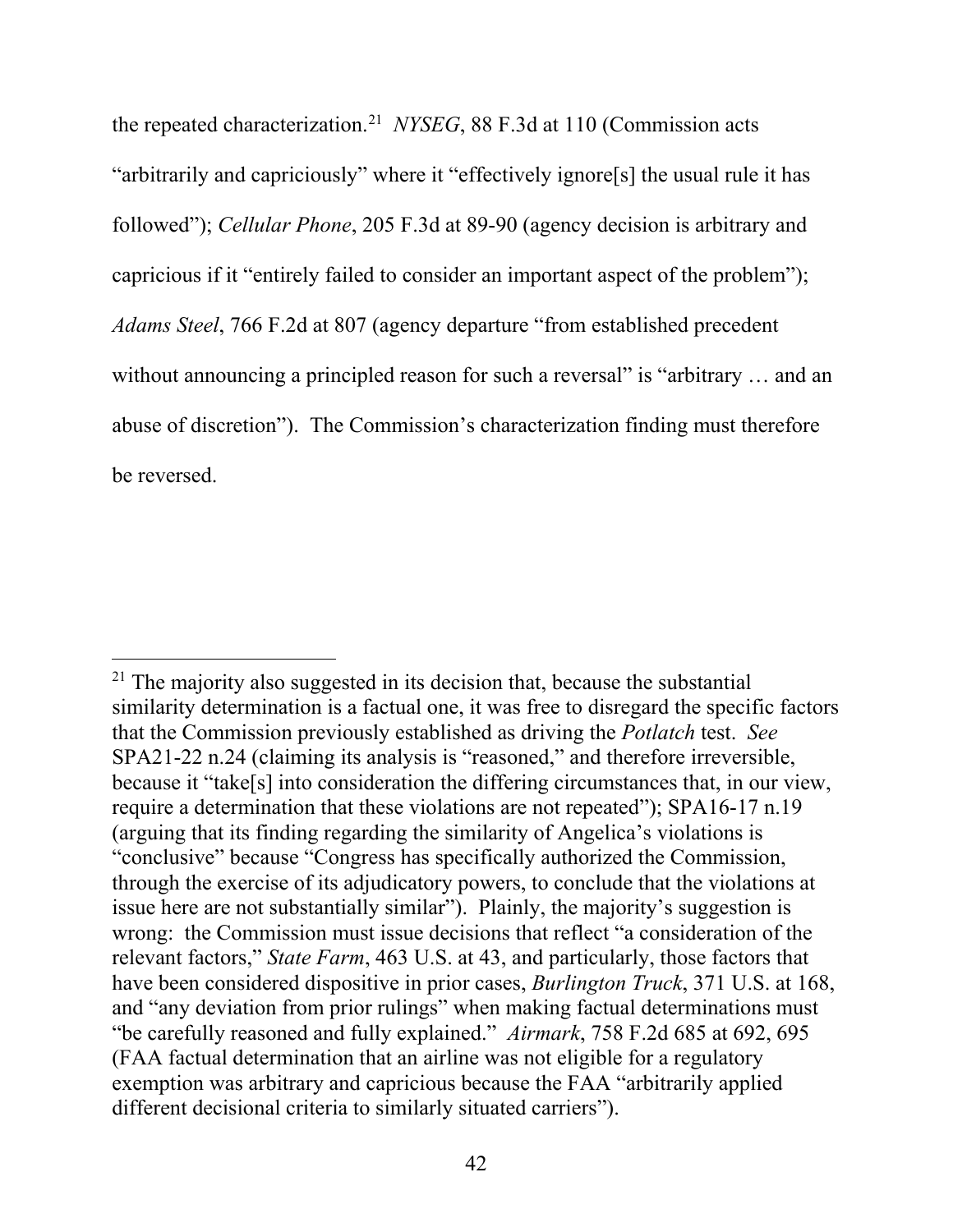the repeated characterization.[21] *NYSEG*, 88 F.3d at 110 (Commission acts "arbitrarily and capriciously" where it "effectively ignore[s] the usual rule it has followed"); *Cellular Phone*, 205 F.3d at 89-90 (agency decision is arbitrary and capricious if it "entirely failed to consider an important aspect of the problem"); *Adams Steel*, 766 F.2d at 807 (agency departure "from established precedent without announcing a principled reason for such a reversal" is "arbitrary … and an abuse of discretion"). The Commission's characterization finding must therefore be reversed.

---

[21] The majority also suggested in its decision that, because the substantial similarity determination is a factual one, it was free to disregard the specific factors that the Commission previously established as driving the *Potlatch* test. *See* SPA21-22 n.24 (claiming its analysis is "reasoned," and therefore irreversible, because it "take[s] into consideration the differing circumstances that, in our view, require a determination that these violations are not repeated"); SPA16-17 n.19 (arguing that its finding regarding the similarity of Angelica's violations is "conclusive" because "Congress has specifically authorized the Commission, through the exercise of its adjudicatory powers, to conclude that the violations at issue here are not substantially similar"). Plainly, the majority's suggestion is wrong: the Commission must issue decisions that reflect "a consideration of the relevant factors," *State Farm*, 463 U.S. at 43, and particularly, those factors that have been considered dispositive in prior cases, *Burlington Truck*, 371 U.S. at 168, and "any deviation from prior rulings" when making factual determinations must "be carefully reasoned and fully explained." *Airmark*, 758 F.2d 685 at 692, 695 (FAA factual determination that an airline was not eligible for a regulatory exemption was arbitrary and capricious because the FAA "arbitrarily applied different decisional criteria to similarly situated carriers").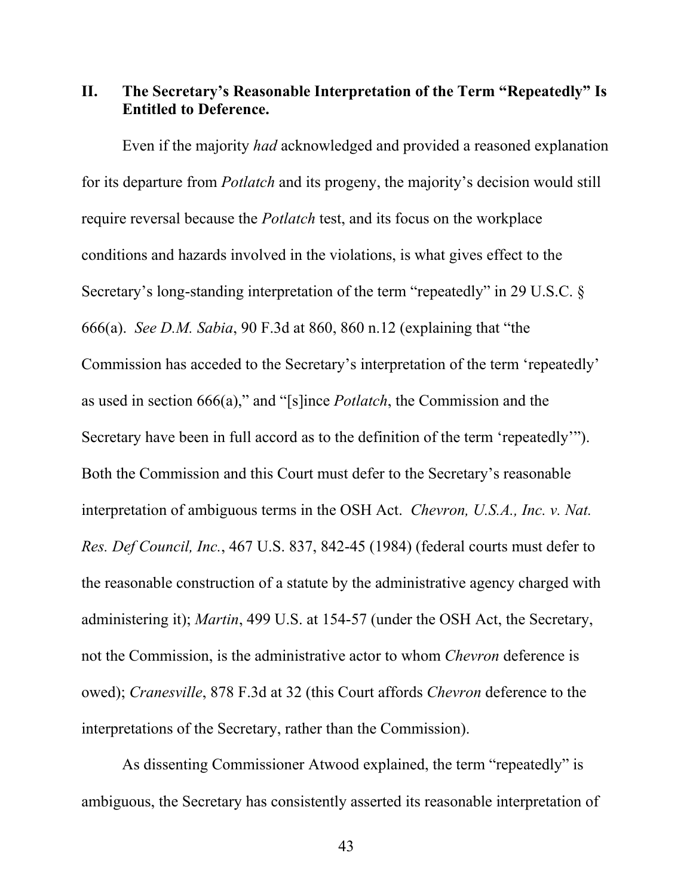## II. The Secretary's Reasonable Interpretation of the Term "Repeatedly" Is Entitled to Deference.

Even if the majority *had* acknowledged and provided a reasoned explanation for its departure from *Potlatch* and its progeny, the majority's decision would still require reversal because the *Potlatch* test, and its focus on the workplace conditions and hazards involved in the violations, is what gives effect to the Secretary's long-standing interpretation of the term "repeatedly" in 29 U.S.C. § 666(a). *See D.M. Sabia*, 90 F.3d at 860, 860 n.12 (explaining that "the Commission has acceded to the Secretary's interpretation of the term 'repeatedly' as used in section 666(a)," and "[s]ince *Potlatch*, the Commission and the Secretary have been in full accord as to the definition of the term 'repeatedly'"). Both the Commission and this Court must defer to the Secretary's reasonable interpretation of ambiguous terms in the OSH Act. *Chevron, U.S.A., Inc. v. Nat. Res. Def Council, Inc.*, 467 U.S. 837, 842-45 (1984) (federal courts must defer to the reasonable construction of a statute by the administrative agency charged with administering it); *Martin*, 499 U.S. at 154-57 (under the OSH Act, the Secretary, not the Commission, is the administrative actor to whom *Chevron* deference is owed); *Cranesville*, 878 F.3d at 32 (this Court affords *Chevron* deference to the interpretations of the Secretary, rather than the Commission).

As dissenting Commissioner Atwood explained, the term "repeatedly" is ambiguous, the Secretary has consistently asserted its reasonable interpretation of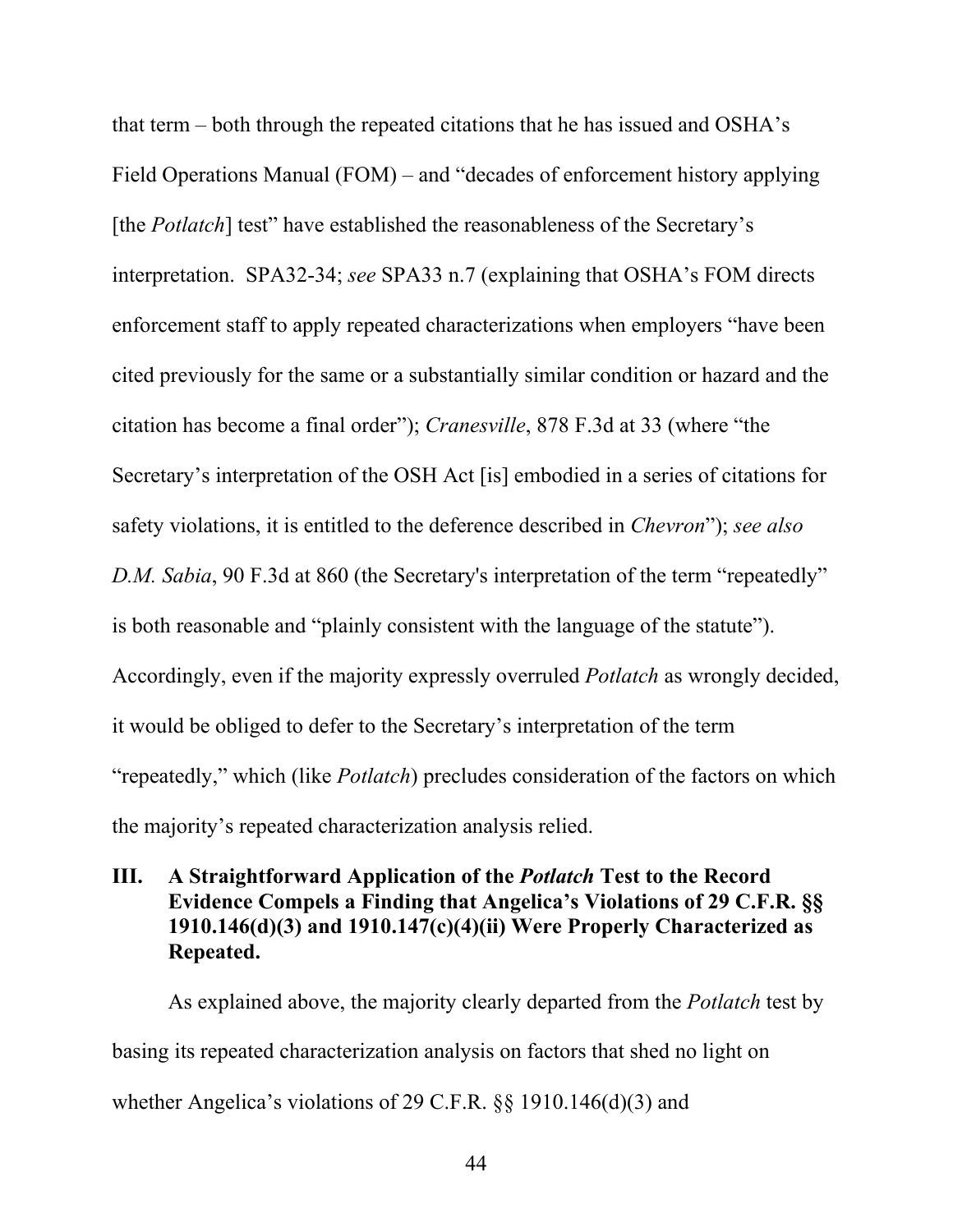that term – both through the repeated citations that he has issued and OSHA's Field Operations Manual (FOM) – and "decades of enforcement history applying [the *Potlatch*] test" have established the reasonableness of the Secretary's interpretation. SPA32-34; *see* SPA33 n.7 (explaining that OSHA's FOM directs enforcement staff to apply repeated characterizations when employers "have been cited previously for the same or a substantially similar condition or hazard and the citation has become a final order"); *Cranesville*, 878 F.3d at 33 (where "the Secretary's interpretation of the OSH Act [is] embodied in a series of citations for safety violations, it is entitled to the deference described in *Chevron*"); *see also D.M. Sabia*, 90 F.3d at 860 (the Secretary's interpretation of the term "repeatedly" is both reasonable and "plainly consistent with the language of the statute"). Accordingly, even if the majority expressly overruled *Potlatch* as wrongly decided, it would be obliged to defer to the Secretary's interpretation of the term "repeatedly," which (like *Potlatch*) precludes consideration of the factors on which the majority's repeated characterization analysis relied.

## III. A Straightforward Application of the *Potlatch* Test to the Record Evidence Compels a Finding that Angelica's Violations of 29 C.F.R. §§ 1910.146(d)(3) and 1910.147(c)(4)(ii) Were Properly Characterized as Repeated.

As explained above, the majority clearly departed from the *Potlatch* test by basing its repeated characterization analysis on factors that shed no light on whether Angelica's violations of 29 C.F.R. §§ 1910.146(d)(3) and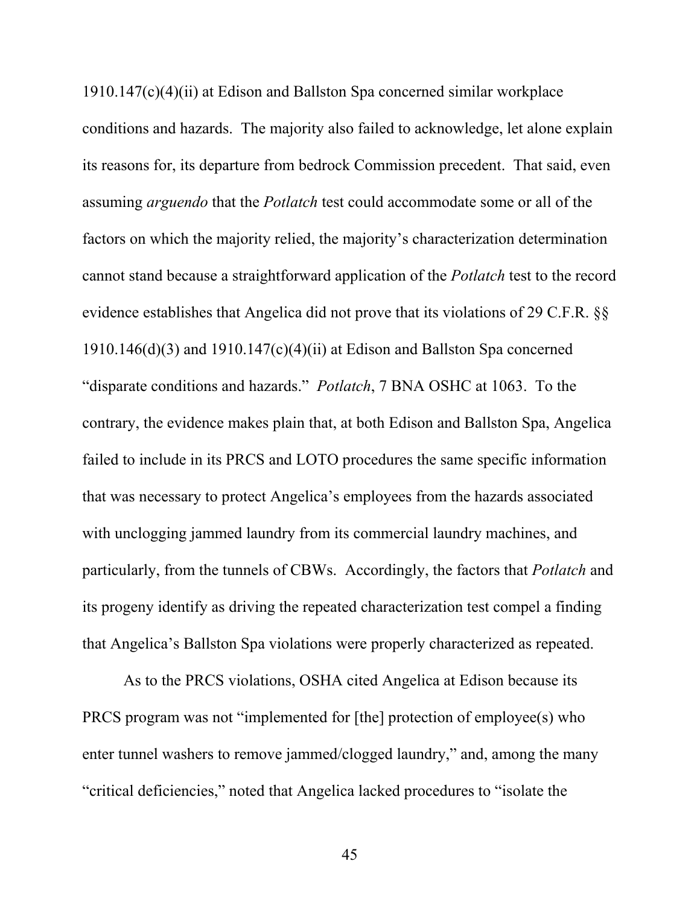1910.147(c)(4)(ii) at Edison and Ballston Spa concerned similar workplace conditions and hazards. The majority also failed to acknowledge, let alone explain its reasons for, its departure from bedrock Commission precedent. That said, even assuming *arguendo* that the *Potlatch* test could accommodate some or all of the factors on which the majority relied, the majority's characterization determination cannot stand because a straightforward application of the *Potlatch* test to the record evidence establishes that Angelica did not prove that its violations of 29 C.F.R. §§ 1910.146(d)(3) and 1910.147(c)(4)(ii) at Edison and Ballston Spa concerned "disparate conditions and hazards." *Potlatch*, 7 BNA OSHC at 1063. To the contrary, the evidence makes plain that, at both Edison and Ballston Spa, Angelica failed to include in its PRCS and LOTO procedures the same specific information that was necessary to protect Angelica's employees from the hazards associated with unclogging jammed laundry from its commercial laundry machines, and particularly, from the tunnels of CBWs. Accordingly, the factors that *Potlatch* and its progeny identify as driving the repeated characterization test compel a finding that Angelica's Ballston Spa violations were properly characterized as repeated.

As to the PRCS violations, OSHA cited Angelica at Edison because its PRCS program was not "implemented for [the] protection of employee(s) who enter tunnel washers to remove jammed/clogged laundry," and, among the many "critical deficiencies," noted that Angelica lacked procedures to "isolate the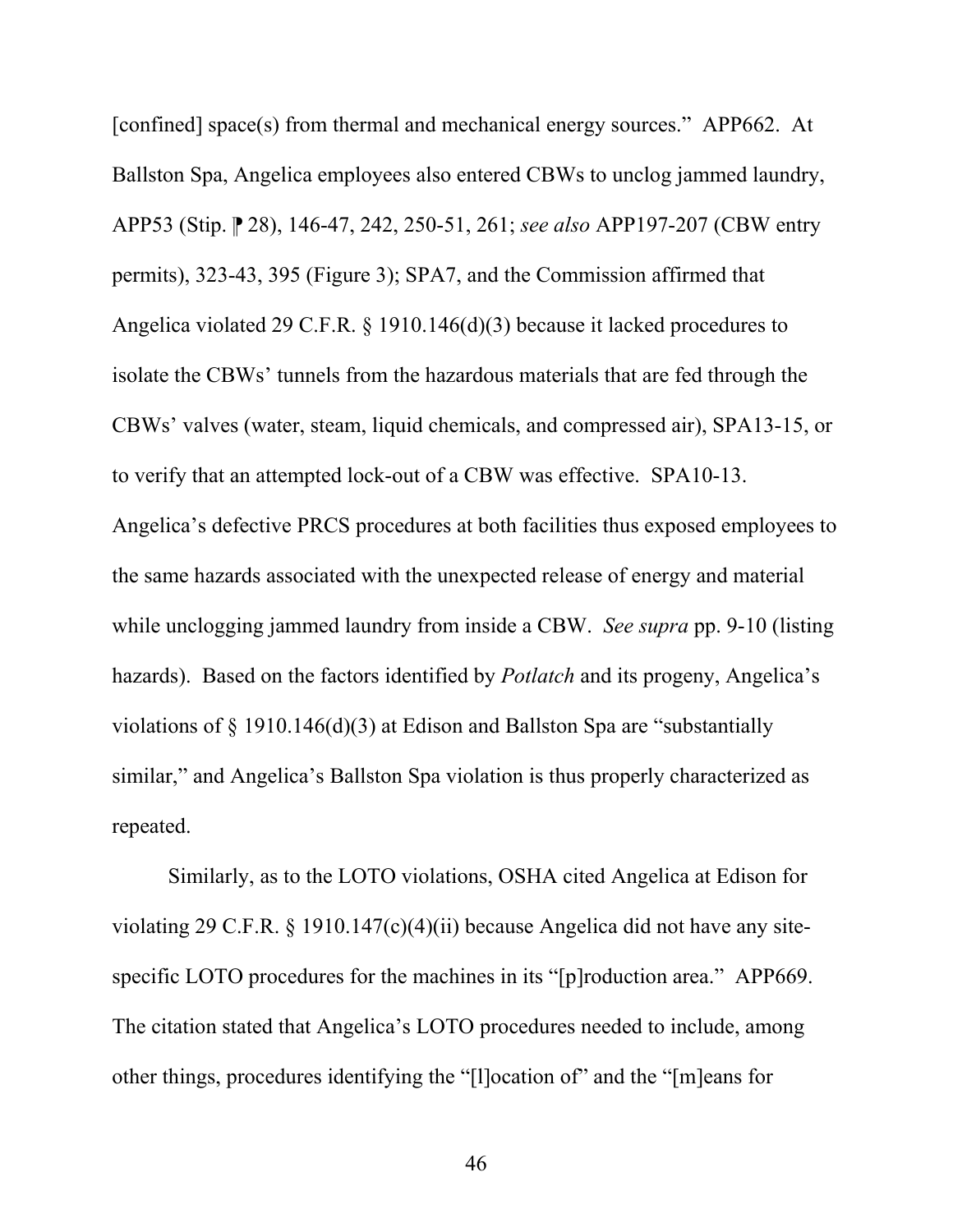[confined] space(s) from thermal and mechanical energy sources." APP662. At Ballston Spa, Angelica employees also entered CBWs to unclog jammed laundry, APP53 (Stip. ⁋ 28), 146-47, 242, 250-51, 261; *see also* APP197-207 (CBW entry permits), 323-43, 395 (Figure 3); SPA7, and the Commission affirmed that Angelica violated 29 C.F.R. § 1910.146(d)(3) because it lacked procedures to isolate the CBWs' tunnels from the hazardous materials that are fed through the CBWs' valves (water, steam, liquid chemicals, and compressed air), SPA13-15, or to verify that an attempted lock-out of a CBW was effective. SPA10-13. Angelica's defective PRCS procedures at both facilities thus exposed employees to the same hazards associated with the unexpected release of energy and material while unclogging jammed laundry from inside a CBW. *See supra* pp. 9-10 (listing hazards). Based on the factors identified by *Potlatch* and its progeny, Angelica's violations of § 1910.146(d)(3) at Edison and Ballston Spa are "substantially similar," and Angelica's Ballston Spa violation is thus properly characterized as repeated.

Similarly, as to the LOTO violations, OSHA cited Angelica at Edison for violating 29 C.F.R. § 1910.147(c)(4)(ii) because Angelica did not have any site-specific LOTO procedures for the machines in its "[p]roduction area." APP669. The citation stated that Angelica's LOTO procedures needed to include, among other things, procedures identifying the "[l]ocation of" and the "[m]eans for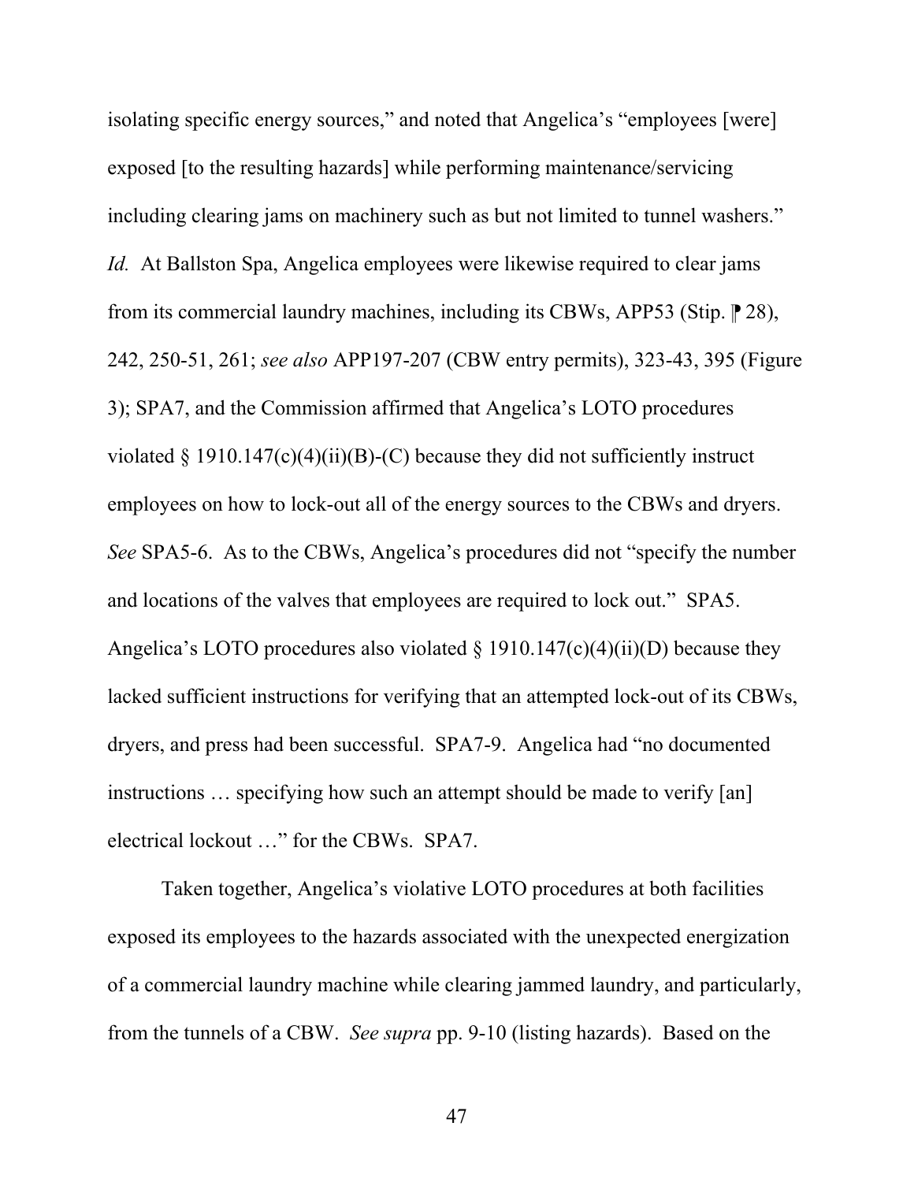isolating specific energy sources," and noted that Angelica's "employees [were] exposed [to the resulting hazards] while performing maintenance/servicing including clearing jams on machinery such as but not limited to tunnel washers." *Id.* At Ballston Spa, Angelica employees were likewise required to clear jams from its commercial laundry machines, including its CBWs, APP53 (Stip. ⁋ 28), 242, 250-51, 261; *see also* APP197-207 (CBW entry permits), 323-43, 395 (Figure 3); SPA7, and the Commission affirmed that Angelica's LOTO procedures violated § 1910.147(c)(4)(ii)(B)-(C) because they did not sufficiently instruct employees on how to lock-out all of the energy sources to the CBWs and dryers. *See* SPA5-6. As to the CBWs, Angelica's procedures did not "specify the number and locations of the valves that employees are required to lock out." SPA5. Angelica's LOTO procedures also violated § 1910.147(c)(4)(ii)(D) because they lacked sufficient instructions for verifying that an attempted lock-out of its CBWs, dryers, and press had been successful. SPA7-9. Angelica had "no documented instructions … specifying how such an attempt should be made to verify [an] electrical lockout …" for the CBWs. SPA7.

Taken together, Angelica's violative LOTO procedures at both facilities exposed its employees to the hazards associated with the unexpected energization of a commercial laundry machine while clearing jammed laundry, and particularly, from the tunnels of a CBW. *See supra* pp. 9-10 (listing hazards). Based on the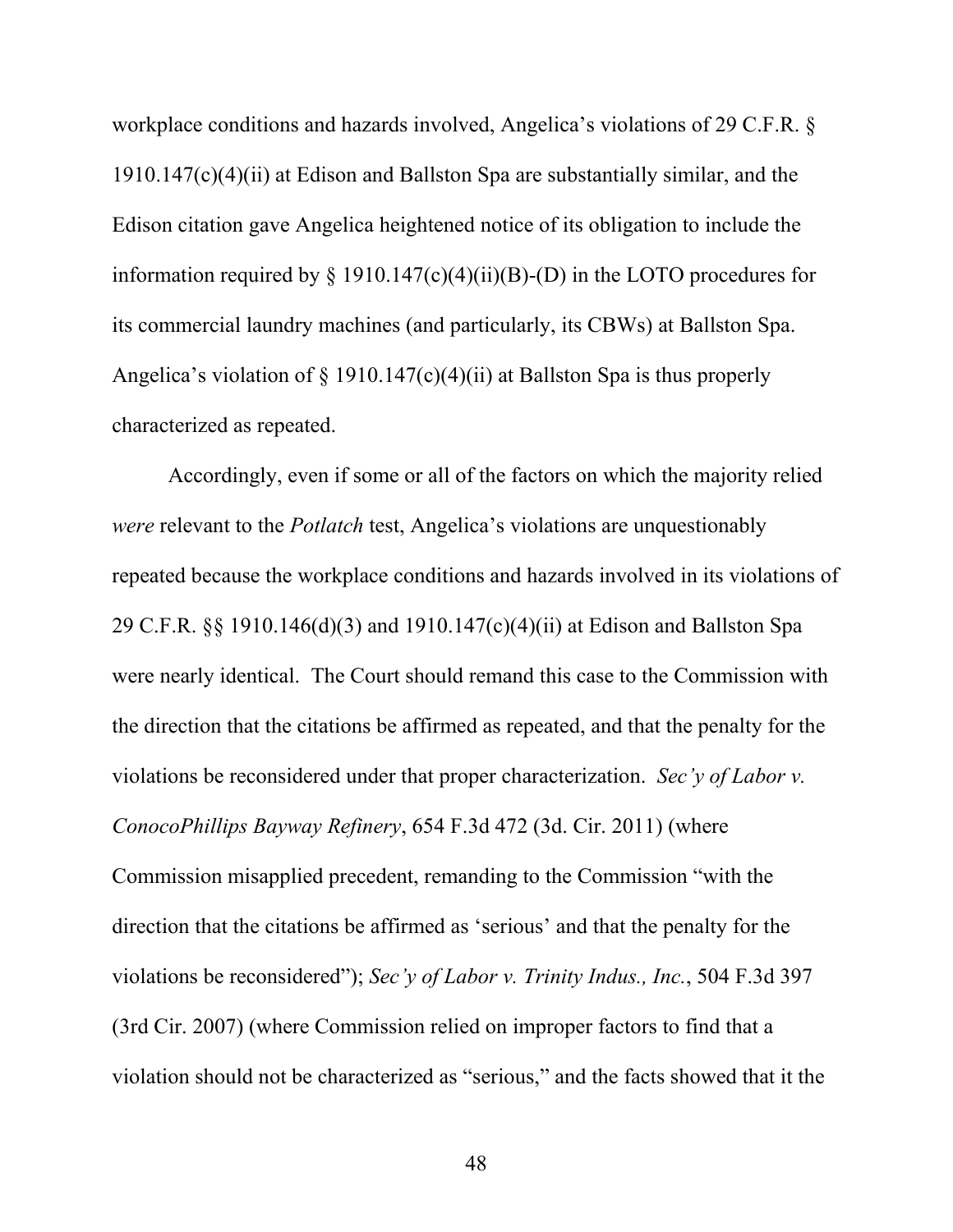workplace conditions and hazards involved, Angelica's violations of 29 C.F.R. § 1910.147(c)(4)(ii) at Edison and Ballston Spa are substantially similar, and the Edison citation gave Angelica heightened notice of its obligation to include the information required by § 1910.147(c)(4)(ii)(B)-(D) in the LOTO procedures for its commercial laundry machines (and particularly, its CBWs) at Ballston Spa. Angelica's violation of § 1910.147(c)(4)(ii) at Ballston Spa is thus properly characterized as repeated.

Accordingly, even if some or all of the factors on which the majority relied *were* relevant to the *Potlatch* test, Angelica's violations are unquestionably repeated because the workplace conditions and hazards involved in its violations of 29 C.F.R. §§ 1910.146(d)(3) and 1910.147(c)(4)(ii) at Edison and Ballston Spa were nearly identical. The Court should remand this case to the Commission with the direction that the citations be affirmed as repeated, and that the penalty for the violations be reconsidered under that proper characterization. *Sec'y of Labor v. ConocoPhillips Bayway Refinery*, 654 F.3d 472 (3d. Cir. 2011) (where Commission misapplied precedent, remanding to the Commission "with the direction that the citations be affirmed as 'serious' and that the penalty for the violations be reconsidered"); *Sec'y of Labor v. Trinity Indus., Inc.*, 504 F.3d 397 (3rd Cir. 2007) (where Commission relied on improper factors to find that a violation should not be characterized as "serious," and the facts showed that it the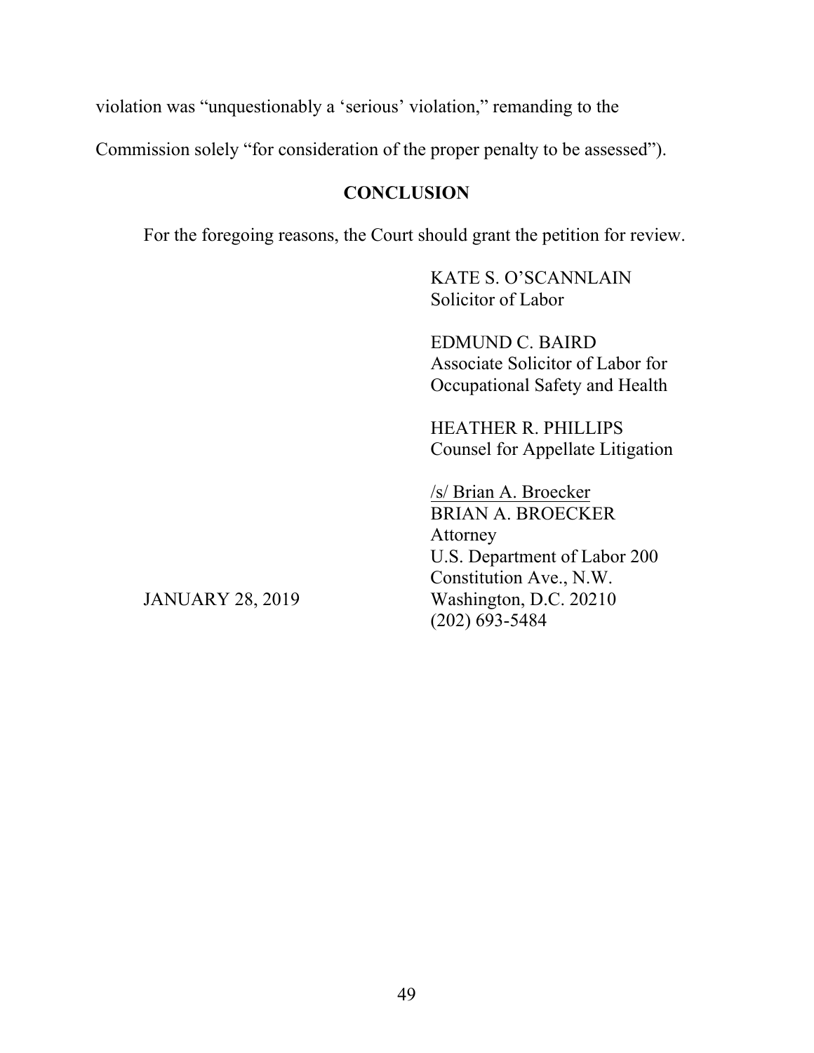violation was "unquestionably a 'serious' violation," remanding to the Commission solely "for consideration of the proper penalty to be assessed").

## CONCLUSION

For the foregoing reasons, the Court should grant the petition for review.

KATE S. O'SCANNLAIN
Solicitor of Labor

EDMUND C. BAIRD
Associate Solicitor of Labor for Occupational Safety and Health

HEATHER R. PHILLIPS
Counsel for Appellate Litigation

/s/ Brian A. Broecker
BRIAN A. BROECKER
Attorney
U.S. Department of Labor 200 Constitution Ave., N.W.
Washington, D.C. 20210
(202) 693-5484

JANUARY 28, 2019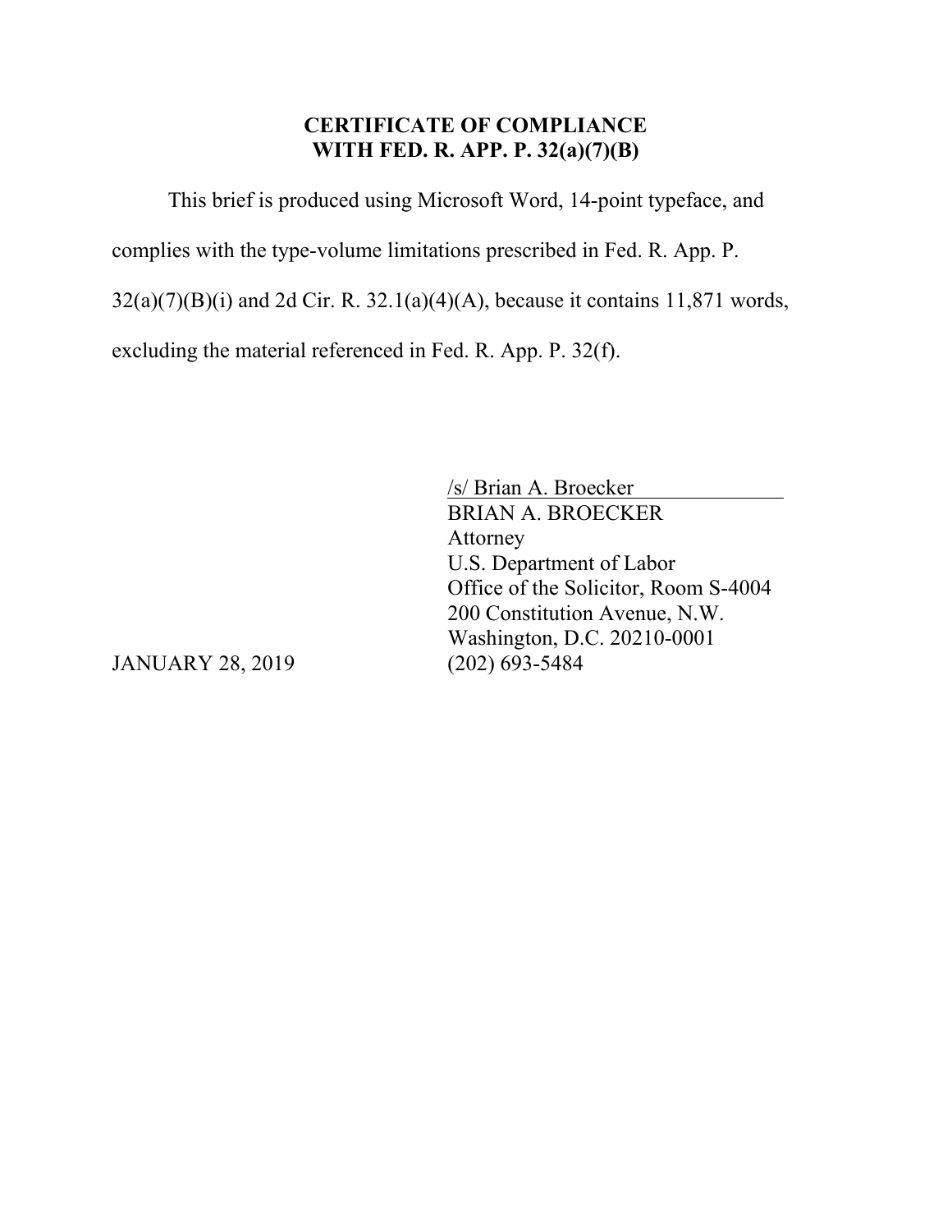# CERTIFICATE OF COMPLIANCE WITH FED. R. APP. P. 32(a)(7)(B)

This brief is produced using Microsoft Word, 14-point typeface, and complies with the type-volume limitations prescribed in Fed. R. App. P. 32(a)(7)(B)(i) and 2d Cir. R. 32.1(a)(4)(A), because it contains 11,871 words, excluding the material referenced in Fed. R. App. P. 32(f).

/s/ Brian A. Broecker
BRIAN A. BROECKER
Attorney
U.S. Department of Labor
Office of the Solicitor, Room S-4004
200 Constitution Avenue, N.W.
Washington, D.C. 20210-0001
(202) 693-5484

JANUARY 28, 2019